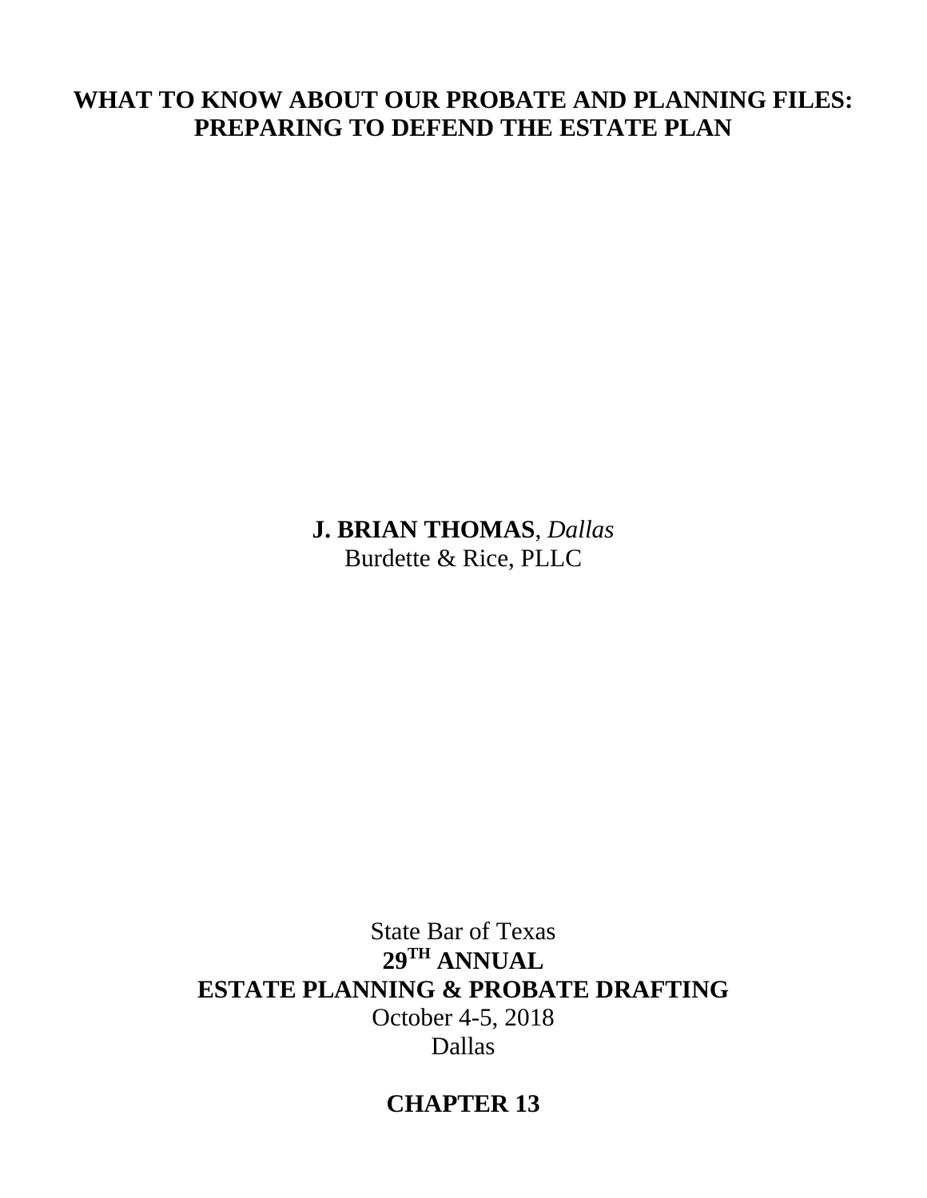# WHAT TO KNOW ABOUT OUR PROBATE AND PLANNING FILES: PREPARING TO DEFEND THE ESTATE PLAN

**J. BRIAN THOMAS**, *Dallas*
Burdette & Rice, PLLC

State Bar of Texas
**29TH ANNUAL**
**ESTATE PLANNING & PROBATE DRAFTING**
October 4-5, 2018
Dallas

**CHAPTER 13**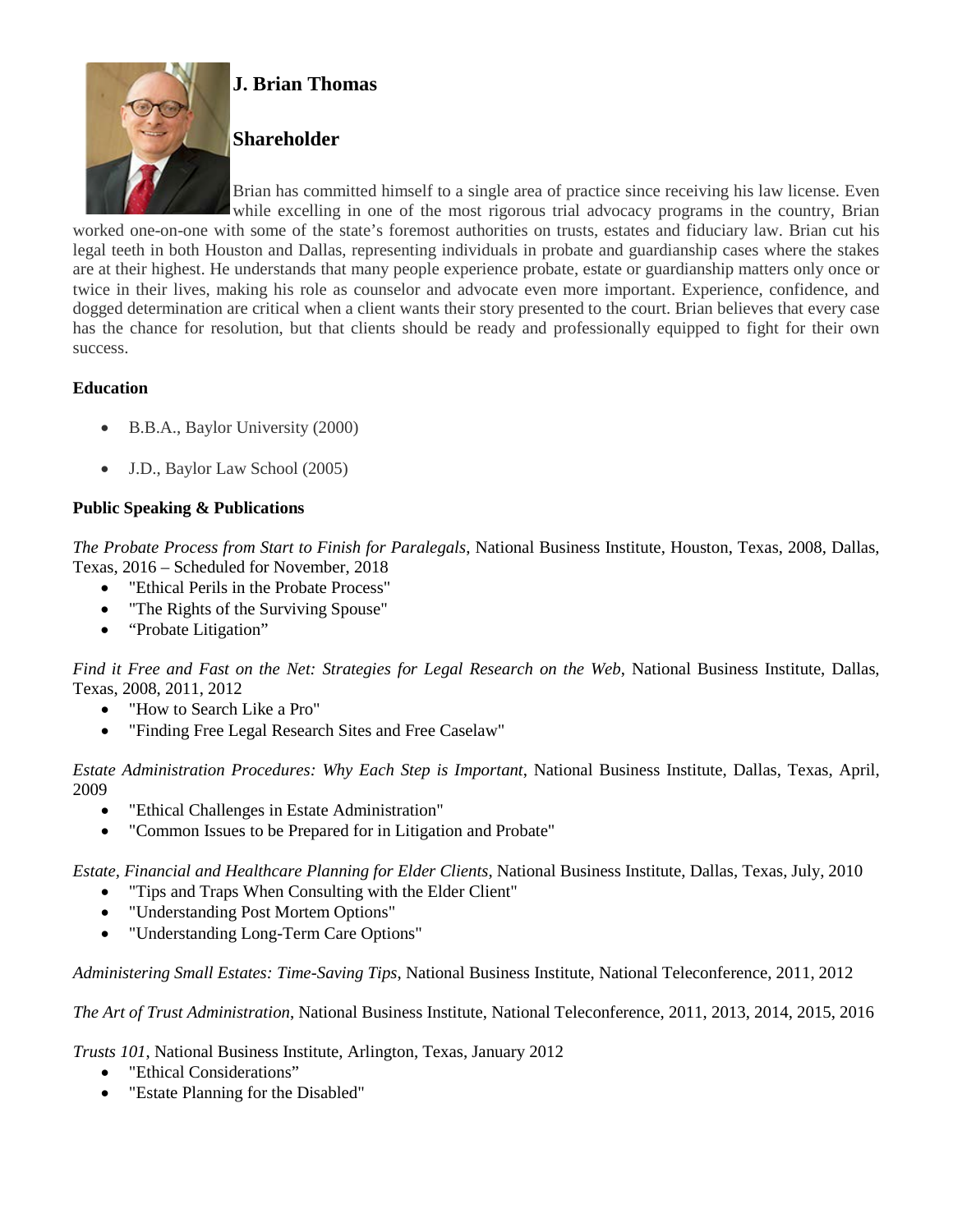## J. Brian Thomas

## Shareholder

Brian has committed himself to a single area of practice since receiving his law license. Even while excelling in one of the most rigorous trial advocacy programs in the country, Brian worked one-on-one with some of the state's foremost authorities on trusts, estates and fiduciary law. Brian cut his legal teeth in both Houston and Dallas, representing individuals in probate and guardianship cases where the stakes are at their highest. He understands that many people experience probate, estate or guardianship matters only once or twice in their lives, making his role as counselor and advocate even more important. Experience, confidence, and dogged determination are critical when a client wants their story presented to the court. Brian believes that every case has the chance for resolution, but that clients should be ready and professionally equipped to fight for their own success.

**Education**

- B.B.A., Baylor University (2000)
- J.D., Baylor Law School (2005)

**Public Speaking & Publications**

*The Probate Process from Start to Finish for Paralegals*, National Business Institute, Houston, Texas, 2008, Dallas, Texas, 2016 – Scheduled for November, 2018

- "Ethical Perils in the Probate Process"
- "The Rights of the Surviving Spouse"
- "Probate Litigation"

*Find it Free and Fast on the Net: Strategies for Legal Research on the Web*, National Business Institute, Dallas, Texas, 2008, 2011, 2012

- "How to Search Like a Pro"
- "Finding Free Legal Research Sites and Free Caselaw"

*Estate Administration Procedures: Why Each Step is Important*, National Business Institute, Dallas, Texas, April, 2009

- "Ethical Challenges in Estate Administration"
- "Common Issues to be Prepared for in Litigation and Probate"

*Estate, Financial and Healthcare Planning for Elder Clients*, National Business Institute, Dallas, Texas, July, 2010

- "Tips and Traps When Consulting with the Elder Client"
- "Understanding Post Mortem Options"
- "Understanding Long-Term Care Options"

*Administering Small Estates: Time-Saving Tips*, National Business Institute, National Teleconference, 2011, 2012

*The Art of Trust Administration*, National Business Institute, National Teleconference, 2011, 2013, 2014, 2015, 2016

*Trusts 101*, National Business Institute, Arlington, Texas, January 2012

- "Ethical Considerations"
- "Estate Planning for the Disabled"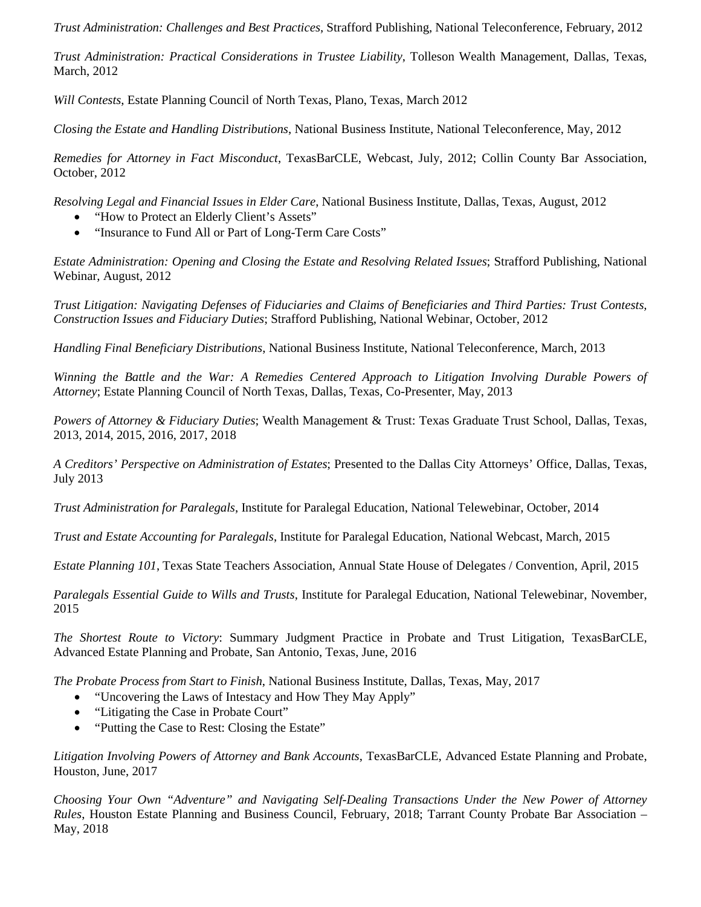*Trust Administration: Challenges and Best Practices*, Strafford Publishing, National Teleconference, February, 2012

*Trust Administration: Practical Considerations in Trustee Liability*, Tolleson Wealth Management, Dallas, Texas, March, 2012

*Will Contests*, Estate Planning Council of North Texas, Plano, Texas, March 2012

*Closing the Estate and Handling Distributions*, National Business Institute, National Teleconference, May, 2012

*Remedies for Attorney in Fact Misconduct*, TexasBarCLE, Webcast, July, 2012; Collin County Bar Association, October, 2012

*Resolving Legal and Financial Issues in Elder Care*, National Business Institute, Dallas, Texas, August, 2012

- "How to Protect an Elderly Client's Assets"
- "Insurance to Fund All or Part of Long-Term Care Costs"

*Estate Administration: Opening and Closing the Estate and Resolving Related Issues*; Strafford Publishing, National Webinar, August, 2012

*Trust Litigation: Navigating Defenses of Fiduciaries and Claims of Beneficiaries and Third Parties: Trust Contests, Construction Issues and Fiduciary Duties*; Strafford Publishing, National Webinar, October, 2012

*Handling Final Beneficiary Distributions*, National Business Institute, National Teleconference, March, 2013

*Winning the Battle and the War: A Remedies Centered Approach to Litigation Involving Durable Powers of Attorney*; Estate Planning Council of North Texas, Dallas, Texas, Co-Presenter, May, 2013

*Powers of Attorney & Fiduciary Duties*; Wealth Management & Trust: Texas Graduate Trust School, Dallas, Texas, 2013, 2014, 2015, 2016, 2017, 2018

*A Creditors' Perspective on Administration of Estates*; Presented to the Dallas City Attorneys' Office, Dallas, Texas, July 2013

*Trust Administration for Paralegals*, Institute for Paralegal Education, National Telewebinar, October, 2014

*Trust and Estate Accounting for Paralegals*, Institute for Paralegal Education, National Webcast, March, 2015

*Estate Planning 101*, Texas State Teachers Association, Annual State House of Delegates / Convention, April, 2015

*Paralegals Essential Guide to Wills and Trusts*, Institute for Paralegal Education, National Telewebinar, November, 2015

*The Shortest Route to Victory*: Summary Judgment Practice in Probate and Trust Litigation, TexasBarCLE, Advanced Estate Planning and Probate, San Antonio, Texas, June, 2016

*The Probate Process from Start to Finish*, National Business Institute, Dallas, Texas, May, 2017

- "Uncovering the Laws of Intestacy and How They May Apply"
- "Litigating the Case in Probate Court"
- "Putting the Case to Rest: Closing the Estate"

*Litigation Involving Powers of Attorney and Bank Accounts*, TexasBarCLE, Advanced Estate Planning and Probate, Houston, June, 2017

*Choosing Your Own "Adventure" and Navigating Self-Dealing Transactions Under the New Power of Attorney Rules*, Houston Estate Planning and Business Council, February, 2018; Tarrant County Probate Bar Association – May, 2018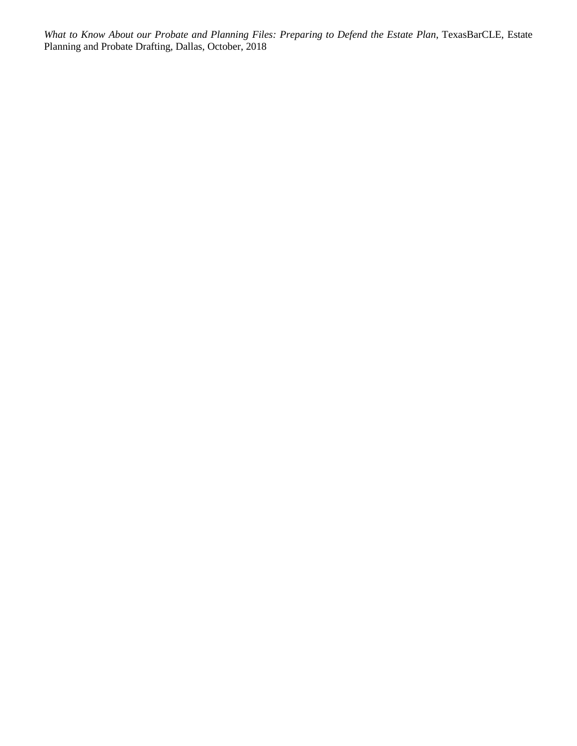*What to Know About our Probate and Planning Files: Preparing to Defend the Estate Plan*, TexasBarCLE, Estate Planning and Probate Drafting, Dallas, October, 2018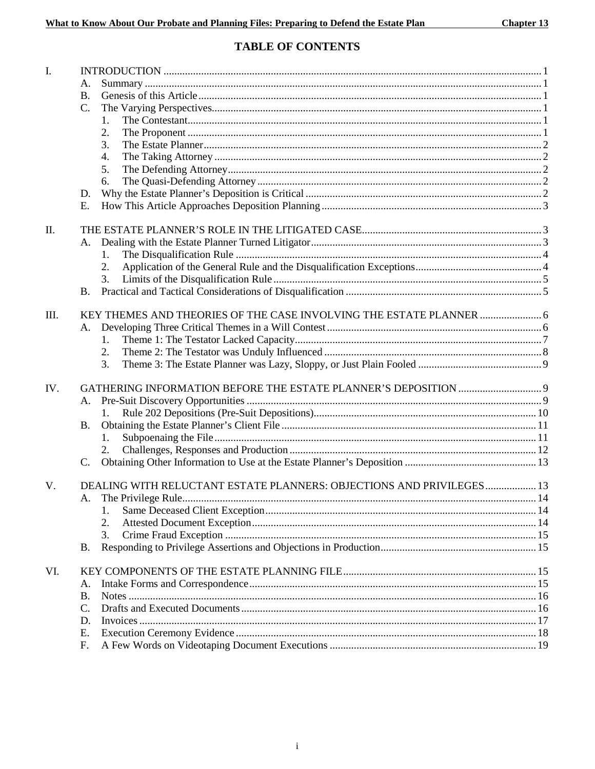# TABLE OF CONTENTS

- I. INTRODUCTION ... 1
  - A. Summary ... 1
  - B. Genesis of this Article ... 1
  - C. The Varying Perspectives ... 1
    1. The Contestant ... 1
    2. The Proponent ... 1
    3. The Estate Planner ... 2
    4. The Taking Attorney ... 2
    5. The Defending Attorney ... 2
    6. The Quasi-Defending Attorney ... 2
  - D. Why the Estate Planner's Deposition is Critical ... 2
  - E. How This Article Approaches Deposition Planning ... 3
- II. THE ESTATE PLANNER'S ROLE IN THE LITIGATED CASE ... 3
  - A. Dealing with the Estate Planner Turned Litigator ... 3
    1. The Disqualification Rule ... 4
    2. Application of the General Rule and the Disqualification Exceptions ... 4
    3. Limits of the Disqualification Rule ... 5
  - B. Practical and Tactical Considerations of Disqualification ... 5
- III. KEY THEMES AND THEORIES OF THE CASE INVOLVING THE ESTATE PLANNER ... 6
  - A. Developing Three Critical Themes in a Will Contest ... 6
    1. Theme 1: The Testator Lacked Capacity ... 7
    2. Theme 2: The Testator was Unduly Influenced ... 8
    3. Theme 3: The Estate Planner was Lazy, Sloppy, or Just Plain Fooled ... 9
- IV. GATHERING INFORMATION BEFORE THE ESTATE PLANNER'S DEPOSITION ... 9
  - A. Pre-Suit Discovery Opportunities ... 9
    1. Rule 202 Depositions (Pre-Suit Depositions) ... 10
  - B. Obtaining the Estate Planner's Client File ... 11
    1. Subpoenaing the File ... 11
    2. Challenges, Responses and Production ... 12
  - C. Obtaining Other Information to Use at the Estate Planner's Deposition ... 13
- V. DEALING WITH RELUCTANT ESTATE PLANNERS: OBJECTIONS AND PRIVILEGES ... 13
  - A. The Privilege Rule ... 14
    1. Same Deceased Client Exception ... 14
    2. Attested Document Exception ... 14
    3. Crime Fraud Exception ... 15
  - B. Responding to Privilege Assertions and Objections in Production ... 15
- VI. KEY COMPONENTS OF THE ESTATE PLANNING FILE ... 15
  - A. Intake Forms and Correspondence ... 15
  - B. Notes ... 16
  - C. Drafts and Executed Documents ... 16
  - D. Invoices ... 17
  - E. Execution Ceremony Evidence ... 18
  - F. A Few Words on Videotaping Document Executions ... 19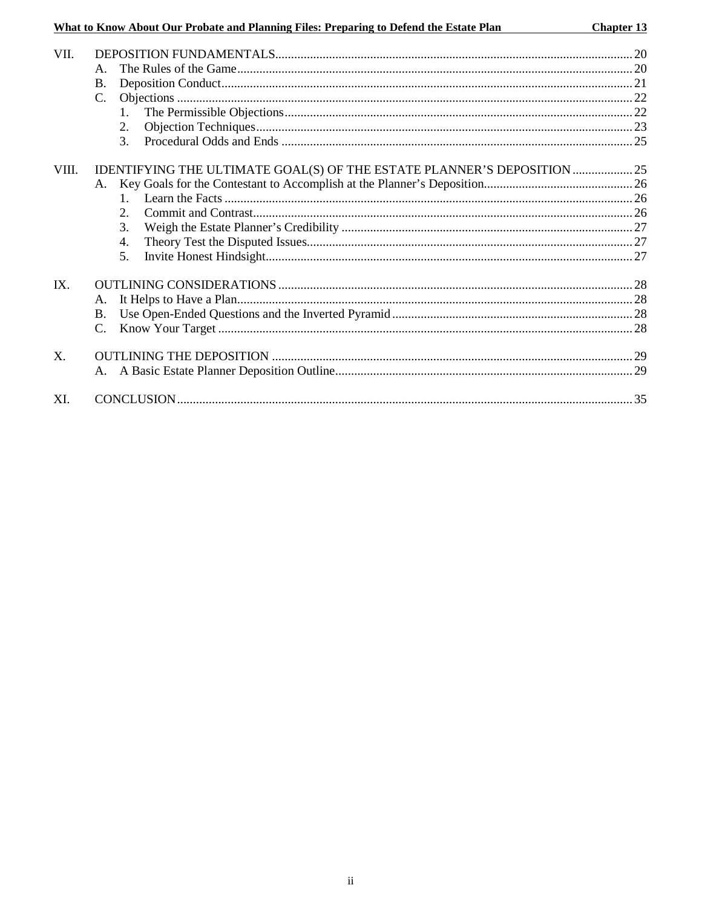VII. DEPOSITION FUNDAMENTALS ........ 20
- A. The Rules of the Game ........ 20
- B. Deposition Conduct ........ 21
- C. Objections ........ 22
  1. The Permissible Objections ........ 22
  2. Objection Techniques ........ 23
  3. Procedural Odds and Ends ........ 25

VIII. IDENTIFYING THE ULTIMATE GOAL(S) OF THE ESTATE PLANNER'S DEPOSITION ........ 25
- A. Key Goals for the Contestant to Accomplish at the Planner's Deposition ........ 26
  1. Learn the Facts ........ 26
  2. Commit and Contrast ........ 26
  3. Weigh the Estate Planner's Credibility ........ 27
  4. Theory Test the Disputed Issues ........ 27
  5. Invite Honest Hindsight ........ 27

IX. OUTLINING CONSIDERATIONS ........ 28
- A. It Helps to Have a Plan ........ 28
- B. Use Open-Ended Questions and the Inverted Pyramid ........ 28
- C. Know Your Target ........ 28

X. OUTLINING THE DEPOSITION ........ 29
- A. A Basic Estate Planner Deposition Outline ........ 29

XI. CONCLUSION ........ 35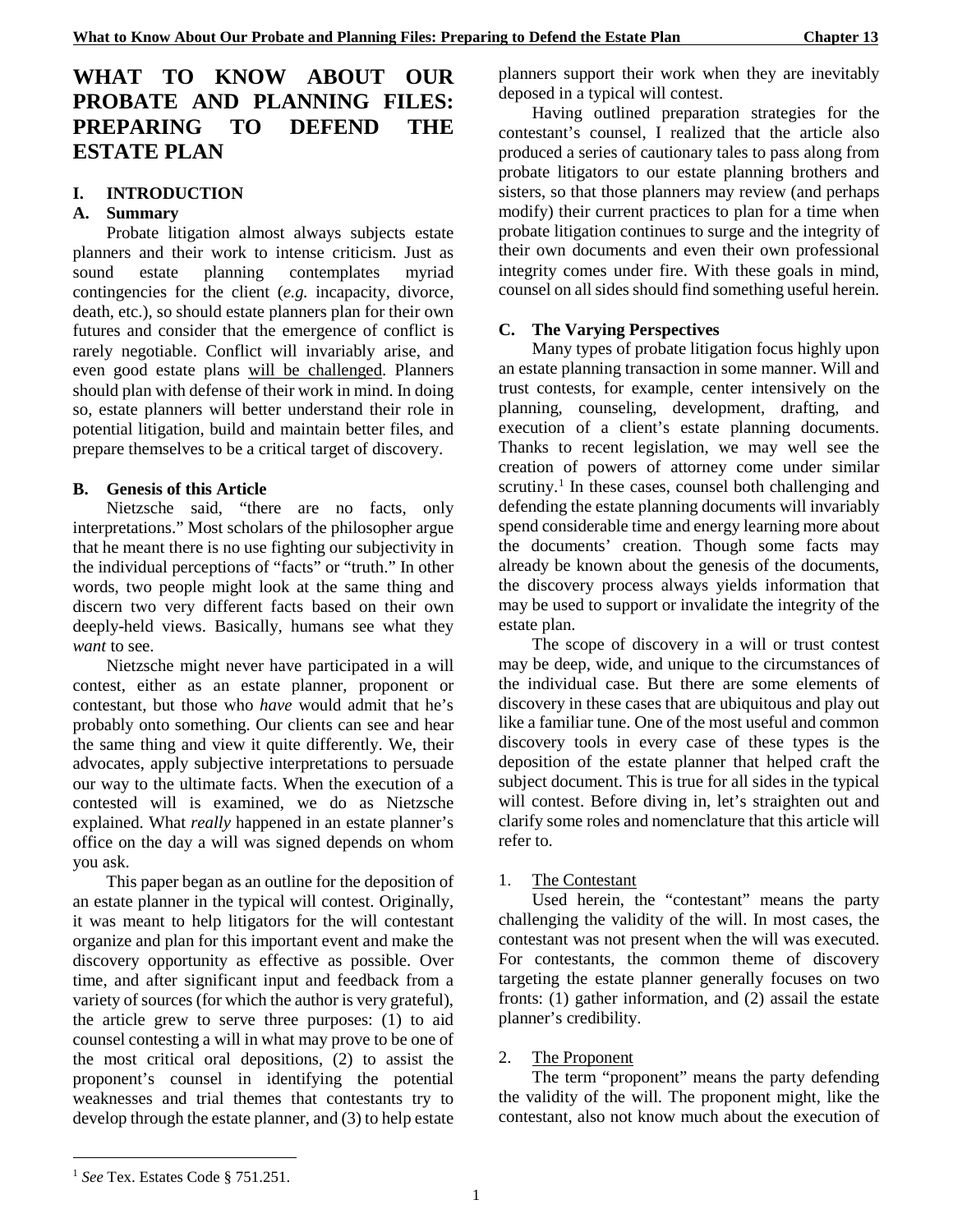# WHAT TO KNOW ABOUT OUR PROBATE AND PLANNING FILES: PREPARING TO DEFEND THE ESTATE PLAN

## I. INTRODUCTION

### A. Summary

Probate litigation almost always subjects estate planners and their work to intense criticism. Just as sound estate planning contemplates myriad contingencies for the client (*e.g.* incapacity, divorce, death, etc.), so should estate planners plan for their own futures and consider that the emergence of conflict is rarely negotiable. Conflict will invariably arise, and even good estate plans will be challenged. Planners should plan with defense of their work in mind. In doing so, estate planners will better understand their role in potential litigation, build and maintain better files, and prepare themselves to be a critical target of discovery.

### B. Genesis of this Article

Nietzsche said, "there are no facts, only interpretations." Most scholars of the philosopher argue that he meant there is no use fighting our subjectivity in the individual perceptions of "facts" or "truth." In other words, two people might look at the same thing and discern two very different facts based on their own deeply-held views. Basically, humans see what they *want* to see.

Nietzsche might never have participated in a will contest, either as an estate planner, proponent or contestant, but those who *have* would admit that he's probably onto something. Our clients can see and hear the same thing and view it quite differently. We, their advocates, apply subjective interpretations to persuade our way to the ultimate facts. When the execution of a contested will is examined, we do as Nietzsche explained. What *really* happened in an estate planner's office on the day a will was signed depends on whom you ask.

This paper began as an outline for the deposition of an estate planner in the typical will contest. Originally, it was meant to help litigators for the will contestant organize and plan for this important event and make the discovery opportunity as effective as possible. Over time, and after significant input and feedback from a variety of sources (for which the author is very grateful), the article grew to serve three purposes: (1) to aid counsel contesting a will in what may prove to be one of the most critical oral depositions, (2) to assist the proponent's counsel in identifying the potential weaknesses and trial themes that contestants try to develop through the estate planner, and (3) to help estate planners support their work when they are inevitably deposed in a typical will contest.

Having outlined preparation strategies for the contestant's counsel, I realized that the article also produced a series of cautionary tales to pass along from probate litigators to our estate planning brothers and sisters, so that those planners may review (and perhaps modify) their current practices to plan for a time when probate litigation continues to surge and the integrity of their own documents and even their own professional integrity comes under fire. With these goals in mind, counsel on all sides should find something useful herein.

### C. The Varying Perspectives

Many types of probate litigation focus highly upon an estate planning transaction in some manner. Will and trust contests, for example, center intensively on the planning, counseling, development, drafting, and execution of a client's estate planning documents. Thanks to recent legislation, we may well see the creation of powers of attorney come under similar scrutiny.[1] In these cases, counsel both challenging and defending the estate planning documents will invariably spend considerable time and energy learning more about the documents' creation. Though some facts may already be known about the genesis of the documents, the discovery process always yields information that may be used to support or invalidate the integrity of the estate plan.

The scope of discovery in a will or trust contest may be deep, wide, and unique to the circumstances of the individual case. But there are some elements of discovery in these cases that are ubiquitous and play out like a familiar tune. One of the most useful and common discovery tools in every case of these types is the deposition of the estate planner that helped craft the subject document. This is true for all sides in the typical will contest. Before diving in, let's straighten out and clarify some roles and nomenclature that this article will refer to.

1. The Contestant

Used herein, the "contestant" means the party challenging the validity of the will. In most cases, the contestant was not present when the will was executed. For contestants, the common theme of discovery targeting the estate planner generally focuses on two fronts: (1) gather information, and (2) assail the estate planner's credibility.

2. The Proponent

The term "proponent" means the party defending the validity of the will. The proponent might, like the contestant, also not know much about the execution of

---

[1] *See* Tex. Estates Code § 751.251.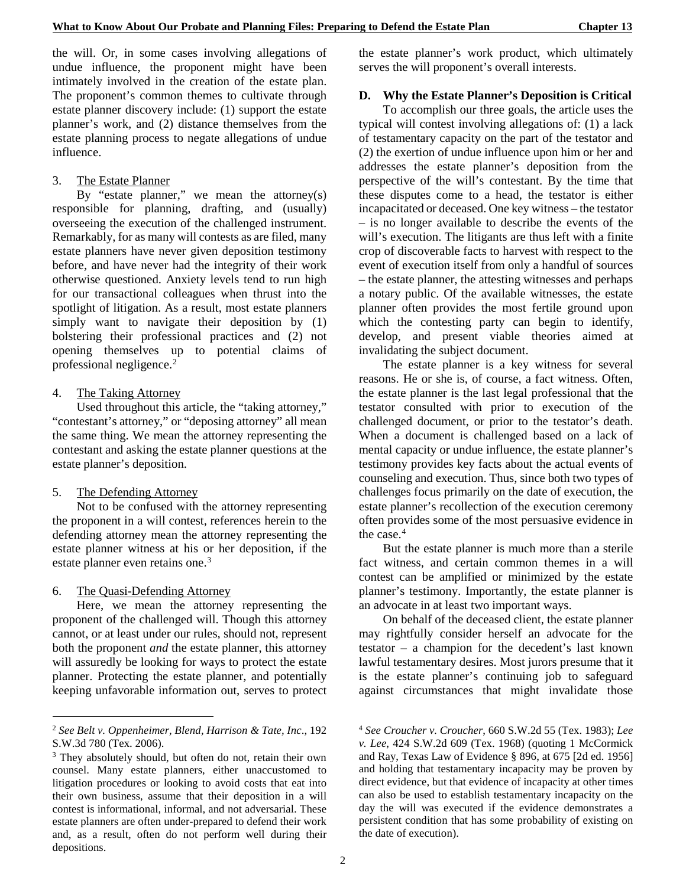the will. Or, in some cases involving allegations of undue influence, the proponent might have been intimately involved in the creation of the estate plan. The proponent's common themes to cultivate through estate planner discovery include: (1) support the estate planner's work, and (2) distance themselves from the estate planning process to negate allegations of undue influence.

3. The Estate Planner

By "estate planner," we mean the attorney(s) responsible for planning, drafting, and (usually) overseeing the execution of the challenged instrument. Remarkably, for as many will contests as are filed, many estate planners have never given deposition testimony before, and have never had the integrity of their work otherwise questioned. Anxiety levels tend to run high for our transactional colleagues when thrust into the spotlight of litigation. As a result, most estate planners simply want to navigate their deposition by (1) bolstering their professional practices and (2) not opening themselves up to potential claims of professional negligence.[2]

4. The Taking Attorney

Used throughout this article, the "taking attorney," "contestant's attorney," or "deposing attorney" all mean the same thing. We mean the attorney representing the contestant and asking the estate planner questions at the estate planner's deposition.

5. The Defending Attorney

Not to be confused with the attorney representing the proponent in a will contest, references herein to the defending attorney mean the attorney representing the estate planner witness at his or her deposition, if the estate planner even retains one.[3]

6. The Quasi-Defending Attorney

Here, we mean the attorney representing the proponent of the challenged will. Though this attorney cannot, or at least under our rules, should not, represent both the proponent *and* the estate planner, this attorney will assuredly be looking for ways to protect the estate planner. Protecting the estate planner, and potentially keeping unfavorable information out, serves to protect the estate planner's work product, which ultimately serves the will proponent's overall interests.

## D. Why the Estate Planner's Deposition is Critical

To accomplish our three goals, the article uses the typical will contest involving allegations of: (1) a lack of testamentary capacity on the part of the testator and (2) the exertion of undue influence upon him or her and addresses the estate planner's deposition from the perspective of the will's contestant. By the time that these disputes come to a head, the testator is either incapacitated or deceased. One key witness – the testator – is no longer available to describe the events of the will's execution. The litigants are thus left with a finite crop of discoverable facts to harvest with respect to the event of execution itself from only a handful of sources – the estate planner, the attesting witnesses and perhaps a notary public. Of the available witnesses, the estate planner often provides the most fertile ground upon which the contesting party can begin to identify, develop, and present viable theories aimed at invalidating the subject document.

The estate planner is a key witness for several reasons. He or she is, of course, a fact witness. Often, the estate planner is the last legal professional that the testator consulted with prior to execution of the challenged document, or prior to the testator's death. When a document is challenged based on a lack of mental capacity or undue influence, the estate planner's testimony provides key facts about the actual events of counseling and execution. Thus, since both two types of challenges focus primarily on the date of execution, the estate planner's recollection of the execution ceremony often provides some of the most persuasive evidence in the case.[4]

But the estate planner is much more than a sterile fact witness, and certain common themes in a will contest can be amplified or minimized by the estate planner's testimony. Importantly, the estate planner is an advocate in at least two important ways.

On behalf of the deceased client, the estate planner may rightfully consider herself an advocate for the testator – a champion for the decedent's last known lawful testamentary desires. Most jurors presume that it is the estate planner's continuing job to safeguard against circumstances that might invalidate those

---

[2] *See Belt v. Oppenheimer, Blend, Harrison & Tate, Inc*., 192 S.W.3d 780 (Tex. 2006).

[3] They absolutely should, but often do not, retain their own counsel. Many estate planners, either unaccustomed to litigation procedures or looking to avoid costs that eat into their own business, assume that their deposition in a will contest is informational, informal, and not adversarial. These estate planners are often under-prepared to defend their work and, as a result, often do not perform well during their depositions.

[4] *See Croucher v. Croucher*, 660 S.W.2d 55 (Tex. 1983); *Lee v. Lee*, 424 S.W.2d 609 (Tex. 1968) (quoting 1 McCormick and Ray, Texas Law of Evidence § 896, at 675 [2d ed. 1956] and holding that testamentary incapacity may be proven by direct evidence, but that evidence of incapacity at other times can also be used to establish testamentary incapacity on the day the will was executed if the evidence demonstrates a persistent condition that has some probability of existing on the date of execution).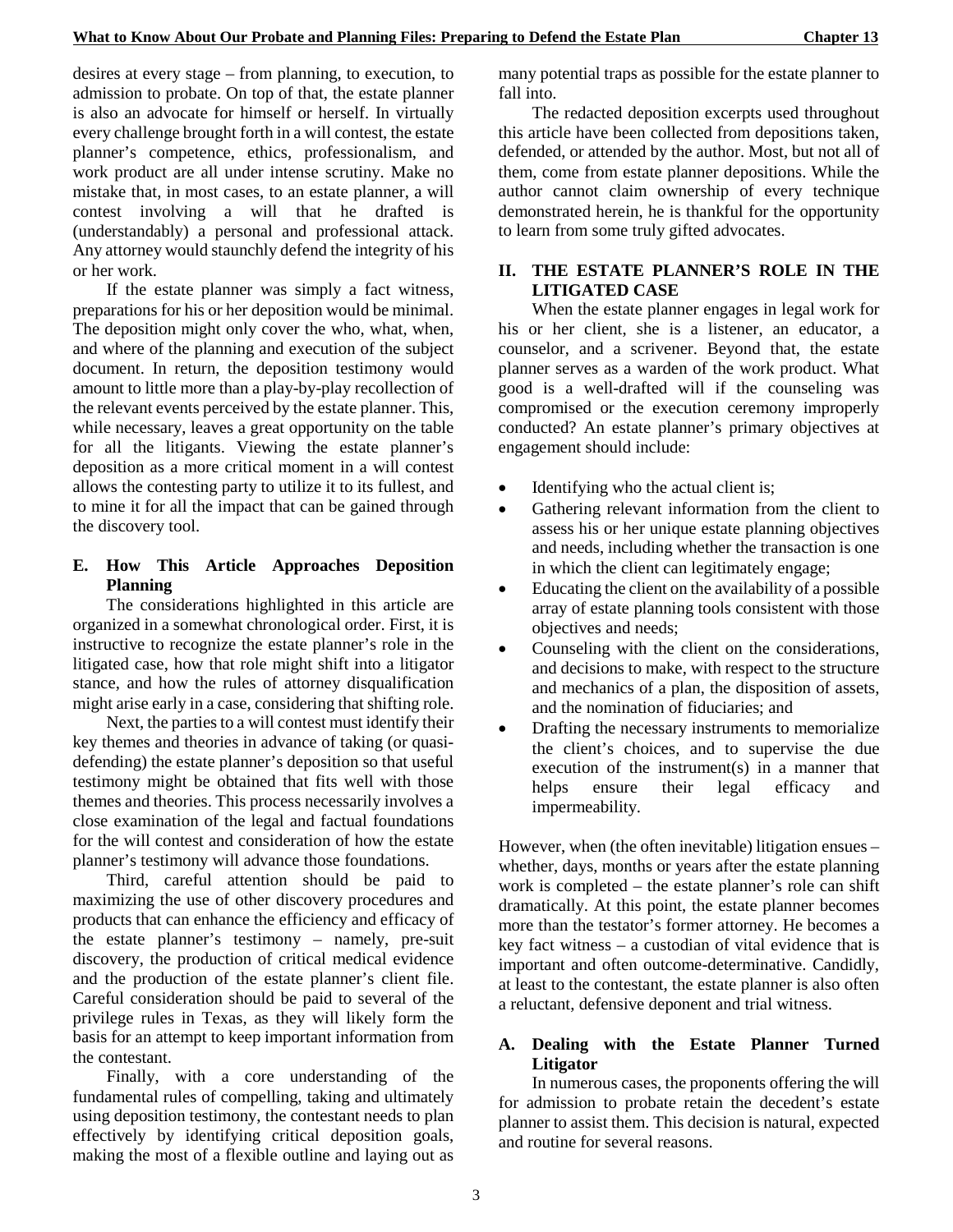desires at every stage – from planning, to execution, to admission to probate. On top of that, the estate planner is also an advocate for himself or herself. In virtually every challenge brought forth in a will contest, the estate planner's competence, ethics, professionalism, and work product are all under intense scrutiny. Make no mistake that, in most cases, to an estate planner, a will contest involving a will that he drafted is (understandably) a personal and professional attack. Any attorney would staunchly defend the integrity of his or her work.

If the estate planner was simply a fact witness, preparations for his or her deposition would be minimal. The deposition might only cover the who, what, when, and where of the planning and execution of the subject document. In return, the deposition testimony would amount to little more than a play-by-play recollection of the relevant events perceived by the estate planner. This, while necessary, leaves a great opportunity on the table for all the litigants. Viewing the estate planner's deposition as a more critical moment in a will contest allows the contesting party to utilize it to its fullest, and to mine it for all the impact that can be gained through the discovery tool.

### E. How This Article Approaches Deposition Planning

The considerations highlighted in this article are organized in a somewhat chronological order. First, it is instructive to recognize the estate planner's role in the litigated case, how that role might shift into a litigator stance, and how the rules of attorney disqualification might arise early in a case, considering that shifting role.

Next, the parties to a will contest must identify their key themes and theories in advance of taking (or quasi-defending) the estate planner's deposition so that useful testimony might be obtained that fits well with those themes and theories. This process necessarily involves a close examination of the legal and factual foundations for the will contest and consideration of how the estate planner's testimony will advance those foundations.

Third, careful attention should be paid to maximizing the use of other discovery procedures and products that can enhance the efficiency and efficacy of the estate planner's testimony – namely, pre-suit discovery, the production of critical medical evidence and the production of the estate planner's client file. Careful consideration should be paid to several of the privilege rules in Texas, as they will likely form the basis for an attempt to keep important information from the contestant.

Finally, with a core understanding of the fundamental rules of compelling, taking and ultimately using deposition testimony, the contestant needs to plan effectively by identifying critical deposition goals, making the most of a flexible outline and laying out as many potential traps as possible for the estate planner to fall into.

The redacted deposition excerpts used throughout this article have been collected from depositions taken, defended, or attended by the author. Most, but not all of them, come from estate planner depositions. While the author cannot claim ownership of every technique demonstrated herein, he is thankful for the opportunity to learn from some truly gifted advocates.

## II. THE ESTATE PLANNER'S ROLE IN THE LITIGATED CASE

When the estate planner engages in legal work for his or her client, she is a listener, an educator, a counselor, and a scrivener. Beyond that, the estate planner serves as a warden of the work product. What good is a well-drafted will if the counseling was compromised or the execution ceremony improperly conducted? An estate planner's primary objectives at engagement should include:

- Identifying who the actual client is;
- Gathering relevant information from the client to assess his or her unique estate planning objectives and needs, including whether the transaction is one in which the client can legitimately engage;
- Educating the client on the availability of a possible array of estate planning tools consistent with those objectives and needs;
- Counseling with the client on the considerations, and decisions to make, with respect to the structure and mechanics of a plan, the disposition of assets, and the nomination of fiduciaries; and
- Drafting the necessary instruments to memorialize the client's choices, and to supervise the due execution of the instrument(s) in a manner that helps ensure their legal efficacy and impermeability.

However, when (the often inevitable) litigation ensues – whether, days, months or years after the estate planning work is completed – the estate planner's role can shift dramatically. At this point, the estate planner becomes more than the testator's former attorney. He becomes a key fact witness – a custodian of vital evidence that is important and often outcome-determinative. Candidly, at least to the contestant, the estate planner is also often a reluctant, defensive deponent and trial witness.

### A. Dealing with the Estate Planner Turned Litigator

In numerous cases, the proponents offering the will for admission to probate retain the decedent's estate planner to assist them. This decision is natural, expected and routine for several reasons.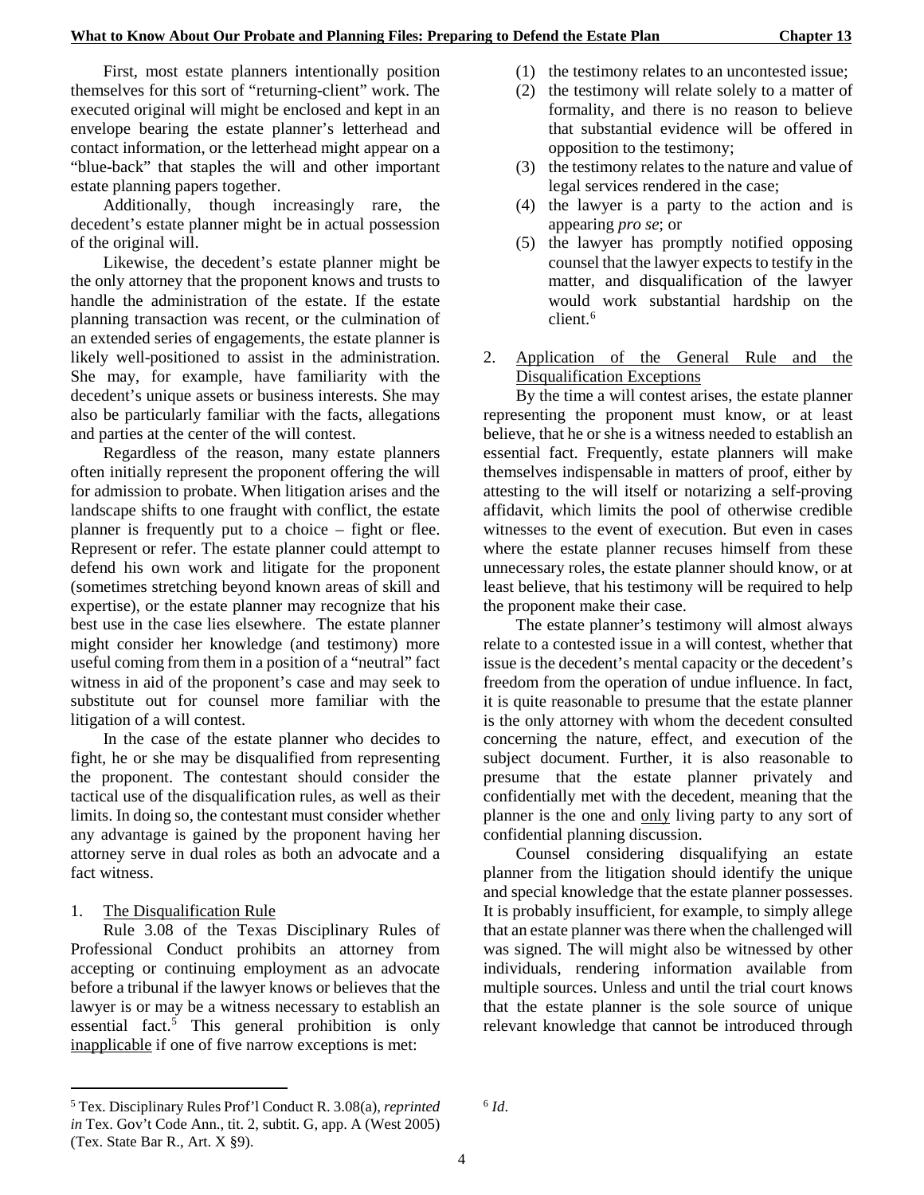First, most estate planners intentionally position themselves for this sort of "returning-client" work. The executed original will might be enclosed and kept in an envelope bearing the estate planner's letterhead and contact information, or the letterhead might appear on a "blue-back" that staples the will and other important estate planning papers together.

Additionally, though increasingly rare, the decedent's estate planner might be in actual possession of the original will.

Likewise, the decedent's estate planner might be the only attorney that the proponent knows and trusts to handle the administration of the estate. If the estate planning transaction was recent, or the culmination of an extended series of engagements, the estate planner is likely well-positioned to assist in the administration. She may, for example, have familiarity with the decedent's unique assets or business interests. She may also be particularly familiar with the facts, allegations and parties at the center of the will contest.

Regardless of the reason, many estate planners often initially represent the proponent offering the will for admission to probate. When litigation arises and the landscape shifts to one fraught with conflict, the estate planner is frequently put to a choice – fight or flee. Represent or refer. The estate planner could attempt to defend his own work and litigate for the proponent (sometimes stretching beyond known areas of skill and expertise), or the estate planner may recognize that his best use in the case lies elsewhere. The estate planner might consider her knowledge (and testimony) more useful coming from them in a position of a "neutral" fact witness in aid of the proponent's case and may seek to substitute out for counsel more familiar with the litigation of a will contest.

In the case of the estate planner who decides to fight, he or she may be disqualified from representing the proponent. The contestant should consider the tactical use of the disqualification rules, as well as their limits. In doing so, the contestant must consider whether any advantage is gained by the proponent having her attorney serve in dual roles as both an advocate and a fact witness.

1. <u>The Disqualification Rule</u>

Rule 3.08 of the Texas Disciplinary Rules of Professional Conduct prohibits an attorney from accepting or continuing employment as an advocate before a tribunal if the lawyer knows or believes that the lawyer is or may be a witness necessary to establish an essential fact.[5] This general prohibition is only <u>inapplicable</u> if one of five narrow exceptions is met:

(1) the testimony relates to an uncontested issue;
(2) the testimony will relate solely to a matter of formality, and there is no reason to believe that substantial evidence will be offered in opposition to the testimony;
(3) the testimony relates to the nature and value of legal services rendered in the case;
(4) the lawyer is a party to the action and is appearing *pro se*; or
(5) the lawyer has promptly notified opposing counsel that the lawyer expects to testify in the matter, and disqualification of the lawyer would work substantial hardship on the client.[6]

2. <u>Application of the General Rule and the Disqualification Exceptions</u>

By the time a will contest arises, the estate planner representing the proponent must know, or at least believe, that he or she is a witness needed to establish an essential fact. Frequently, estate planners will make themselves indispensable in matters of proof, either by attesting to the will itself or notarizing a self-proving affidavit, which limits the pool of otherwise credible witnesses to the event of execution. But even in cases where the estate planner recuses himself from these unnecessary roles, the estate planner should know, or at least believe, that his testimony will be required to help the proponent make their case.

The estate planner's testimony will almost always relate to a contested issue in a will contest, whether that issue is the decedent's mental capacity or the decedent's freedom from the operation of undue influence. In fact, it is quite reasonable to presume that the estate planner is the only attorney with whom the decedent consulted concerning the nature, effect, and execution of the subject document. Further, it is also reasonable to presume that the estate planner privately and confidentially met with the decedent, meaning that the planner is the one and <u>only</u> living party to any sort of confidential planning discussion.

Counsel considering disqualifying an estate planner from the litigation should identify the unique and special knowledge that the estate planner possesses. It is probably insufficient, for example, to simply allege that an estate planner was there when the challenged will was signed. The will might also be witnessed by other individuals, rendering information available from multiple sources. Unless and until the trial court knows that the estate planner is the sole source of unique relevant knowledge that cannot be introduced through

---

[5] Tex. Disciplinary Rules Prof'l Conduct R. 3.08(a), *reprinted in* Tex. Gov't Code Ann., tit. 2, subtit. G, app. A (West 2005) (Tex. State Bar R., Art. X §9).

[6] *Id*.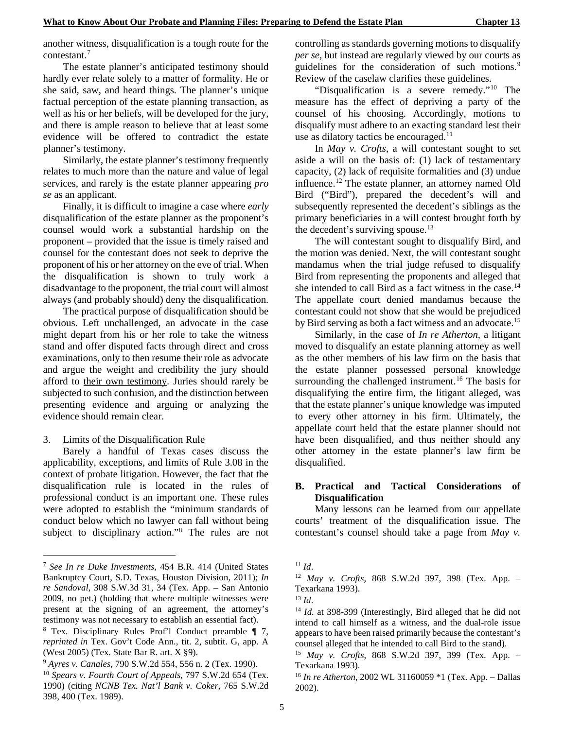another witness, disqualification is a tough route for the contestant.[7]

The estate planner's anticipated testimony should hardly ever relate solely to a matter of formality. He or she said, saw, and heard things. The planner's unique factual perception of the estate planning transaction, as well as his or her beliefs, will be developed for the jury, and there is ample reason to believe that at least some evidence will be offered to contradict the estate planner's testimony.

Similarly, the estate planner's testimony frequently relates to much more than the nature and value of legal services, and rarely is the estate planner appearing *pro se* as an applicant.

Finally, it is difficult to imagine a case where *early* disqualification of the estate planner as the proponent's counsel would work a substantial hardship on the proponent – provided that the issue is timely raised and counsel for the contestant does not seek to deprive the proponent of his or her attorney on the eve of trial. When the disqualification is shown to truly work a disadvantage to the proponent, the trial court will almost always (and probably should) deny the disqualification.

The practical purpose of disqualification should be obvious. Left unchallenged, an advocate in the case might depart from his or her role to take the witness stand and offer disputed facts through direct and cross examinations, only to then resume their role as advocate and argue the weight and credibility the jury should afford to <u>their own testimony</u>. Juries should rarely be subjected to such confusion, and the distinction between presenting evidence and arguing or analyzing the evidence should remain clear.

3. <u>Limits of the Disqualification Rule</u>

Barely a handful of Texas cases discuss the applicability, exceptions, and limits of Rule 3.08 in the context of probate litigation. However, the fact that the disqualification rule is located in the rules of professional conduct is an important one. These rules were adopted to establish the "minimum standards of conduct below which no lawyer can fall without being subject to disciplinary action."[8] The rules are not controlling as standards governing motions to disqualify *per se*, but instead are regularly viewed by our courts as guidelines for the consideration of such motions.[9] Review of the caselaw clarifies these guidelines.

"Disqualification is a severe remedy."[10] The measure has the effect of depriving a party of the counsel of his choosing. Accordingly, motions to disqualify must adhere to an exacting standard lest their use as dilatory tactics be encouraged.[11]

In *May v. Crofts*, a will contestant sought to set aside a will on the basis of: (1) lack of testamentary capacity, (2) lack of requisite formalities and (3) undue influence.[12] The estate planner, an attorney named Old Bird ("Bird"), prepared the decedent's will and subsequently represented the decedent's siblings as the primary beneficiaries in a will contest brought forth by the decedent's surviving spouse.[13]

The will contestant sought to disqualify Bird, and the motion was denied. Next, the will contestant sought mandamus when the trial judge refused to disqualify Bird from representing the proponents and alleged that she intended to call Bird as a fact witness in the case.[14] The appellate court denied mandamus because the contestant could not show that she would be prejudiced by Bird serving as both a fact witness and an advocate.[15]

Similarly, in the case of *In re Atherton*, a litigant moved to disqualify an estate planning attorney as well as the other members of his law firm on the basis that the estate planner possessed personal knowledge surrounding the challenged instrument.[16] The basis for disqualifying the entire firm, the litigant alleged, was that the estate planner's unique knowledge was imputed to every other attorney in his firm. Ultimately, the appellate court held that the estate planner should not have been disqualified, and thus neither should any other attorney in the estate planner's law firm be disqualified.

## B. Practical and Tactical Considerations of Disqualification

Many lessons can be learned from our appellate courts' treatment of the disqualification issue. The contestant's counsel should take a page from *May v.*

---

[7] *See In re Duke Investments*, 454 B.R. 414 (United States Bankruptcy Court, S.D. Texas, Houston Division, 2011); *In re Sandoval*, 308 S.W.3d 31, 34 (Tex. App. – San Antonio 2009, no pet.) (holding that where multiple witnesses were present at the signing of an agreement, the attorney's testimony was not necessary to establish an essential fact).

[8] Tex. Disciplinary Rules Prof'l Conduct preamble ¶ 7, *reprinted in* Tex. Gov't Code Ann., tit. 2, subtit. G, app. A (West 2005) (Tex. State Bar R. art. X §9).

[9] *Ayres v. Canales*, 790 S.W.2d 554, 556 n. 2 (Tex. 1990).

[10] *Spears v. Fourth Court of Appeals*, 797 S.W.2d 654 (Tex. 1990) (citing *NCNB Tex. Nat'l Bank v. Coker*, 765 S.W.2d 398, 400 (Tex. 1989).

[11] *Id*.

[12] *May v. Crofts*, 868 S.W.2d 397, 398 (Tex. App. – Texarkana 1993).

[13] *Id*.

[14] *Id.* at 398-399 (Interestingly, Bird alleged that he did not intend to call himself as a witness, and the dual-role issue appears to have been raised primarily because the contestant's counsel alleged that he intended to call Bird to the stand).

[15] *May v. Crofts*, 868 S.W.2d 397, 399 (Tex. App. – Texarkana 1993).

[16] *In re Atherton*, 2002 WL 31160059 *1 (Tex. App. – Dallas 2002).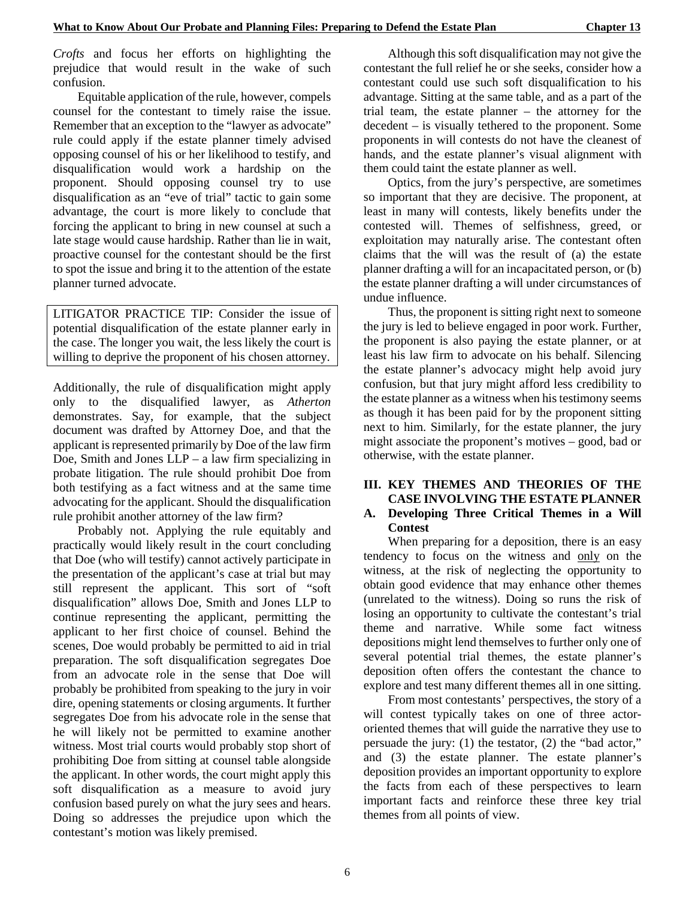*Crofts* and focus her efforts on highlighting the prejudice that would result in the wake of such confusion.

Equitable application of the rule, however, compels counsel for the contestant to timely raise the issue. Remember that an exception to the "lawyer as advocate" rule could apply if the estate planner timely advised opposing counsel of his or her likelihood to testify, and disqualification would work a hardship on the proponent. Should opposing counsel try to use disqualification as an "eve of trial" tactic to gain some advantage, the court is more likely to conclude that forcing the applicant to bring in new counsel at such a late stage would cause hardship. Rather than lie in wait, proactive counsel for the contestant should be the first to spot the issue and bring it to the attention of the estate planner turned advocate.

> LITIGATOR PRACTICE TIP: Consider the issue of potential disqualification of the estate planner early in the case. The longer you wait, the less likely the court is willing to deprive the proponent of his chosen attorney.

Additionally, the rule of disqualification might apply only to the disqualified lawyer, as *Atherton* demonstrates. Say, for example, that the subject document was drafted by Attorney Doe, and that the applicant is represented primarily by Doe of the law firm Doe, Smith and Jones LLP – a law firm specializing in probate litigation. The rule should prohibit Doe from both testifying as a fact witness and at the same time advocating for the applicant. Should the disqualification rule prohibit another attorney of the law firm?

Probably not. Applying the rule equitably and practically would likely result in the court concluding that Doe (who will testify) cannot actively participate in the presentation of the applicant's case at trial but may still represent the applicant. This sort of "soft disqualification" allows Doe, Smith and Jones LLP to continue representing the applicant, permitting the applicant to her first choice of counsel. Behind the scenes, Doe would probably be permitted to aid in trial preparation. The soft disqualification segregates Doe from an advocate role in the sense that Doe will probably be prohibited from speaking to the jury in voir dire, opening statements or closing arguments. It further segregates Doe from his advocate role in the sense that he will likely not be permitted to examine another witness. Most trial courts would probably stop short of prohibiting Doe from sitting at counsel table alongside the applicant. In other words, the court might apply this soft disqualification as a measure to avoid jury confusion based purely on what the jury sees and hears. Doing so addresses the prejudice upon which the contestant's motion was likely premised.

Although this soft disqualification may not give the contestant the full relief he or she seeks, consider how a contestant could use such soft disqualification to his advantage. Sitting at the same table, and as a part of the trial team, the estate planner – the attorney for the decedent – is visually tethered to the proponent. Some proponents in will contests do not have the cleanest of hands, and the estate planner's visual alignment with them could taint the estate planner as well.

Optics, from the jury's perspective, are sometimes so important that they are decisive. The proponent, at least in many will contests, likely benefits under the contested will. Themes of selfishness, greed, or exploitation may naturally arise. The contestant often claims that the will was the result of (a) the estate planner drafting a will for an incapacitated person, or (b) the estate planner drafting a will under circumstances of undue influence.

Thus, the proponent is sitting right next to someone the jury is led to believe engaged in poor work. Further, the proponent is also paying the estate planner, or at least his law firm to advocate on his behalf. Silencing the estate planner's advocacy might help avoid jury confusion, but that jury might afford less credibility to the estate planner as a witness when his testimony seems as though it has been paid for by the proponent sitting next to him. Similarly, for the estate planner, the jury might associate the proponent's motives – good, bad or otherwise, with the estate planner.

## III. KEY THEMES AND THEORIES OF THE CASE INVOLVING THE ESTATE PLANNER

### A. Developing Three Critical Themes in a Will Contest

When preparing for a deposition, there is an easy tendency to focus on the witness and <u>only</u> on the witness, at the risk of neglecting the opportunity to obtain good evidence that may enhance other themes (unrelated to the witness). Doing so runs the risk of losing an opportunity to cultivate the contestant's trial theme and narrative. While some fact witness depositions might lend themselves to further only one of several potential trial themes, the estate planner's deposition often offers the contestant the chance to explore and test many different themes all in one sitting.

From most contestants' perspectives, the story of a will contest typically takes on one of three actor-oriented themes that will guide the narrative they use to persuade the jury: (1) the testator, (2) the "bad actor," and (3) the estate planner. The estate planner's deposition provides an important opportunity to explore the facts from each of these perspectives to learn important facts and reinforce these three key trial themes from all points of view.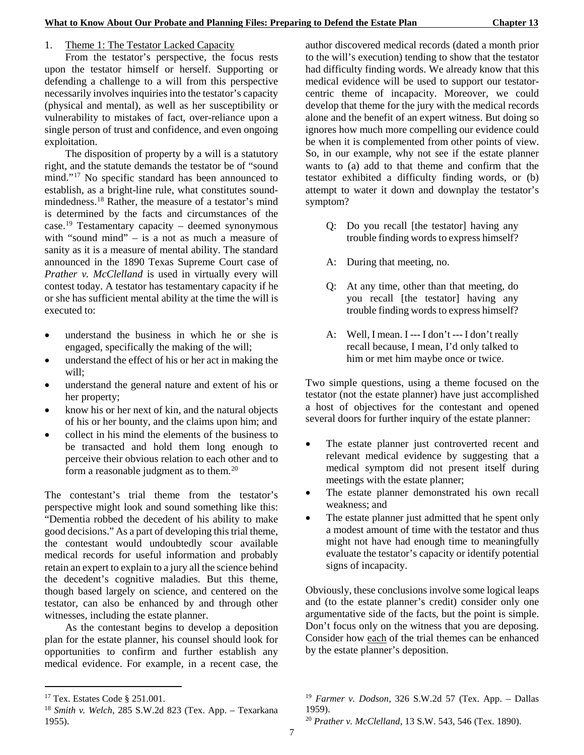1. Theme 1: The Testator Lacked Capacity

From the testator's perspective, the focus rests upon the testator himself or herself. Supporting or defending a challenge to a will from this perspective necessarily involves inquiries into the testator's capacity (physical and mental), as well as her susceptibility or vulnerability to mistakes of fact, over-reliance upon a single person of trust and confidence, and even ongoing exploitation.

The disposition of property by a will is a statutory right, and the statute demands the testator be of "sound mind."[17] No specific standard has been announced to establish, as a bright-line rule, what constitutes sound-mindedness.[18] Rather, the measure of a testator's mind is determined by the facts and circumstances of the case.[19] Testamentary capacity – deemed synonymous with "sound mind" – is a not as much a measure of sanity as it is a measure of mental ability. The standard announced in the 1890 Texas Supreme Court case of *Prather v. McClelland* is used in virtually every will contest today. A testator has testamentary capacity if he or she has sufficient mental ability at the time the will is executed to:

- understand the business in which he or she is engaged, specifically the making of the will;
- understand the effect of his or her act in making the will;
- understand the general nature and extent of his or her property;
- know his or her next of kin, and the natural objects of his or her bounty, and the claims upon him; and
- collect in his mind the elements of the business to be transacted and hold them long enough to perceive their obvious relation to each other and to form a reasonable judgment as to them.[20]

The contestant's trial theme from the testator's perspective might look and sound something like this: "Dementia robbed the decedent of his ability to make good decisions." As a part of developing this trial theme, the contestant would undoubtedly scour available medical records for useful information and probably retain an expert to explain to a jury all the science behind the decedent's cognitive maladies. But this theme, though based largely on science, and centered on the testator, can also be enhanced by and through other witnesses, including the estate planner.

As the contestant begins to develop a deposition plan for the estate planner, his counsel should look for opportunities to confirm and further establish any medical evidence. For example, in a recent case, the author discovered medical records (dated a month prior to the will's execution) tending to show that the testator had difficulty finding words. We already know that this medical evidence will be used to support our testator-centric theme of incapacity. Moreover, we could develop that theme for the jury with the medical records alone and the benefit of an expert witness. But doing so ignores how much more compelling our evidence could be when it is complemented from other points of view. So, in our example, why not see if the estate planner wants to (a) add to that theme and confirm that the testator exhibited a difficulty finding words, or (b) attempt to water it down and downplay the testator's symptom?

> Q: Do you recall [the testator] having any trouble finding words to express himself?
>
> A: During that meeting, no.
>
> Q: At any time, other than that meeting, do you recall [the testator] having any trouble finding words to express himself?
>
> A: Well, I mean. I --- I don't --- I don't really recall because, I mean, I'd only talked to him or met him maybe once or twice.

Two simple questions, using a theme focused on the testator (not the estate planner) have just accomplished a host of objectives for the contestant and opened several doors for further inquiry of the estate planner:

- The estate planner just controverted recent and relevant medical evidence by suggesting that a medical symptom did not present itself during meetings with the estate planner;
- The estate planner demonstrated his own recall weakness; and
- The estate planner just admitted that he spent only a modest amount of time with the testator and thus might not have had enough time to meaningfully evaluate the testator's capacity or identify potential signs of incapacity.

Obviously, these conclusions involve some logical leaps and (to the estate planner's credit) consider only one argumentative side of the facts, but the point is simple. Don't focus only on the witness that you are deposing. Consider how each of the trial themes can be enhanced by the estate planner's deposition.

---

[17] Tex. Estates Code § 251.001.

[18] *Smith v. Welch*, 285 S.W.2d 823 (Tex. App. – Texarkana 1955).

[19] *Farmer v. Dodson*, 326 S.W.2d 57 (Tex. App. – Dallas 1959).

[20] *Prather v. McClelland*, 13 S.W. 543, 546 (Tex. 1890).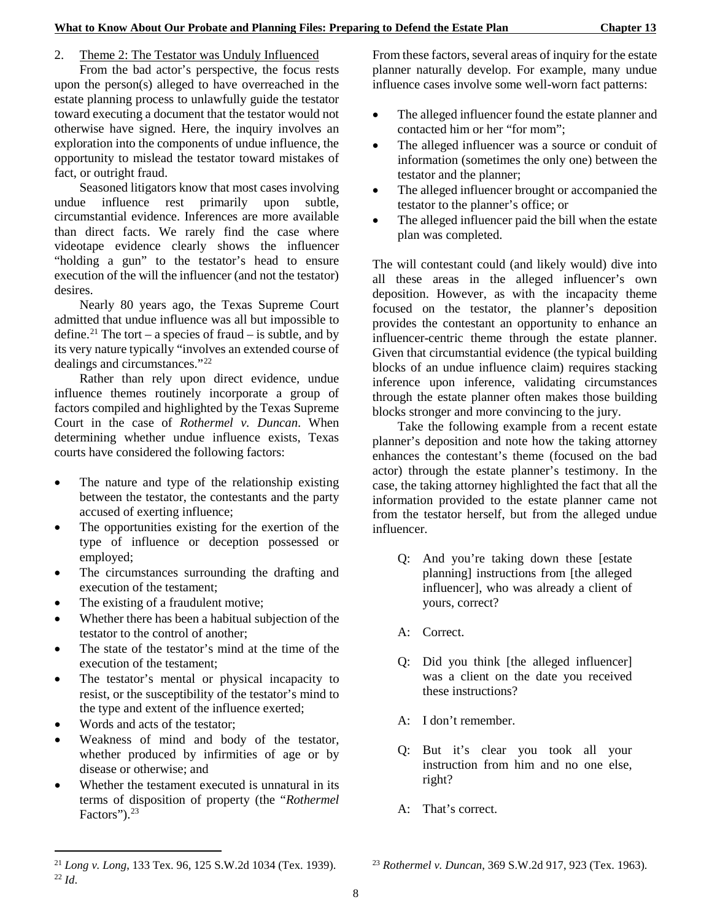2. Theme 2: The Testator was Unduly Influenced

From the bad actor's perspective, the focus rests upon the person(s) alleged to have overreached in the estate planning process to unlawfully guide the testator toward executing a document that the testator would not otherwise have signed. Here, the inquiry involves an exploration into the components of undue influence, the opportunity to mislead the testator toward mistakes of fact, or outright fraud.

Seasoned litigators know that most cases involving undue influence rest primarily upon subtle, circumstantial evidence. Inferences are more available than direct facts. We rarely find the case where videotape evidence clearly shows the influencer "holding a gun" to the testator's head to ensure execution of the will the influencer (and not the testator) desires.

Nearly 80 years ago, the Texas Supreme Court admitted that undue influence was all but impossible to define.[21] The tort – a species of fraud – is subtle, and by its very nature typically "involves an extended course of dealings and circumstances."[22]

Rather than rely upon direct evidence, undue influence themes routinely incorporate a group of factors compiled and highlighted by the Texas Supreme Court in the case of *Rothermel v. Duncan*. When determining whether undue influence exists, Texas courts have considered the following factors:

- The nature and type of the relationship existing between the testator, the contestants and the party accused of exerting influence;
- The opportunities existing for the exertion of the type of influence or deception possessed or employed;
- The circumstances surrounding the drafting and execution of the testament;
- The existing of a fraudulent motive;
- Whether there has been a habitual subjection of the testator to the control of another;
- The state of the testator's mind at the time of the execution of the testament;
- The testator's mental or physical incapacity to resist, or the susceptibility of the testator's mind to the type and extent of the influence exerted;
- Words and acts of the testator;
- Weakness of mind and body of the testator, whether produced by infirmities of age or by disease or otherwise; and
- Whether the testament executed is unnatural in its terms of disposition of property (the "*Rothermel* Factors").[23]

From these factors, several areas of inquiry for the estate planner naturally develop. For example, many undue influence cases involve some well-worn fact patterns:

- The alleged influencer found the estate planner and contacted him or her "for mom";
- The alleged influencer was a source or conduit of information (sometimes the only one) between the testator and the planner;
- The alleged influencer brought or accompanied the testator to the planner's office; or
- The alleged influencer paid the bill when the estate plan was completed.

The will contestant could (and likely would) dive into all these areas in the alleged influencer's own deposition. However, as with the incapacity theme focused on the testator, the planner's deposition provides the contestant an opportunity to enhance an influencer-centric theme through the estate planner. Given that circumstantial evidence (the typical building blocks of an undue influence claim) requires stacking inference upon inference, validating circumstances through the estate planner often makes those building blocks stronger and more convincing to the jury.

Take the following example from a recent estate planner's deposition and note how the taking attorney enhances the contestant's theme (focused on the bad actor) through the estate planner's testimony. In the case, the taking attorney highlighted the fact that all the information provided to the estate planner came not from the testator herself, but from the alleged undue influencer.

> Q: And you're taking down these [estate planning] instructions from [the alleged influencer], who was already a client of yours, correct?
>
> A: Correct.
>
> Q: Did you think [the alleged influencer] was a client on the date you received these instructions?
>
> A: I don't remember.
>
> Q: But it's clear you took all your instruction from him and no one else, right?
>
> A: That's correct.

---

[21] *Long v. Long*, 133 Tex. 96, 125 S.W.2d 1034 (Tex. 1939).

[22] *Id*.

[23] *Rothermel v. Duncan*, 369 S.W.2d 917, 923 (Tex. 1963).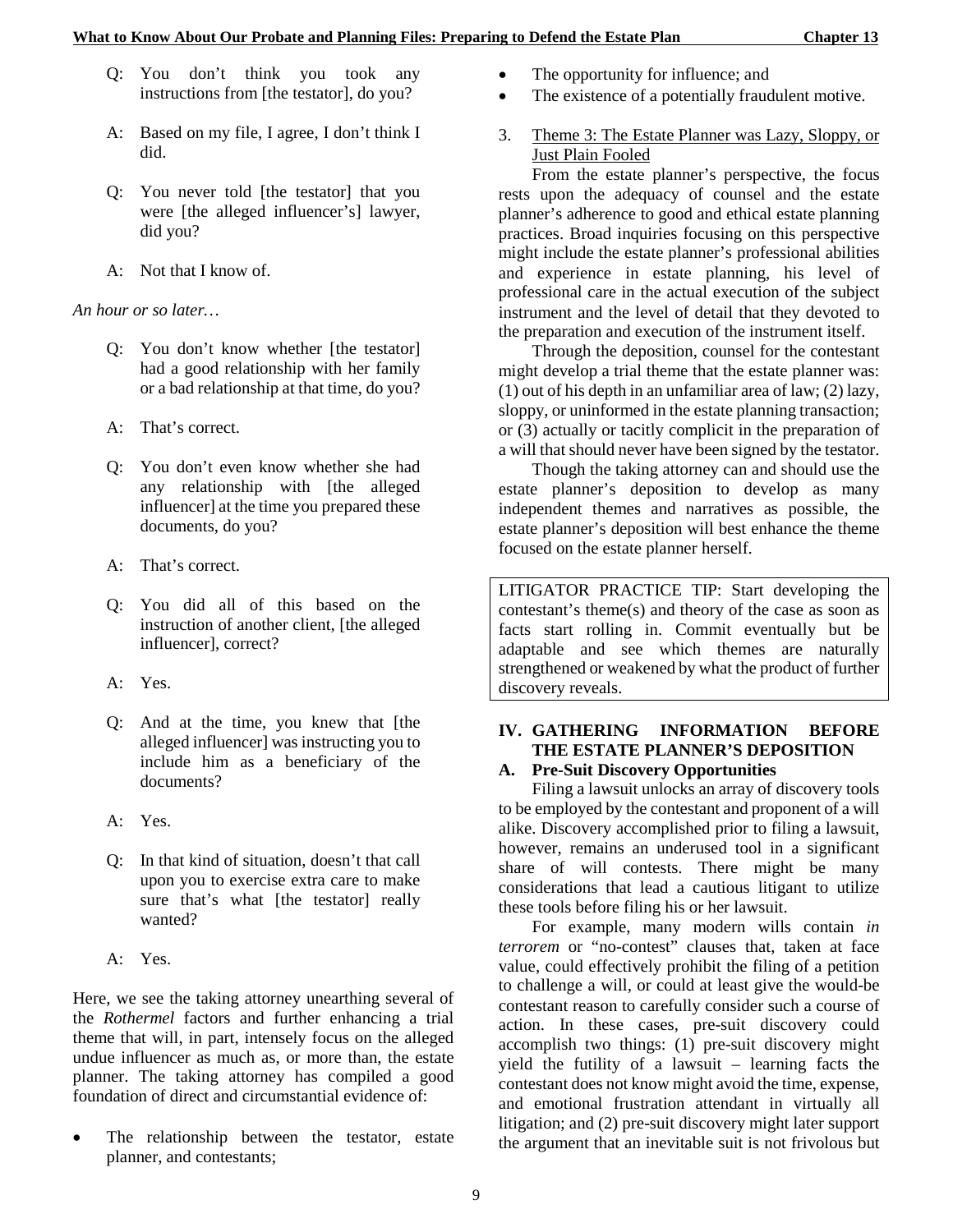Q: You don't think you took any instructions from [the testator], do you?

A: Based on my file, I agree, I don't think I did.

Q: You never told [the testator] that you were [the alleged influencer's] lawyer, did you?

A: Not that I know of.

*An hour or so later…*

Q: You don't know whether [the testator] had a good relationship with her family or a bad relationship at that time, do you?

A: That's correct.

Q: You don't even know whether she had any relationship with [the alleged influencer] at the time you prepared these documents, do you?

A: That's correct.

Q: You did all of this based on the instruction of another client, [the alleged influencer], correct?

A: Yes.

Q: And at the time, you knew that [the alleged influencer] was instructing you to include him as a beneficiary of the documents?

A: Yes.

Q: In that kind of situation, doesn't that call upon you to exercise extra care to make sure that's what [the testator] really wanted?

A: Yes.

Here, we see the taking attorney unearthing several of the *Rothermel* factors and further enhancing a trial theme that will, in part, intensely focus on the alleged undue influencer as much as, or more than, the estate planner. The taking attorney has compiled a good foundation of direct and circumstantial evidence of:

- The relationship between the testator, estate planner, and contestants;
- The opportunity for influence; and
- The existence of a potentially fraudulent motive.

3. Theme 3: The Estate Planner was Lazy, Sloppy, or Just Plain Fooled

From the estate planner's perspective, the focus rests upon the adequacy of counsel and the estate planner's adherence to good and ethical estate planning practices. Broad inquiries focusing on this perspective might include the estate planner's professional abilities and experience in estate planning, his level of professional care in the actual execution of the subject instrument and the level of detail that they devoted to the preparation and execution of the instrument itself.

Through the deposition, counsel for the contestant might develop a trial theme that the estate planner was: (1) out of his depth in an unfamiliar area of law; (2) lazy, sloppy, or uninformed in the estate planning transaction; or (3) actually or tacitly complicit in the preparation of a will that should never have been signed by the testator.

Though the taking attorney can and should use the estate planner's deposition to develop as many independent themes and narratives as possible, the estate planner's deposition will best enhance the theme focused on the estate planner herself.

> LITIGATOR PRACTICE TIP: Start developing the contestant's theme(s) and theory of the case as soon as facts start rolling in. Commit eventually but be adaptable and see which themes are naturally strengthened or weakened by what the product of further discovery reveals.

## IV. GATHERING INFORMATION BEFORE THE ESTATE PLANNER'S DEPOSITION

### A. Pre-Suit Discovery Opportunities

Filing a lawsuit unlocks an array of discovery tools to be employed by the contestant and proponent of a will alike. Discovery accomplished prior to filing a lawsuit, however, remains an underused tool in a significant share of will contests. There might be many considerations that lead a cautious litigant to utilize these tools before filing his or her lawsuit.

For example, many modern wills contain *in terrorem* or "no-contest" clauses that, taken at face value, could effectively prohibit the filing of a petition to challenge a will, or could at least give the would-be contestant reason to carefully consider such a course of action. In these cases, pre-suit discovery could accomplish two things: (1) pre-suit discovery might yield the futility of a lawsuit – learning facts the contestant does not know might avoid the time, expense, and emotional frustration attendant in virtually all litigation; and (2) pre-suit discovery might later support the argument that an inevitable suit is not frivolous but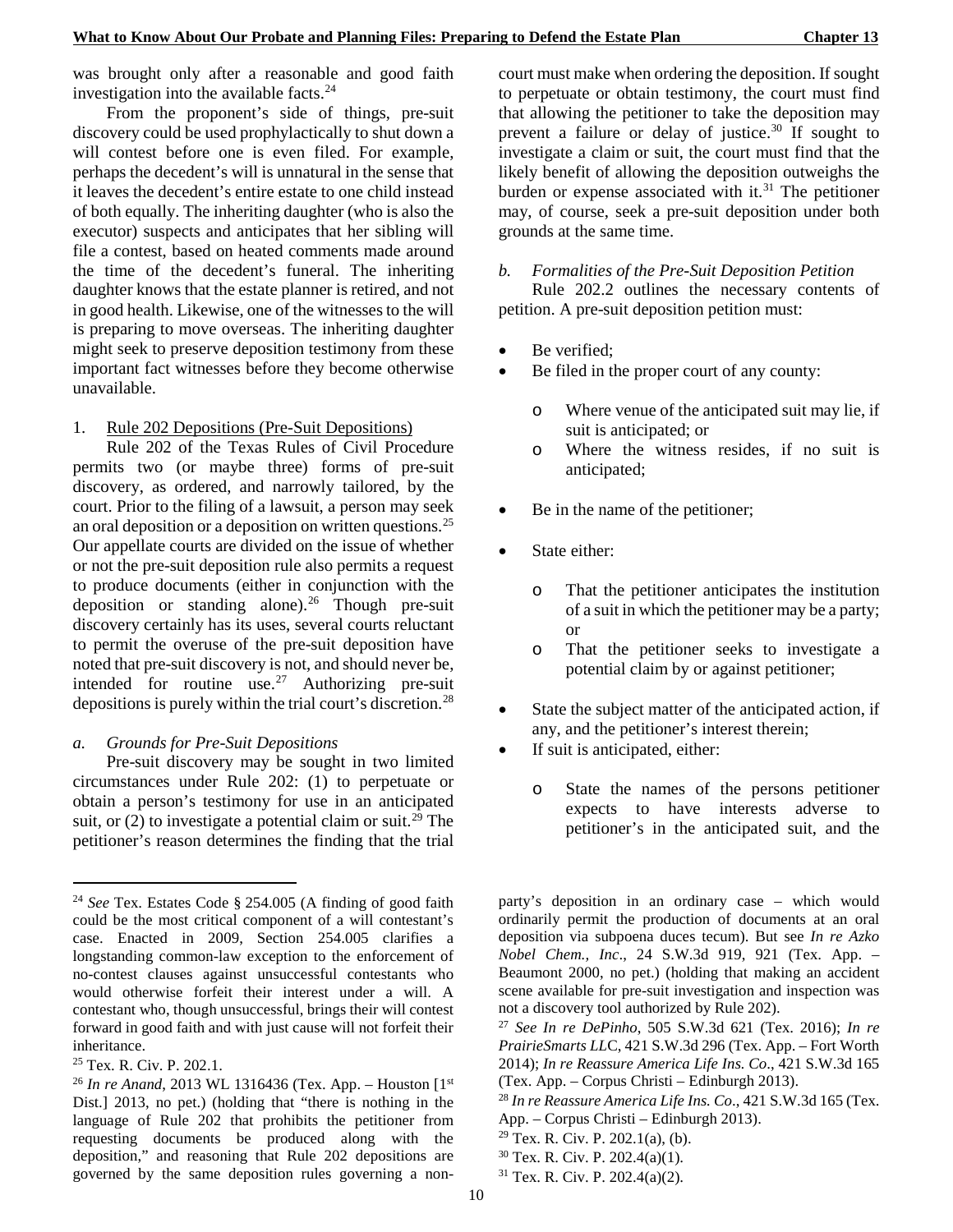was brought only after a reasonable and good faith investigation into the available facts.[24]

From the proponent's side of things, pre-suit discovery could be used prophylactically to shut down a will contest before one is even filed. For example, perhaps the decedent's will is unnatural in the sense that it leaves the decedent's entire estate to one child instead of both equally. The inheriting daughter (who is also the executor) suspects and anticipates that her sibling will file a contest, based on heated comments made around the time of the decedent's funeral. The inheriting daughter knows that the estate planner is retired, and not in good health. Likewise, one of the witnesses to the will is preparing to move overseas. The inheriting daughter might seek to preserve deposition testimony from these important fact witnesses before they become otherwise unavailable.

1. Rule 202 Depositions (Pre-Suit Depositions)

Rule 202 of the Texas Rules of Civil Procedure permits two (or maybe three) forms of pre-suit discovery, as ordered, and narrowly tailored, by the court. Prior to the filing of a lawsuit, a person may seek an oral deposition or a deposition on written questions.[25] Our appellate courts are divided on the issue of whether or not the pre-suit deposition rule also permits a request to produce documents (either in conjunction with the deposition or standing alone).[26] Though pre-suit discovery certainly has its uses, several courts reluctant to permit the overuse of the pre-suit deposition have noted that pre-suit discovery is not, and should never be, intended for routine use.[27] Authorizing pre-suit depositions is purely within the trial court's discretion.[28]

*a. Grounds for Pre-Suit Depositions*

Pre-suit discovery may be sought in two limited circumstances under Rule 202: (1) to perpetuate or obtain a person's testimony for use in an anticipated suit, or (2) to investigate a potential claim or suit.[29] The petitioner's reason determines the finding that the trial court must make when ordering the deposition. If sought to perpetuate or obtain testimony, the court must find that allowing the petitioner to take the deposition may prevent a failure or delay of justice.[30] If sought to investigate a claim or suit, the court must find that the likely benefit of allowing the deposition outweighs the burden or expense associated with it.[31] The petitioner may, of course, seek a pre-suit deposition under both grounds at the same time.

*b. Formalities of the Pre-Suit Deposition Petition*

Rule 202.2 outlines the necessary contents of petition. A pre-suit deposition petition must:

- Be verified;
- Be filed in the proper court of any county:
  - Where venue of the anticipated suit may lie, if suit is anticipated; or
  - Where the witness resides, if no suit is anticipated;
- Be in the name of the petitioner;
- State either:
  - That the petitioner anticipates the institution of a suit in which the petitioner may be a party; or
  - That the petitioner seeks to investigate a potential claim by or against petitioner;
- State the subject matter of the anticipated action, if any, and the petitioner's interest therein;
- If suit is anticipated, either:
  - State the names of the persons petitioner expects to have interests adverse to petitioner's in the anticipated suit, and the

---

[24] *See* Tex. Estates Code § 254.005 (A finding of good faith could be the most critical component of a will contestant's case. Enacted in 2009, Section 254.005 clarifies a longstanding common-law exception to the enforcement of no-contest clauses against unsuccessful contestants who would otherwise forfeit their interest under a will. A contestant who, though unsuccessful, brings their will contest forward in good faith and with just cause will not forfeit their inheritance.

[25] Tex. R. Civ. P. 202.1.

[26] *In re Anand*, 2013 WL 1316436 (Tex. App. – Houston [1st Dist.] 2013, no pet.) (holding that "there is nothing in the language of Rule 202 that prohibits the petitioner from requesting documents be produced along with the deposition," and reasoning that Rule 202 depositions are governed by the same deposition rules governing a non-party's deposition in an ordinary case – which would ordinarily permit the production of documents at an oral deposition via subpoena duces tecum). But see *In re Azko Nobel Chem., Inc*., 24 S.W.3d 919, 921 (Tex. App. – Beaumont 2000, no pet.) (holding that making an accident scene available for pre-suit investigation and inspection was not a discovery tool authorized by Rule 202).

[27] *See In re DePinho*, 505 S.W.3d 621 (Tex. 2016); *In re PrairieSmarts LLC*, 421 S.W.3d 296 (Tex. App. – Fort Worth 2014); *In re Reassure America Life Ins. Co*., 421 S.W.3d 165 (Tex. App. – Corpus Christi – Edinburgh 2013).

[28] *In re Reassure America Life Ins. Co*., 421 S.W.3d 165 (Tex. App. – Corpus Christi – Edinburgh 2013).

[29] Tex. R. Civ. P. 202.1(a), (b).

[30] Tex. R. Civ. P. 202.4(a)(1).

[31] Tex. R. Civ. P. 202.4(a)(2).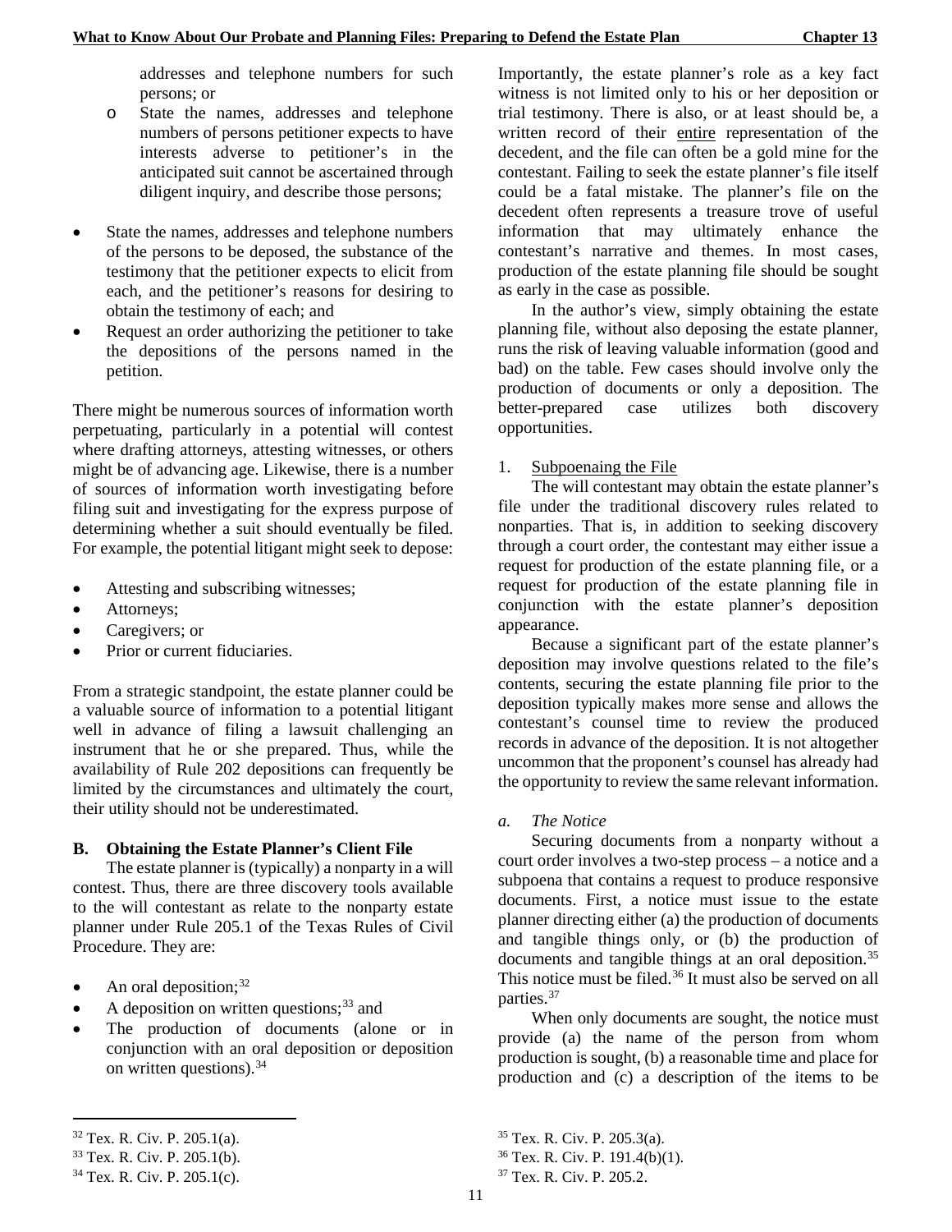addresses and telephone numbers for such persons; or

- o State the names, addresses and telephone numbers of persons petitioner expects to have interests adverse to petitioner's in the anticipated suit cannot be ascertained through diligent inquiry, and describe those persons;

- State the names, addresses and telephone numbers of the persons to be deposed, the substance of the testimony that the petitioner expects to elicit from each, and the petitioner's reasons for desiring to obtain the testimony of each; and
- Request an order authorizing the petitioner to take the depositions of the persons named in the petition.

There might be numerous sources of information worth perpetuating, particularly in a potential will contest where drafting attorneys, attesting witnesses, or others might be of advancing age. Likewise, there is a number of sources of information worth investigating before filing suit and investigating for the express purpose of determining whether a suit should eventually be filed. For example, the potential litigant might seek to depose:

- Attesting and subscribing witnesses;
- Attorneys;
- Caregivers; or
- Prior or current fiduciaries.

From a strategic standpoint, the estate planner could be a valuable source of information to a potential litigant well in advance of filing a lawsuit challenging an instrument that he or she prepared. Thus, while the availability of Rule 202 depositions can frequently be limited by the circumstances and ultimately the court, their utility should not be underestimated.

## B. Obtaining the Estate Planner's Client File

The estate planner is (typically) a nonparty in a will contest. Thus, there are three discovery tools available to the will contestant as relate to the nonparty estate planner under Rule 205.1 of the Texas Rules of Civil Procedure. They are:

- An oral deposition;[32]
- A deposition on written questions;[33] and
- The production of documents (alone or in conjunction with an oral deposition or deposition on written questions).[34]

Importantly, the estate planner's role as a key fact witness is not limited only to his or her deposition or trial testimony. There is also, or at least should be, a written record of their entire representation of the decedent, and the file can often be a gold mine for the contestant. Failing to seek the estate planner's file itself could be a fatal mistake. The planner's file on the decedent often represents a treasure trove of useful information that may ultimately enhance the contestant's narrative and themes. In most cases, production of the estate planning file should be sought as early in the case as possible.

In the author's view, simply obtaining the estate planning file, without also deposing the estate planner, runs the risk of leaving valuable information (good and bad) on the table. Few cases should involve only the production of documents or only a deposition. The better-prepared case utilizes both discovery opportunities.

### 1. Subpoenaing the File

The will contestant may obtain the estate planner's file under the traditional discovery rules related to nonparties. That is, in addition to seeking discovery through a court order, the contestant may either issue a request for production of the estate planning file, or a request for production of the estate planning file in conjunction with the estate planner's deposition appearance.

Because a significant part of the estate planner's deposition may involve questions related to the file's contents, securing the estate planning file prior to the deposition typically makes more sense and allows the contestant's counsel time to review the produced records in advance of the deposition. It is not altogether uncommon that the proponent's counsel has already had the opportunity to review the same relevant information.

#### *a. The Notice*

Securing documents from a nonparty without a court order involves a two-step process – a notice and a subpoena that contains a request to produce responsive documents. First, a notice must issue to the estate planner directing either (a) the production of documents and tangible things only, or (b) the production of documents and tangible things at an oral deposition.[35] This notice must be filed.[36] It must also be served on all parties.[37]

When only documents are sought, the notice must provide (a) the name of the person from whom production is sought, (b) a reasonable time and place for production and (c) a description of the items to be

---

[32] Tex. R. Civ. P. 205.1(a).

[33] Tex. R. Civ. P. 205.1(b).

[34] Tex. R. Civ. P. 205.1(c).

[35] Tex. R. Civ. P. 205.3(a).

[36] Tex. R. Civ. P. 191.4(b)(1).

[37] Tex. R. Civ. P. 205.2.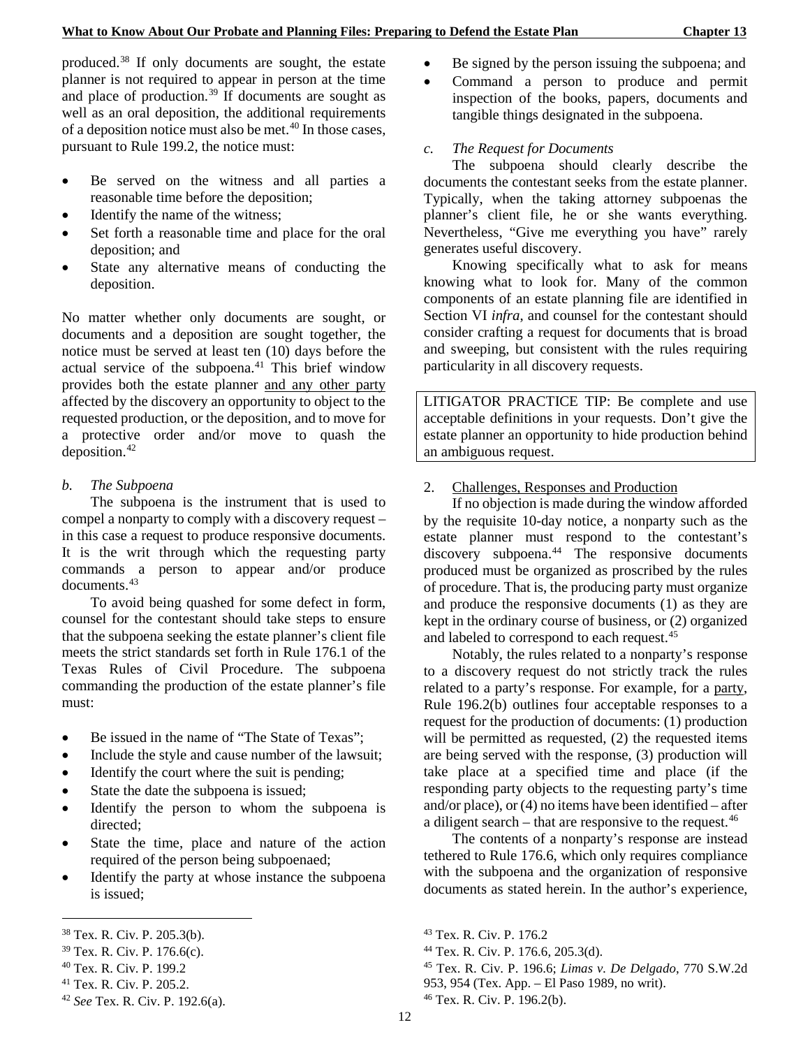produced.[38] If only documents are sought, the estate planner is not required to appear in person at the time and place of production.[39] If documents are sought as well as an oral deposition, the additional requirements of a deposition notice must also be met.[40] In those cases, pursuant to Rule 199.2, the notice must:

- Be served on the witness and all parties a reasonable time before the deposition;
- Identify the name of the witness;
- Set forth a reasonable time and place for the oral deposition; and
- State any alternative means of conducting the deposition.

No matter whether only documents are sought, or documents and a deposition are sought together, the notice must be served at least ten (10) days before the actual service of the subpoena.[41] This brief window provides both the estate planner and any other party affected by the discovery an opportunity to object to the requested production, or the deposition, and to move for a protective order and/or move to quash the deposition.[42]

*b. The Subpoena*

The subpoena is the instrument that is used to compel a nonparty to comply with a discovery request – in this case a request to produce responsive documents. It is the writ through which the requesting party commands a person to appear and/or produce documents.[43]

To avoid being quashed for some defect in form, counsel for the contestant should take steps to ensure that the subpoena seeking the estate planner's client file meets the strict standards set forth in Rule 176.1 of the Texas Rules of Civil Procedure. The subpoena commanding the production of the estate planner's file must:

- Be issued in the name of "The State of Texas";
- Include the style and cause number of the lawsuit;
- Identify the court where the suit is pending;
- State the date the subpoena is issued;
- Identify the person to whom the subpoena is directed;
- State the time, place and nature of the action required of the person being subpoenaed;
- Identify the party at whose instance the subpoena is issued;
- Be signed by the person issuing the subpoena; and
- Command a person to produce and permit inspection of the books, papers, documents and tangible things designated in the subpoena.

*c. The Request for Documents*

The subpoena should clearly describe the documents the contestant seeks from the estate planner. Typically, when the taking attorney subpoenas the planner's client file, he or she wants everything. Nevertheless, "Give me everything you have" rarely generates useful discovery.

Knowing specifically what to ask for means knowing what to look for. Many of the common components of an estate planning file are identified in Section VI *infra*, and counsel for the contestant should consider crafting a request for documents that is broad and sweeping, but consistent with the rules requiring particularity in all discovery requests.

> LITIGATOR PRACTICE TIP: Be complete and use acceptable definitions in your requests. Don't give the estate planner an opportunity to hide production behind an ambiguous request.

2. Challenges, Responses and Production

If no objection is made during the window afforded by the requisite 10-day notice, a nonparty such as the estate planner must respond to the contestant's discovery subpoena.[44] The responsive documents produced must be organized as proscribed by the rules of procedure. That is, the producing party must organize and produce the responsive documents (1) as they are kept in the ordinary course of business, or (2) organized and labeled to correspond to each request.[45]

Notably, the rules related to a nonparty's response to a discovery request do not strictly track the rules related to a party's response. For example, for a party, Rule 196.2(b) outlines four acceptable responses to a request for the production of documents: (1) production will be permitted as requested, (2) the requested items are being served with the response, (3) production will take place at a specified time and place (if the responding party objects to the requesting party's time and/or place), or (4) no items have been identified – after a diligent search – that are responsive to the request.[46]

The contents of a nonparty's response are instead tethered to Rule 176.6, which only requires compliance with the subpoena and the organization of responsive documents as stated herein. In the author's experience,

---

[38] Tex. R. Civ. P. 205.3(b).

[39] Tex. R. Civ. P. 176.6(c).

[40] Tex. R. Civ. P. 199.2

[41] Tex. R. Civ. P. 205.2.

[42] *See* Tex. R. Civ. P. 192.6(a).

[43] Tex. R. Civ. P. 176.2

[44] Tex. R. Civ. P. 176.6, 205.3(d).

[45] Tex. R. Civ. P. 196.6; *Limas v. De Delgado*, 770 S.W.2d 953, 954 (Tex. App. – El Paso 1989, no writ).

[46] Tex. R. Civ. P. 196.2(b).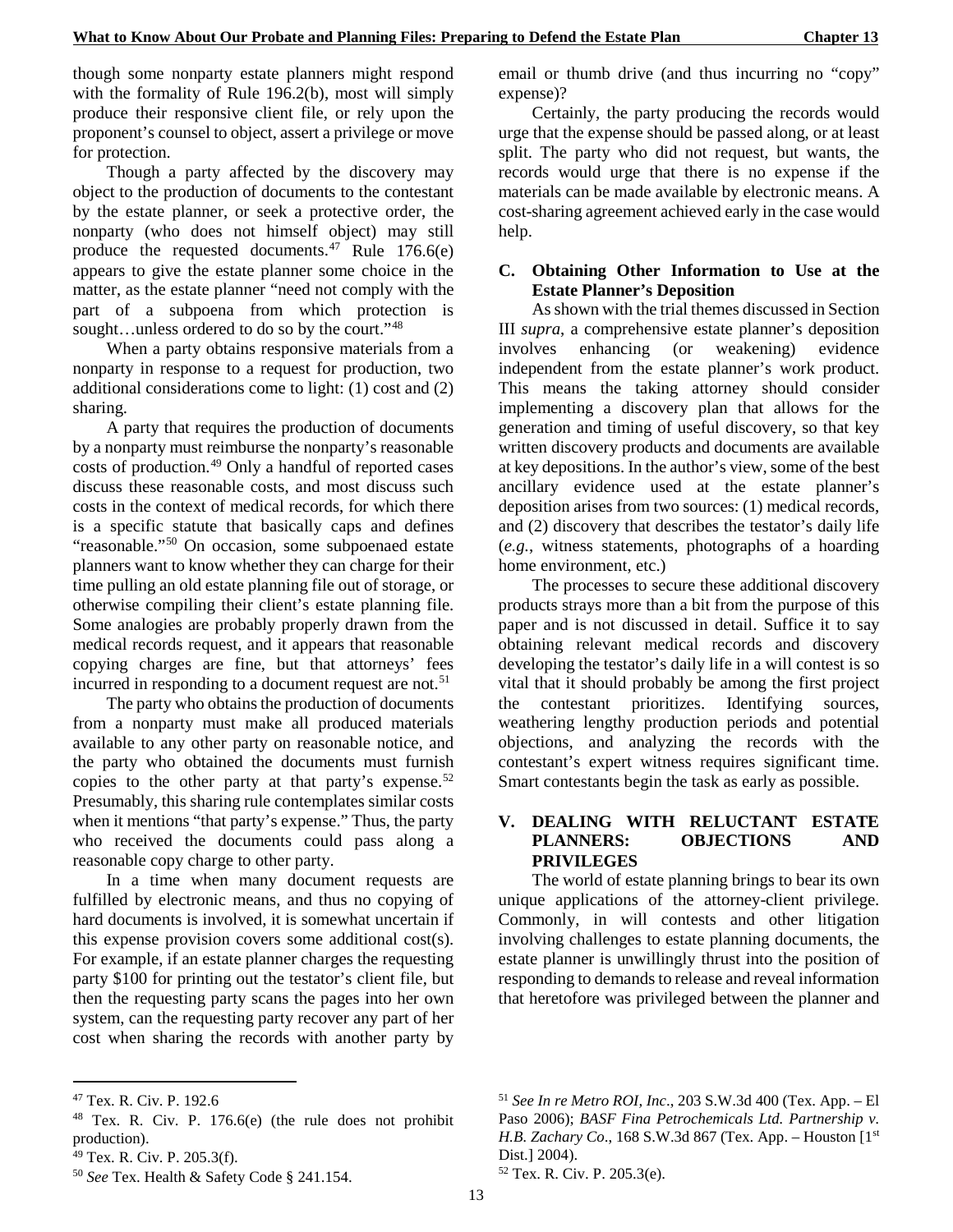though some nonparty estate planners might respond with the formality of Rule 196.2(b), most will simply produce their responsive client file, or rely upon the proponent's counsel to object, assert a privilege or move for protection.

Though a party affected by the discovery may object to the production of documents to the contestant by the estate planner, or seek a protective order, the nonparty (who does not himself object) may still produce the requested documents.[47] Rule 176.6(e) appears to give the estate planner some choice in the matter, as the estate planner "need not comply with the part of a subpoena from which protection is sought…unless ordered to do so by the court."[48]

When a party obtains responsive materials from a nonparty in response to a request for production, two additional considerations come to light: (1) cost and (2) sharing.

A party that requires the production of documents by a nonparty must reimburse the nonparty's reasonable costs of production.[49] Only a handful of reported cases discuss these reasonable costs, and most discuss such costs in the context of medical records, for which there is a specific statute that basically caps and defines "reasonable."[50] On occasion, some subpoenaed estate planners want to know whether they can charge for their time pulling an old estate planning file out of storage, or otherwise compiling their client's estate planning file. Some analogies are probably properly drawn from the medical records request, and it appears that reasonable copying charges are fine, but that attorneys' fees incurred in responding to a document request are not.[51]

The party who obtains the production of documents from a nonparty must make all produced materials available to any other party on reasonable notice, and the party who obtained the documents must furnish copies to the other party at that party's expense.[52] Presumably, this sharing rule contemplates similar costs when it mentions "that party's expense." Thus, the party who received the documents could pass along a reasonable copy charge to other party.

In a time when many document requests are fulfilled by electronic means, and thus no copying of hard documents is involved, it is somewhat uncertain if this expense provision covers some additional cost(s). For example, if an estate planner charges the requesting party $100 for printing out the testator's client file, but then the requesting party scans the pages into her own system, can the requesting party recover any part of her cost when sharing the records with another party by email or thumb drive (and thus incurring no "copy" expense)?

Certainly, the party producing the records would urge that the expense should be passed along, or at least split. The party who did not request, but wants, the records would urge that there is no expense if the materials can be made available by electronic means. A cost-sharing agreement achieved early in the case would help.

### C. Obtaining Other Information to Use at the Estate Planner's Deposition

As shown with the trial themes discussed in Section III *supra*, a comprehensive estate planner's deposition involves enhancing (or weakening) evidence independent from the estate planner's work product. This means the taking attorney should consider implementing a discovery plan that allows for the generation and timing of useful discovery, so that key written discovery products and documents are available at key depositions. In the author's view, some of the best ancillary evidence used at the estate planner's deposition arises from two sources: (1) medical records, and (2) discovery that describes the testator's daily life (*e.g.*, witness statements, photographs of a hoarding home environment, etc.)

The processes to secure these additional discovery products strays more than a bit from the purpose of this paper and is not discussed in detail. Suffice it to say obtaining relevant medical records and discovery developing the testator's daily life in a will contest is so vital that it should probably be among the first project the contestant prioritizes. Identifying sources, weathering lengthy production periods and potential objections, and analyzing the records with the contestant's expert witness requires significant time. Smart contestants begin the task as early as possible.

## V. DEALING WITH RELUCTANT ESTATE PLANNERS: OBJECTIONS AND PRIVILEGES

The world of estate planning brings to bear its own unique applications of the attorney-client privilege. Commonly, in will contests and other litigation involving challenges to estate planning documents, the estate planner is unwillingly thrust into the position of responding to demands to release and reveal information that heretofore was privileged between the planner and

---

[47] Tex. R. Civ. P. 192.6

[48] Tex. R. Civ. P. 176.6(e) (the rule does not prohibit production).

[49] Tex. R. Civ. P. 205.3(f).

[50] *See* Tex. Health & Safety Code § 241.154.

[51] *See In re Metro ROI, Inc*., 203 S.W.3d 400 (Tex. App. – El Paso 2006); *BASF Fina Petrochemicals Ltd. Partnership v. H.B. Zachary Co*., 168 S.W.3d 867 (Tex. App. – Houston [1st Dist.] 2004).

[52] Tex. R. Civ. P. 205.3(e).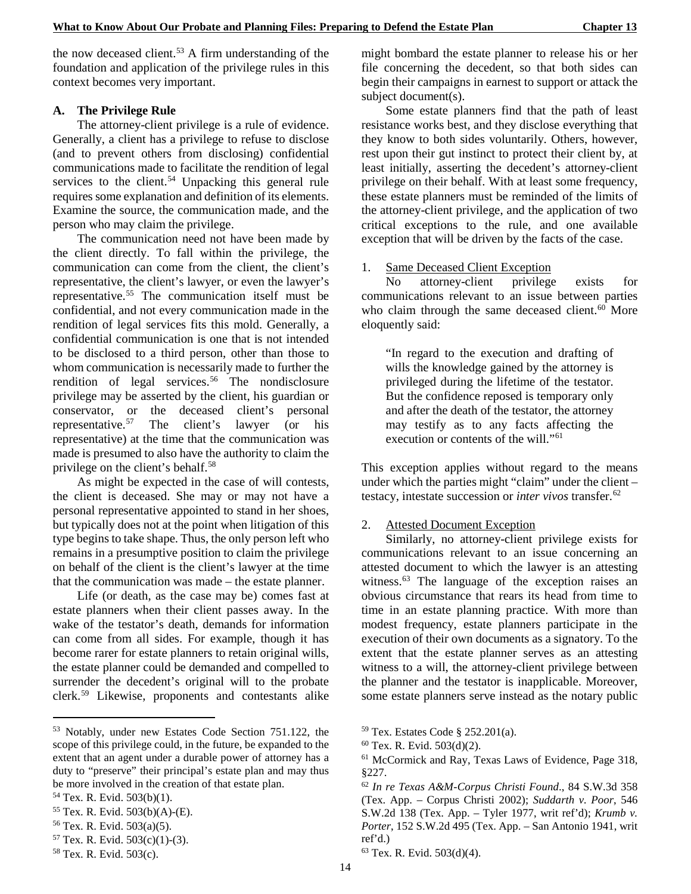the now deceased client.[53] A firm understanding of the foundation and application of the privilege rules in this context becomes very important.

### A. The Privilege Rule

The attorney-client privilege is a rule of evidence. Generally, a client has a privilege to refuse to disclose (and to prevent others from disclosing) confidential communications made to facilitate the rendition of legal services to the client.[54] Unpacking this general rule requires some explanation and definition of its elements. Examine the source, the communication made, and the person who may claim the privilege.

The communication need not have been made by the client directly. To fall within the privilege, the communication can come from the client, the client's representative, the client's lawyer, or even the lawyer's representative.[55] The communication itself must be confidential, and not every communication made in the rendition of legal services fits this mold. Generally, a confidential communication is one that is not intended to be disclosed to a third person, other than those to whom communication is necessarily made to further the rendition of legal services.[56] The nondisclosure privilege may be asserted by the client, his guardian or conservator, or the deceased client's personal representative.[57] The client's lawyer (or his representative) at the time that the communication was made is presumed to also have the authority to claim the privilege on the client's behalf.[58]

As might be expected in the case of will contests, the client is deceased. She may or may not have a personal representative appointed to stand in her shoes, but typically does not at the point when litigation of this type begins to take shape. Thus, the only person left who remains in a presumptive position to claim the privilege on behalf of the client is the client's lawyer at the time that the communication was made – the estate planner.

Life (or death, as the case may be) comes fast at estate planners when their client passes away. In the wake of the testator's death, demands for information can come from all sides. For example, though it has become rarer for estate planners to retain original wills, the estate planner could be demanded and compelled to surrender the decedent's original will to the probate clerk.[59] Likewise, proponents and contestants alike might bombard the estate planner to release his or her file concerning the decedent, so that both sides can begin their campaigns in earnest to support or attack the subject document(s).

Some estate planners find that the path of least resistance works best, and they disclose everything that they know to both sides voluntarily. Others, however, rest upon their gut instinct to protect their client by, at least initially, asserting the decedent's attorney-client privilege on their behalf. With at least some frequency, these estate planners must be reminded of the limits of the attorney-client privilege, and the application of two critical exceptions to the rule, and one available exception that will be driven by the facts of the case.

#### 1. Same Deceased Client Exception

No attorney-client privilege exists for communications relevant to an issue between parties who claim through the same deceased client.[60] More eloquently said:

> "In regard to the execution and drafting of wills the knowledge gained by the attorney is privileged during the lifetime of the testator. But the confidence reposed is temporary only and after the death of the testator, the attorney may testify as to any facts affecting the execution or contents of the will."[61]

This exception applies without regard to the means under which the parties might "claim" under the client – testacy, intestate succession or *inter vivos* transfer.[62]

#### 2. Attested Document Exception

Similarly, no attorney-client privilege exists for communications relevant to an issue concerning an attested document to which the lawyer is an attesting witness.[63] The language of the exception raises an obvious circumstance that rears its head from time to time in an estate planning practice. With more than modest frequency, estate planners participate in the execution of their own documents as a signatory. To the extent that the estate planner serves as an attesting witness to a will, the attorney-client privilege between the planner and the testator is inapplicable. Moreover, some estate planners serve instead as the notary public

---

[53] Notably, under new Estates Code Section 751.122, the scope of this privilege could, in the future, be expanded to the extent that an agent under a durable power of attorney has a duty to "preserve" their principal's estate plan and may thus be more involved in the creation of that estate plan.

[54] Tex. R. Evid. 503(b)(1).

[55] Tex. R. Evid. 503(b)(A)-(E).

[56] Tex. R. Evid. 503(a)(5).

[57] Tex. R. Evid. 503(c)(1)-(3).

[58] Tex. R. Evid. 503(c).

[59] Tex. Estates Code § 252.201(a).

[60] Tex. R. Evid. 503(d)(2).

[61] McCormick and Ray, Texas Laws of Evidence, Page 318, §227.

[62] *In re Texas A&M-Corpus Christi Found*., 84 S.W.3d 358 (Tex. App. – Corpus Christi 2002); *Suddarth v. Poor*, 546 S.W.2d 138 (Tex. App. – Tyler 1977, writ ref'd); *Krumb v. Porter*, 152 S.W.2d 495 (Tex. App. – San Antonio 1941, writ ref'd.)

[63] Tex. R. Evid. 503(d)(4).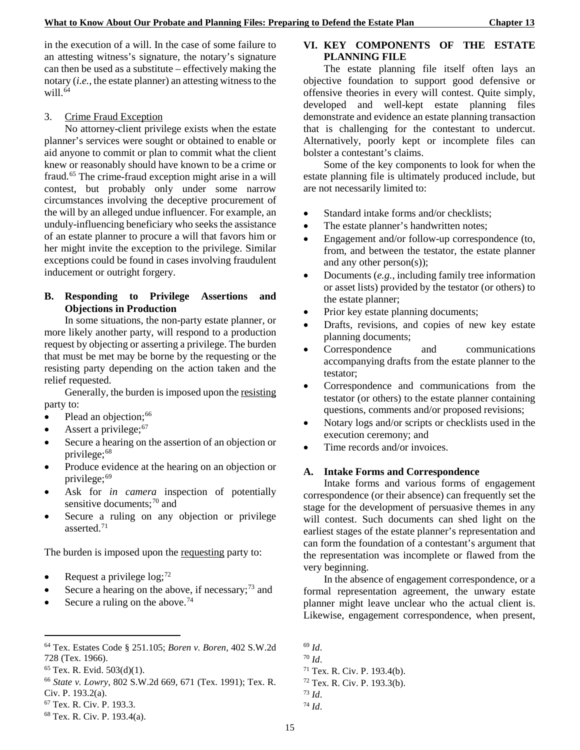in the execution of a will. In the case of some failure to an attesting witness's signature, the notary's signature can then be used as a substitute – effectively making the notary (*i.e.*, the estate planner) an attesting witness to the will.[64]

3. Crime Fraud Exception

No attorney-client privilege exists when the estate planner's services were sought or obtained to enable or aid anyone to commit or plan to commit what the client knew or reasonably should have known to be a crime or fraud.[65] The crime-fraud exception might arise in a will contest, but probably only under some narrow circumstances involving the deceptive procurement of the will by an alleged undue influencer. For example, an unduly-influencing beneficiary who seeks the assistance of an estate planner to procure a will that favors him or her might invite the exception to the privilege. Similar exceptions could be found in cases involving fraudulent inducement or outright forgery.

### B. Responding to Privilege Assertions and Objections in Production

In some situations, the non-party estate planner, or more likely another party, will respond to a production request by objecting or asserting a privilege. The burden that must be met may be borne by the requesting or the resisting party depending on the action taken and the relief requested.

Generally, the burden is imposed upon the resisting party to:

- Plead an objection;[66]
- Assert a privilege;[67]
- Secure a hearing on the assertion of an objection or privilege;[68]
- Produce evidence at the hearing on an objection or privilege;[69]
- Ask for *in camera* inspection of potentially sensitive documents;[70] and
- Secure a ruling on any objection or privilege asserted.[71]

The burden is imposed upon the requesting party to:

- Request a privilege log;[72]
- Secure a hearing on the above, if necessary;[73] and
- Secure a ruling on the above.[74]

## VI. KEY COMPONENTS OF THE ESTATE PLANNING FILE

The estate planning file itself often lays an objective foundation to support good defensive or offensive theories in every will contest. Quite simply, developed and well-kept estate planning files demonstrate and evidence an estate planning transaction that is challenging for the contestant to undercut. Alternatively, poorly kept or incomplete files can bolster a contestant's claims.

Some of the key components to look for when the estate planning file is ultimately produced include, but are not necessarily limited to:

- Standard intake forms and/or checklists;
- The estate planner's handwritten notes;
- Engagement and/or follow-up correspondence (to, from, and between the testator, the estate planner and any other person(s));
- Documents (*e.g.*, including family tree information or asset lists) provided by the testator (or others) to the estate planner;
- Prior key estate planning documents;
- Drafts, revisions, and copies of new key estate planning documents;
- Correspondence and communications accompanying drafts from the estate planner to the testator;
- Correspondence and communications from the testator (or others) to the estate planner containing questions, comments and/or proposed revisions;
- Notary logs and/or scripts or checklists used in the execution ceremony; and
- Time records and/or invoices.

### A. Intake Forms and Correspondence

Intake forms and various forms of engagement correspondence (or their absence) can frequently set the stage for the development of persuasive themes in any will contest. Such documents can shed light on the earliest stages of the estate planner's representation and can form the foundation of a contestant's argument that the representation was incomplete or flawed from the very beginning.

In the absence of engagement correspondence, or a formal representation agreement, the unwary estate planner might leave unclear who the actual client is. Likewise, engagement correspondence, when present,

---

[64] Tex. Estates Code § 251.105; *Boren v. Boren*, 402 S.W.2d 728 (Tex. 1966).

[65] Tex. R. Evid. 503(d)(1).

[66] *State v. Lowry*, 802 S.W.2d 669, 671 (Tex. 1991); Tex. R. Civ. P. 193.2(a).

[67] Tex. R. Civ. P. 193.3.

[68] Tex. R. Civ. P. 193.4(a).

[69] *Id*.

[70] *Id*.

[71] Tex. R. Civ. P. 193.4(b).

[72] Tex. R. Civ. P. 193.3(b).

[73] *Id*.

[74] *Id*.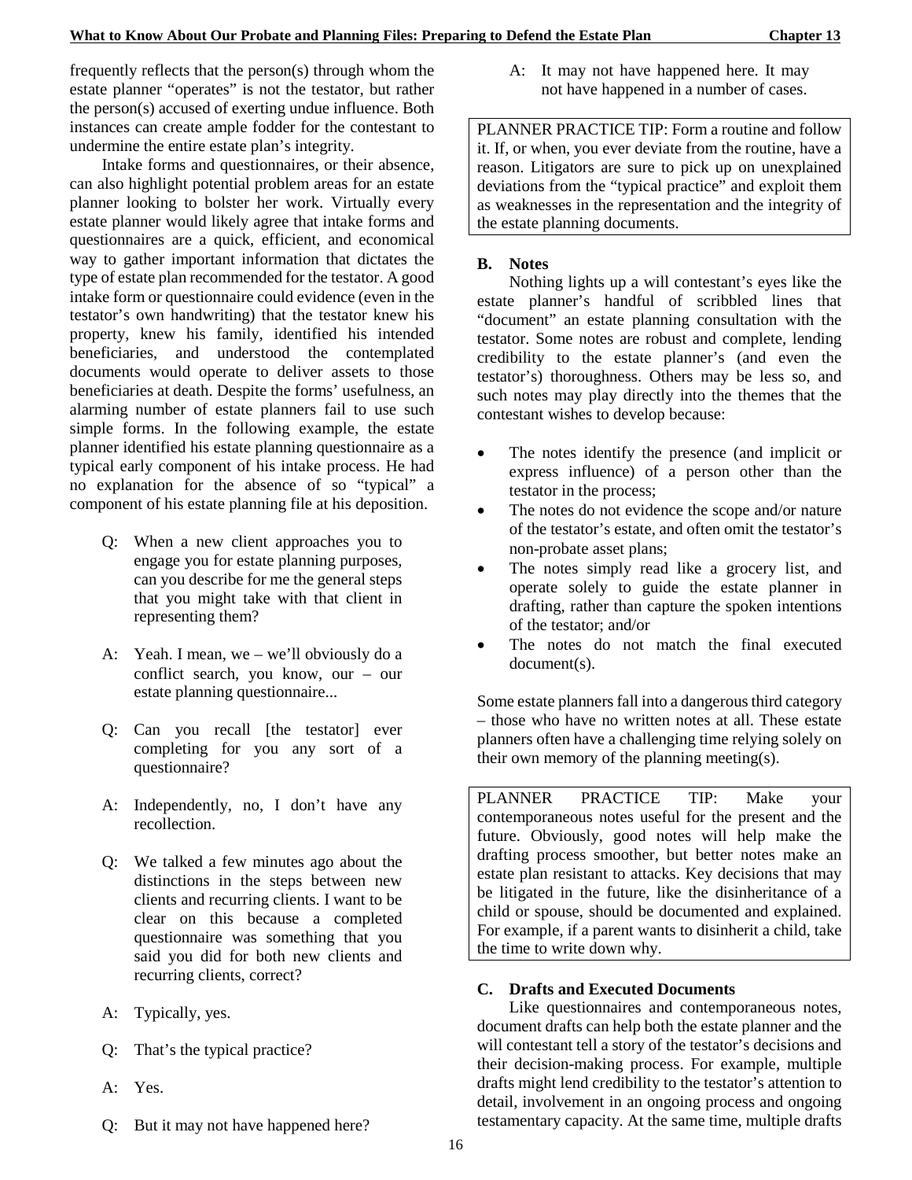frequently reflects that the person(s) through whom the estate planner "operates" is not the testator, but rather the person(s) accused of exerting undue influence. Both instances can create ample fodder for the contestant to undermine the entire estate plan's integrity.

Intake forms and questionnaires, or their absence, can also highlight potential problem areas for an estate planner looking to bolster her work. Virtually every estate planner would likely agree that intake forms and questionnaires are a quick, efficient, and economical way to gather important information that dictates the type of estate plan recommended for the testator. A good intake form or questionnaire could evidence (even in the testator's own handwriting) that the testator knew his property, knew his family, identified his intended beneficiaries, and understood the contemplated documents would operate to deliver assets to those beneficiaries at death. Despite the forms' usefulness, an alarming number of estate planners fail to use such simple forms. In the following example, the estate planner identified his estate planning questionnaire as a typical early component of his intake process. He had no explanation for the absence of so "typical" a component of his estate planning file at his deposition.

> Q: When a new client approaches you to engage you for estate planning purposes, can you describe for me the general steps that you might take with that client in representing them?
>
> A: Yeah. I mean, we – we'll obviously do a conflict search, you know, our – our estate planning questionnaire...
>
> Q: Can you recall [the testator] ever completing for you any sort of a questionnaire?
>
> A: Independently, no, I don't have any recollection.
>
> Q: We talked a few minutes ago about the distinctions in the steps between new clients and recurring clients. I want to be clear on this because a completed questionnaire was something that you said you did for both new clients and recurring clients, correct?
>
> A: Typically, yes.
>
> Q: That's the typical practice?
>
> A: Yes.
>
> Q: But it may not have happened here?
>
> A: It may not have happened here. It may not have happened in a number of cases.

PLANNER PRACTICE TIP: Form a routine and follow it. If, or when, you ever deviate from the routine, have a reason. Litigators are sure to pick up on unexplained deviations from the "typical practice" and exploit them as weaknesses in the representation and the integrity of the estate planning documents.

### B. Notes

Nothing lights up a will contestant's eyes like the estate planner's handful of scribbled lines that "document" an estate planning consultation with the testator. Some notes are robust and complete, lending credibility to the estate planner's (and even the testator's) thoroughness. Others may be less so, and such notes may play directly into the themes that the contestant wishes to develop because:

- The notes identify the presence (and implicit or express influence) of a person other than the testator in the process;
- The notes do not evidence the scope and/or nature of the testator's estate, and often omit the testator's non-probate asset plans;
- The notes simply read like a grocery list, and operate solely to guide the estate planner in drafting, rather than capture the spoken intentions of the testator; and/or
- The notes do not match the final executed document(s).

Some estate planners fall into a dangerous third category – those who have no written notes at all. These estate planners often have a challenging time relying solely on their own memory of the planning meeting(s).

PLANNER PRACTICE TIP: Make your contemporaneous notes useful for the present and the future. Obviously, good notes will help make the drafting process smoother, but better notes make an estate plan resistant to attacks. Key decisions that may be litigated in the future, like the disinheritance of a child or spouse, should be documented and explained. For example, if a parent wants to disinherit a child, take the time to write down why.

### C. Drafts and Executed Documents

Like questionnaires and contemporaneous notes, document drafts can help both the estate planner and the will contestant tell a story of the testator's decisions and their decision-making process. For example, multiple drafts might lend credibility to the testator's attention to detail, involvement in an ongoing process and ongoing testamentary capacity. At the same time, multiple drafts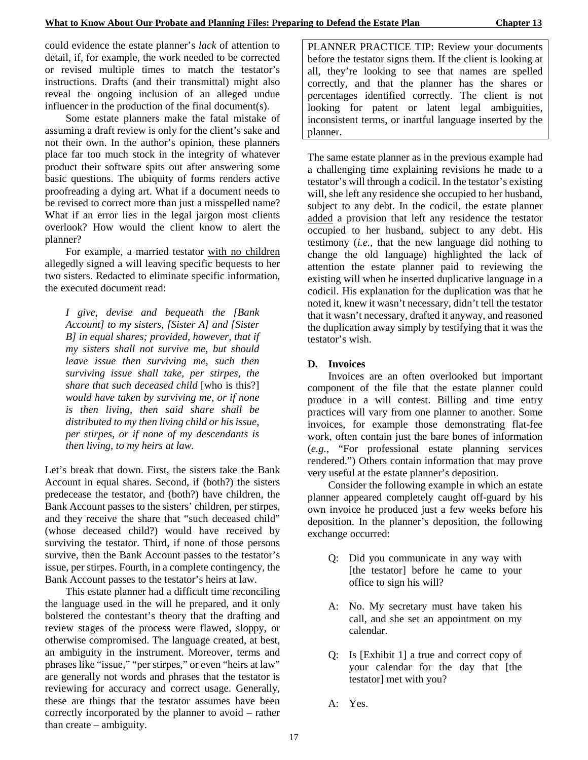could evidence the estate planner's *lack* of attention to detail, if, for example, the work needed to be corrected or revised multiple times to match the testator's instructions. Drafts (and their transmittal) might also reveal the ongoing inclusion of an alleged undue influencer in the production of the final document(s).

Some estate planners make the fatal mistake of assuming a draft review is only for the client's sake and not their own. In the author's opinion, these planners place far too much stock in the integrity of whatever product their software spits out after answering some basic questions. The ubiquity of forms renders active proofreading a dying art. What if a document needs to be revised to correct more than just a misspelled name? What if an error lies in the legal jargon most clients overlook? How would the client know to alert the planner?

For example, a married testator with no children allegedly signed a will leaving specific bequests to her two sisters. Redacted to eliminate specific information, the executed document read:

> *I give, devise and bequeath the [Bank Account] to my sisters, [Sister A] and [Sister B] in equal shares; provided, however, that if my sisters shall not survive me, but should leave issue then surviving me, such then surviving issue shall take, per stirpes, the share that such deceased child* [who is this?] *would have taken by surviving me, or if none is then living, then said share shall be distributed to my then living child or his issue, per stirpes, or if none of my descendants is then living, to my heirs at law.*

Let's break that down. First, the sisters take the Bank Account in equal shares. Second, if (both?) the sisters predecease the testator, and (both?) have children, the Bank Account passes to the sisters' children, per stirpes, and they receive the share that "such deceased child" (whose deceased child?) would have received by surviving the testator. Third, if none of those persons survive, then the Bank Account passes to the testator's issue, per stirpes. Fourth, in a complete contingency, the Bank Account passes to the testator's heirs at law.

This estate planner had a difficult time reconciling the language used in the will he prepared, and it only bolstered the contestant's theory that the drafting and review stages of the process were flawed, sloppy, or otherwise compromised. The language created, at best, an ambiguity in the instrument. Moreover, terms and phrases like "issue," "per stirpes," or even "heirs at law" are generally not words and phrases that the testator is reviewing for accuracy and correct usage. Generally, these are things that the testator assumes have been correctly incorporated by the planner to avoid – rather than create – ambiguity.

> PLANNER PRACTICE TIP: Review your documents before the testator signs them. If the client is looking at all, they're looking to see that names are spelled correctly, and that the planner has the shares or percentages identified correctly. The client is not looking for patent or latent legal ambiguities, inconsistent terms, or inartful language inserted by the planner.

The same estate planner as in the previous example had a challenging time explaining revisions he made to a testator's will through a codicil. In the testator's existing will, she left any residence she occupied to her husband, subject to any debt. In the codicil, the estate planner added a provision that left any residence the testator occupied to her husband, subject to any debt. His testimony (*i.e.*, that the new language did nothing to change the old language) highlighted the lack of attention the estate planner paid to reviewing the existing will when he inserted duplicative language in a codicil. His explanation for the duplication was that he noted it, knew it wasn't necessary, didn't tell the testator that it wasn't necessary, drafted it anyway, and reasoned the duplication away simply by testifying that it was the testator's wish.

### D. Invoices

Invoices are an often overlooked but important component of the file that the estate planner could produce in a will contest. Billing and time entry practices will vary from one planner to another. Some invoices, for example those demonstrating flat-fee work, often contain just the bare bones of information (*e.g.*, "For professional estate planning services rendered.") Others contain information that may prove very useful at the estate planner's deposition.

Consider the following example in which an estate planner appeared completely caught off-guard by his own invoice he produced just a few weeks before his deposition. In the planner's deposition, the following exchange occurred:

> Q: Did you communicate in any way with [the testator] before he came to your office to sign his will?
>
> A: No. My secretary must have taken his call, and she set an appointment on my calendar.
>
> Q: Is [Exhibit 1] a true and correct copy of your calendar for the day that [the testator] met with you?
>
> A: Yes.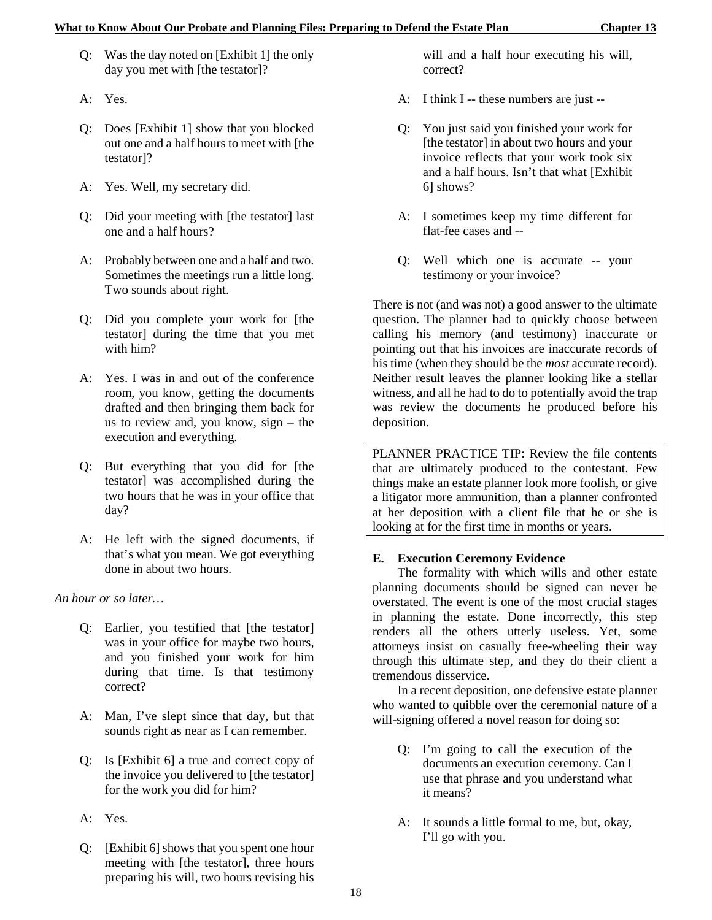Q: Was the day noted on [Exhibit 1] the only day you met with [the testator]?

A: Yes.

Q: Does [Exhibit 1] show that you blocked out one and a half hours to meet with [the testator]?

A: Yes. Well, my secretary did.

Q: Did your meeting with [the testator] last one and a half hours?

A: Probably between one and a half and two. Sometimes the meetings run a little long. Two sounds about right.

Q: Did you complete your work for [the testator] during the time that you met with him?

A: Yes. I was in and out of the conference room, you know, getting the documents drafted and then bringing them back for us to review and, you know, sign – the execution and everything.

Q: But everything that you did for [the testator] was accomplished during the two hours that he was in your office that day?

A: He left with the signed documents, if that's what you mean. We got everything done in about two hours.

*An hour or so later…*

Q: Earlier, you testified that [the testator] was in your office for maybe two hours, and you finished your work for him during that time. Is that testimony correct?

A: Man, I've slept since that day, but that sounds right as near as I can remember.

Q: Is [Exhibit 6] a true and correct copy of the invoice you delivered to [the testator] for the work you did for him?

A: Yes.

Q: [Exhibit 6] shows that you spent one hour meeting with [the testator], three hours preparing his will, two hours revising his will and a half hour executing his will, correct?

A: I think I -- these numbers are just --

Q: You just said you finished your work for [the testator] in about two hours and your invoice reflects that your work took six and a half hours. Isn't that what [Exhibit 6] shows?

A: I sometimes keep my time different for flat-fee cases and --

Q: Well which one is accurate -- your testimony or your invoice?

There is not (and was not) a good answer to the ultimate question. The planner had to quickly choose between calling his memory (and testimony) inaccurate or pointing out that his invoices are inaccurate records of his time (when they should be the *most* accurate record). Neither result leaves the planner looking like a stellar witness, and all he had to do to potentially avoid the trap was review the documents he produced before his deposition.

PLANNER PRACTICE TIP: Review the file contents that are ultimately produced to the contestant. Few things make an estate planner look more foolish, or give a litigator more ammunition, than a planner confronted at her deposition with a client file that he or she is looking at for the first time in months or years.

### E. Execution Ceremony Evidence

The formality with which wills and other estate planning documents should be signed can never be overstated. The event is one of the most crucial stages in planning the estate. Done incorrectly, this step renders all the others utterly useless. Yet, some attorneys insist on casually free-wheeling their way through this ultimate step, and they do their client a tremendous disservice.

In a recent deposition, one defensive estate planner who wanted to quibble over the ceremonial nature of a will-signing offered a novel reason for doing so:

Q: I'm going to call the execution of the documents an execution ceremony. Can I use that phrase and you understand what it means?

A: It sounds a little formal to me, but, okay, I'll go with you.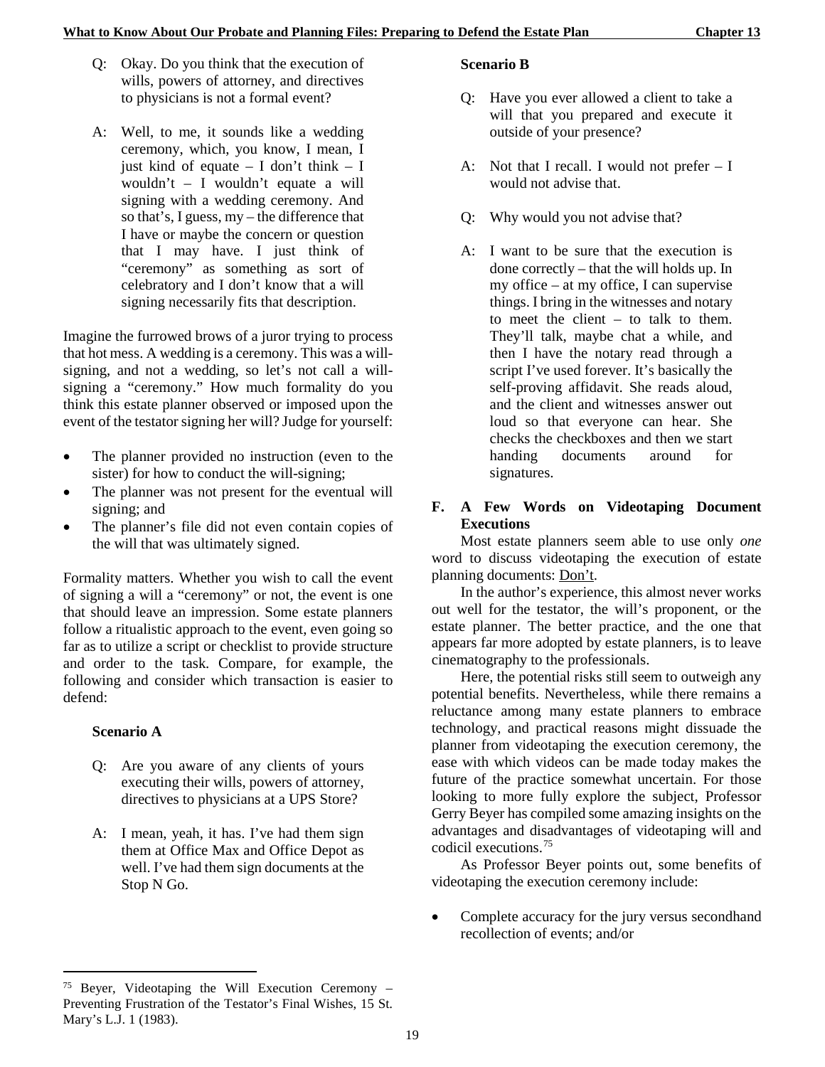Q: Okay. Do you think that the execution of wills, powers of attorney, and directives to physicians is not a formal event?

A: Well, to me, it sounds like a wedding ceremony, which, you know, I mean, I just kind of equate – I don't think – I wouldn't – I wouldn't equate a will signing with a wedding ceremony. And so that's, I guess, my – the difference that I have or maybe the concern or question that I may have. I just think of "ceremony" as something as sort of celebratory and I don't know that a will signing necessarily fits that description.

Imagine the furrowed brows of a juror trying to process that hot mess. A wedding is a ceremony. This was a will-signing, and not a wedding, so let's not call a will-signing a "ceremony." How much formality do you think this estate planner observed or imposed upon the event of the testator signing her will? Judge for yourself:

- The planner provided no instruction (even to the sister) for how to conduct the will-signing;
- The planner was not present for the eventual will signing; and
- The planner's file did not even contain copies of the will that was ultimately signed.

Formality matters. Whether you wish to call the event of signing a will a "ceremony" or not, the event is one that should leave an impression. Some estate planners follow a ritualistic approach to the event, even going so far as to utilize a script or checklist to provide structure and order to the task. Compare, for example, the following and consider which transaction is easier to defend:

**Scenario A**

Q: Are you aware of any clients of yours executing their wills, powers of attorney, directives to physicians at a UPS Store?

A: I mean, yeah, it has. I've had them sign them at Office Max and Office Depot as well. I've had them sign documents at the Stop N Go.

**Scenario B**

Q: Have you ever allowed a client to take a will that you prepared and execute it outside of your presence?

A: Not that I recall. I would not prefer – I would not advise that.

Q: Why would you not advise that?

A: I want to be sure that the execution is done correctly – that the will holds up. In my office – at my office, I can supervise things. I bring in the witnesses and notary to meet the client – to talk to them. They'll talk, maybe chat a while, and then I have the notary read through a script I've used forever. It's basically the self-proving affidavit. She reads aloud, and the client and witnesses answer out loud so that everyone can hear. She checks the checkboxes and then we start handing documents around for signatures.

### F. A Few Words on Videotaping Document Executions

Most estate planners seem able to use only *one* word to discuss videotaping the execution of estate planning documents: Don't.

In the author's experience, this almost never works out well for the testator, the will's proponent, or the estate planner. The better practice, and the one that appears far more adopted by estate planners, is to leave cinematography to the professionals.

Here, the potential risks still seem to outweigh any potential benefits. Nevertheless, while there remains a reluctance among many estate planners to embrace technology, and practical reasons might dissuade the planner from videotaping the execution ceremony, the ease with which videos can be made today makes the future of the practice somewhat uncertain. For those looking to more fully explore the subject, Professor Gerry Beyer has compiled some amazing insights on the advantages and disadvantages of videotaping will and codicil executions.[75]

As Professor Beyer points out, some benefits of videotaping the execution ceremony include:

- Complete accuracy for the jury versus secondhand recollection of events; and/or

[75] Beyer, Videotaping the Will Execution Ceremony – Preventing Frustration of the Testator's Final Wishes, 15 St. Mary's L.J. 1 (1983).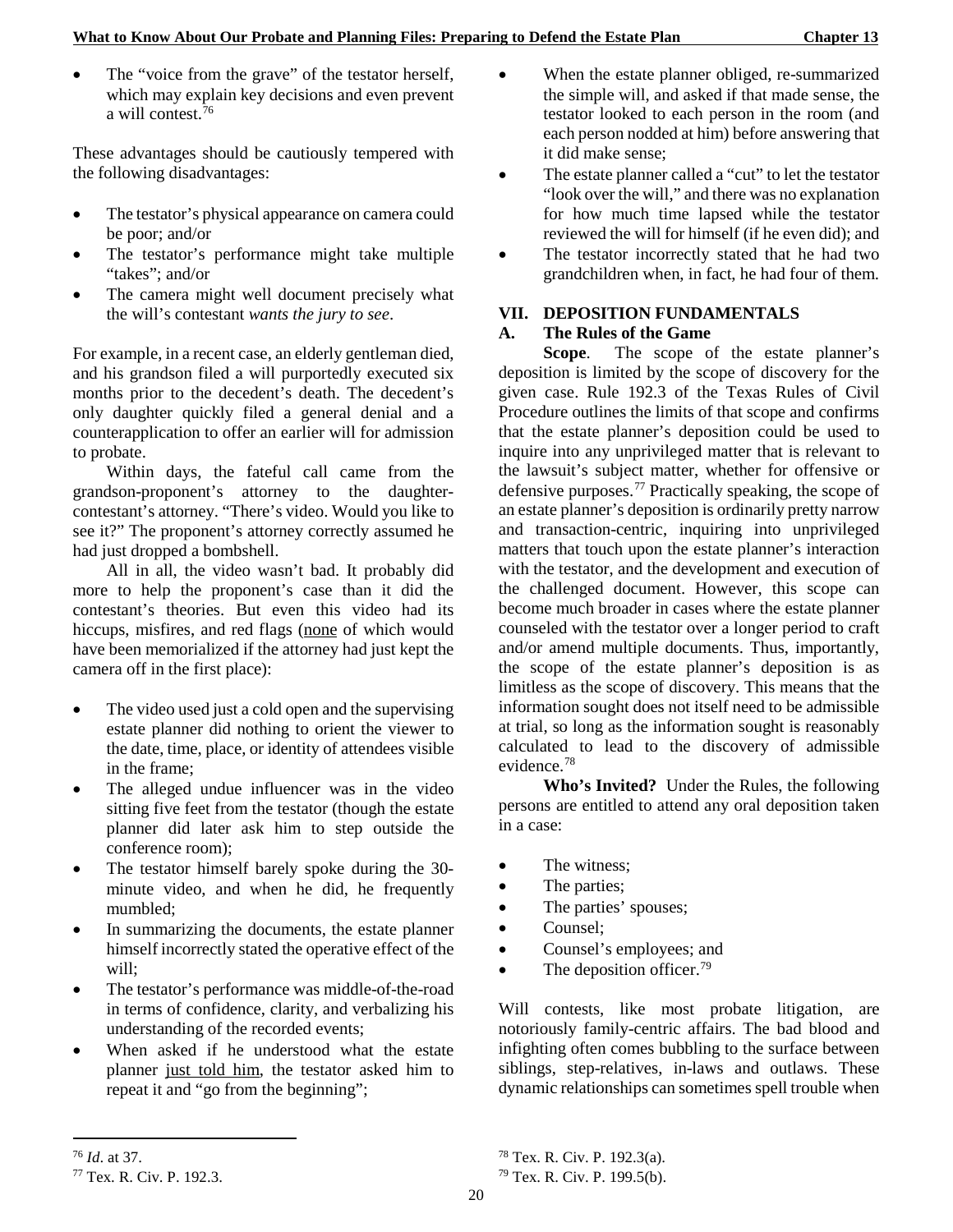- The "voice from the grave" of the testator herself, which may explain key decisions and even prevent a will contest.[76]

These advantages should be cautiously tempered with the following disadvantages:

- The testator's physical appearance on camera could be poor; and/or
- The testator's performance might take multiple "takes"; and/or
- The camera might well document precisely what the will's contestant *wants the jury to see*.

For example, in a recent case, an elderly gentleman died, and his grandson filed a will purportedly executed six months prior to the decedent's death. The decedent's only daughter quickly filed a general denial and a counterapplication to offer an earlier will for admission to probate.

Within days, the fateful call came from the grandson-proponent's attorney to the daughter-contestant's attorney. "There's video. Would you like to see it?" The proponent's attorney correctly assumed he had just dropped a bombshell.

All in all, the video wasn't bad. It probably did more to help the proponent's case than it did the contestant's theories. But even this video had its hiccups, misfires, and red flags (<u>none</u> of which would have been memorialized if the attorney had just kept the camera off in the first place):

- The video used just a cold open and the supervising estate planner did nothing to orient the viewer to the date, time, place, or identity of attendees visible in the frame;
- The alleged undue influencer was in the video sitting five feet from the testator (though the estate planner did later ask him to step outside the conference room);
- The testator himself barely spoke during the 30-minute video, and when he did, he frequently mumbled;
- In summarizing the documents, the estate planner himself incorrectly stated the operative effect of the will;
- The testator's performance was middle-of-the-road in terms of confidence, clarity, and verbalizing his understanding of the recorded events;
- When asked if he understood what the estate planner <u>just told him</u>, the testator asked him to repeat it and "go from the beginning";
- When the estate planner obliged, re-summarized the simple will, and asked if that made sense, the testator looked to each person in the room (and each person nodded at him) before answering that it did make sense;
- The estate planner called a "cut" to let the testator "look over the will," and there was no explanation for how much time lapsed while the testator reviewed the will for himself (if he even did); and
- The testator incorrectly stated that he had two grandchildren when, in fact, he had four of them.

## VII. DEPOSITION FUNDAMENTALS

### A. The Rules of the Game

**Scope**. The scope of the estate planner's deposition is limited by the scope of discovery for the given case. Rule 192.3 of the Texas Rules of Civil Procedure outlines the limits of that scope and confirms that the estate planner's deposition could be used to inquire into any unprivileged matter that is relevant to the lawsuit's subject matter, whether for offensive or defensive purposes.[77] Practically speaking, the scope of an estate planner's deposition is ordinarily pretty narrow and transaction-centric, inquiring into unprivileged matters that touch upon the estate planner's interaction with the testator, and the development and execution of the challenged document. However, this scope can become much broader in cases where the estate planner counseled with the testator over a longer period to craft and/or amend multiple documents. Thus, importantly, the scope of the estate planner's deposition is as limitless as the scope of discovery. This means that the information sought does not itself need to be admissible at trial, so long as the information sought is reasonably calculated to lead to the discovery of admissible evidence.[78]

**Who's Invited?** Under the Rules, the following persons are entitled to attend any oral deposition taken in a case:

- The witness;
- The parties;
- The parties' spouses;
- Counsel;
- Counsel's employees; and
- The deposition officer.[79]

Will contests, like most probate litigation, are notoriously family-centric affairs. The bad blood and infighting often comes bubbling to the surface between siblings, step-relatives, in-laws and outlaws. These dynamic relationships can sometimes spell trouble when

---

[76] *Id*. at 37.

[77] Tex. R. Civ. P. 192.3.

[78] Tex. R. Civ. P. 192.3(a).

[79] Tex. R. Civ. P. 199.5(b).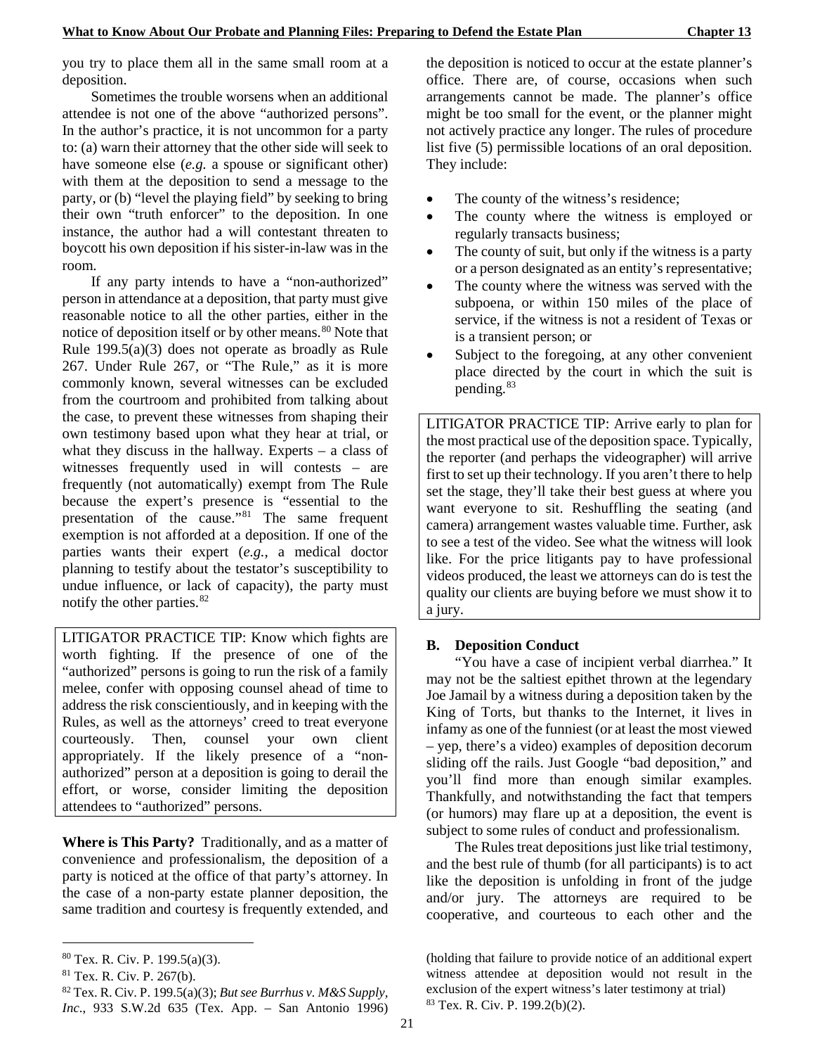you try to place them all in the same small room at a deposition.

Sometimes the trouble worsens when an additional attendee is not one of the above "authorized persons". In the author's practice, it is not uncommon for a party to: (a) warn their attorney that the other side will seek to have someone else (*e.g.* a spouse or significant other) with them at the deposition to send a message to the party, or (b) "level the playing field" by seeking to bring their own "truth enforcer" to the deposition. In one instance, the author had a will contestant threaten to boycott his own deposition if his sister-in-law was in the room.

If any party intends to have a "non-authorized" person in attendance at a deposition, that party must give reasonable notice to all the other parties, either in the notice of deposition itself or by other means.[80] Note that Rule 199.5(a)(3) does not operate as broadly as Rule 267. Under Rule 267, or "The Rule," as it is more commonly known, several witnesses can be excluded from the courtroom and prohibited from talking about the case, to prevent these witnesses from shaping their own testimony based upon what they hear at trial, or what they discuss in the hallway. Experts – a class of witnesses frequently used in will contests – are frequently (not automatically) exempt from The Rule because the expert's presence is "essential to the presentation of the cause."[81] The same frequent exemption is not afforded at a deposition. If one of the parties wants their expert (*e.g.,* a medical doctor planning to testify about the testator's susceptibility to undue influence, or lack of capacity), the party must notify the other parties.[82]

> LITIGATOR PRACTICE TIP: Know which fights are worth fighting. If the presence of one of the "authorized" persons is going to run the risk of a family melee, confer with opposing counsel ahead of time to address the risk conscientiously, and in keeping with the Rules, as well as the attorneys' creed to treat everyone courteously. Then, counsel your own client appropriately. If the likely presence of a "non-authorized" person at a deposition is going to derail the effort, or worse, consider limiting the deposition attendees to "authorized" persons.

**Where is This Party?** Traditionally, and as a matter of convenience and professionalism, the deposition of a party is noticed at the office of that party's attorney. In the case of a non-party estate planner deposition, the same tradition and courtesy is frequently extended, and the deposition is noticed to occur at the estate planner's office. There are, of course, occasions when such arrangements cannot be made. The planner's office might be too small for the event, or the planner might not actively practice any longer. The rules of procedure list five (5) permissible locations of an oral deposition. They include:

- The county of the witness's residence;
- The county where the witness is employed or regularly transacts business;
- The county of suit, but only if the witness is a party or a person designated as an entity's representative;
- The county where the witness was served with the subpoena, or within 150 miles of the place of service, if the witness is not a resident of Texas or is a transient person; or
- Subject to the foregoing, at any other convenient place directed by the court in which the suit is pending.[83]

> LITIGATOR PRACTICE TIP: Arrive early to plan for the most practical use of the deposition space. Typically, the reporter (and perhaps the videographer) will arrive first to set up their technology. If you aren't there to help set the stage, they'll take their best guess at where you want everyone to sit. Reshuffling the seating (and camera) arrangement wastes valuable time. Further, ask to see a test of the video. See what the witness will look like. For the price litigants pay to have professional videos produced, the least we attorneys can do is test the quality our clients are buying before we must show it to a jury.

### B. Deposition Conduct

"You have a case of incipient verbal diarrhea." It may not be the saltiest epithet thrown at the legendary Joe Jamail by a witness during a deposition taken by the King of Torts, but thanks to the Internet, it lives in infamy as one of the funniest (or at least the most viewed – yep, there's a video) examples of deposition decorum sliding off the rails. Just Google "bad deposition," and you'll find more than enough similar examples. Thankfully, and notwithstanding the fact that tempers (or humors) may flare up at a deposition, the event is subject to some rules of conduct and professionalism.

The Rules treat depositions just like trial testimony, and the best rule of thumb (for all participants) is to act like the deposition is unfolding in front of the judge and/or jury. The attorneys are required to be cooperative, and courteous to each other and the

---

[80] Tex. R. Civ. P. 199.5(a)(3).

[81] Tex. R. Civ. P. 267(b).

[82] Tex. R. Civ. P. 199.5(a)(3); *But see Burrhus v. M&S Supply, Inc.*, 933 S.W.2d 635 (Tex. App. – San Antonio 1996) (holding that failure to provide notice of an additional expert witness attendee at deposition would not result in the exclusion of the expert witness's later testimony at trial)

[83] Tex. R. Civ. P. 199.2(b)(2).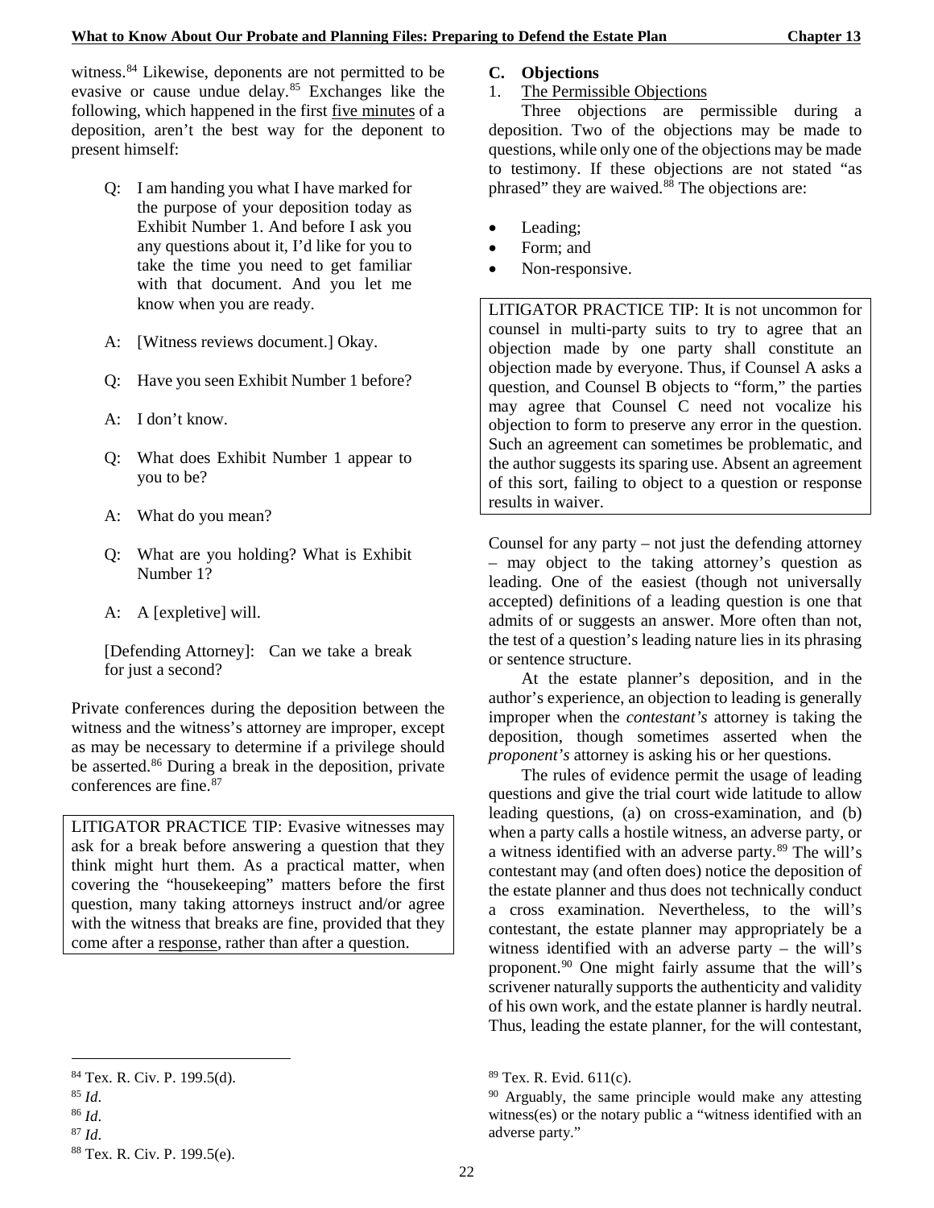witness.[84] Likewise, deponents are not permitted to be evasive or cause undue delay.[85] Exchanges like the following, which happened in the first five minutes of a deposition, aren't the best way for the deponent to present himself:

> Q: I am handing you what I have marked for the purpose of your deposition today as Exhibit Number 1. And before I ask you any questions about it, I'd like for you to take the time you need to get familiar with that document. And you let me know when you are ready.
>
> A: [Witness reviews document.] Okay.
>
> Q: Have you seen Exhibit Number 1 before?
>
> A: I don't know.
>
> Q: What does Exhibit Number 1 appear to you to be?
>
> A: What do you mean?
>
> Q: What are you holding? What is Exhibit Number 1?
>
> A: A [expletive] will.
>
> [Defending Attorney]: Can we take a break for just a second?

Private conferences during the deposition between the witness and the witness's attorney are improper, except as may be necessary to determine if a privilege should be asserted.[86] During a break in the deposition, private conferences are fine.[87]

> LITIGATOR PRACTICE TIP: Evasive witnesses may ask for a break before answering a question that they think might hurt them. As a practical matter, when covering the "housekeeping" matters before the first question, many taking attorneys instruct and/or agree with the witness that breaks are fine, provided that they come after a response, rather than after a question.

### C. Objections

1. The Permissible Objections

Three objections are permissible during a deposition. Two of the objections may be made to questions, while only one of the objections may be made to testimony. If these objections are not stated "as phrased" they are waived.[88] The objections are:

- Leading;
- Form; and
- Non-responsive.

> LITIGATOR PRACTICE TIP: It is not uncommon for counsel in multi-party suits to try to agree that an objection made by one party shall constitute an objection made by everyone. Thus, if Counsel A asks a question, and Counsel B objects to "form," the parties may agree that Counsel C need not vocalize his objection to form to preserve any error in the question. Such an agreement can sometimes be problematic, and the author suggests its sparing use. Absent an agreement of this sort, failing to object to a question or response results in waiver.

Counsel for any party – not just the defending attorney – may object to the taking attorney's question as leading. One of the easiest (though not universally accepted) definitions of a leading question is one that admits of or suggests an answer. More often than not, the test of a question's leading nature lies in its phrasing or sentence structure.

At the estate planner's deposition, and in the author's experience, an objection to leading is generally improper when the *contestant's* attorney is taking the deposition, though sometimes asserted when the *proponent's* attorney is asking his or her questions.

The rules of evidence permit the usage of leading questions and give the trial court wide latitude to allow leading questions, (a) on cross-examination, and (b) when a party calls a hostile witness, an adverse party, or a witness identified with an adverse party.[89] The will's contestant may (and often does) notice the deposition of the estate planner and thus does not technically conduct a cross examination. Nevertheless, to the will's contestant, the estate planner may appropriately be a witness identified with an adverse party – the will's proponent.[90] One might fairly assume that the will's scrivener naturally supports the authenticity and validity of his own work, and the estate planner is hardly neutral. Thus, leading the estate planner, for the will contestant,

---

[84] Tex. R. Civ. P. 199.5(d).

[85] *Id*.

[86] *Id*.

[87] *Id*.

[88] Tex. R. Civ. P. 199.5(e).

[89] Tex. R. Evid. 611(c).

[90] Arguably, the same principle would make any attesting witness(es) or the notary public a "witness identified with an adverse party."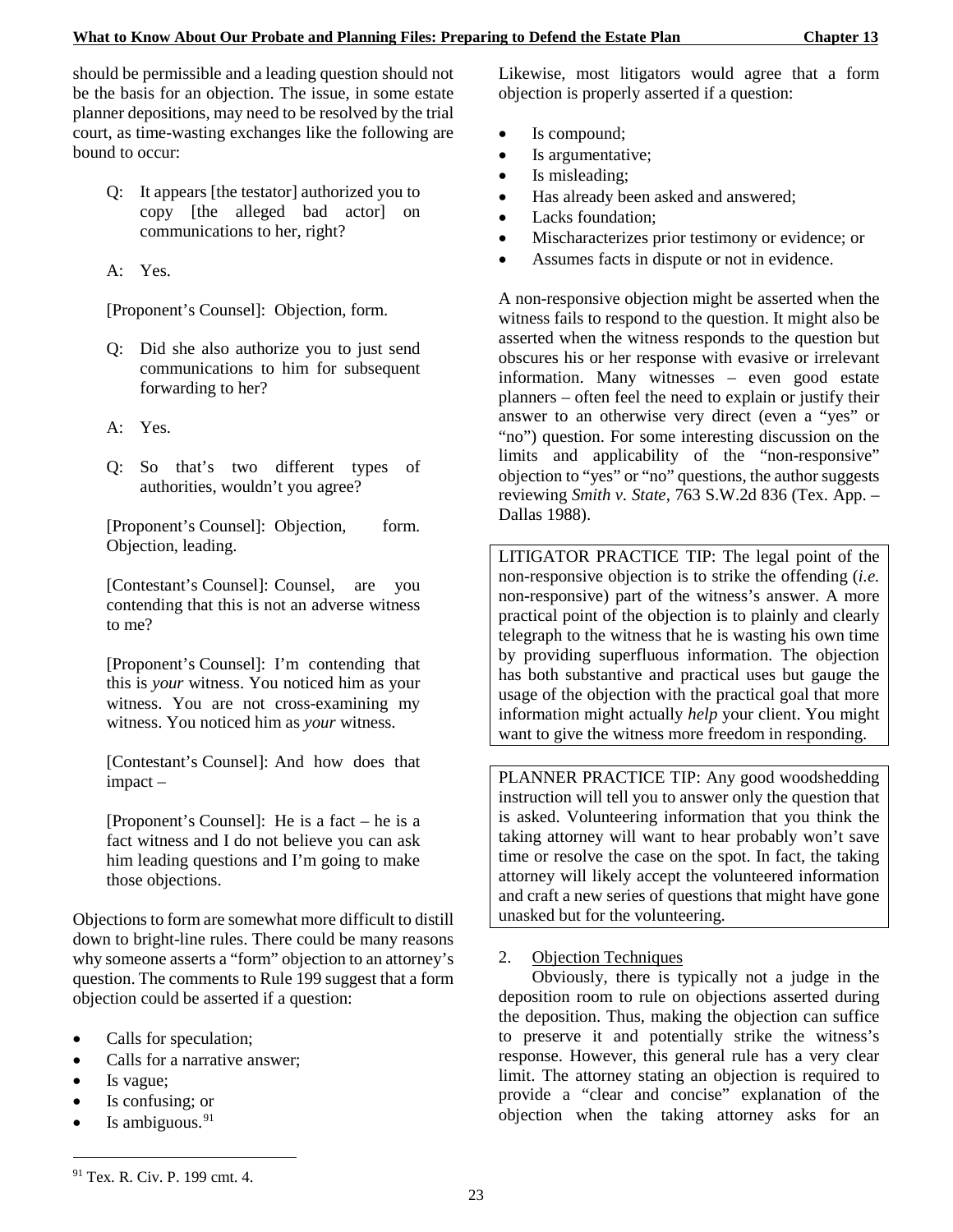should be permissible and a leading question should not be the basis for an objection. The issue, in some estate planner depositions, may need to be resolved by the trial court, as time-wasting exchanges like the following are bound to occur:

> Q: It appears [the testator] authorized you to copy [the alleged bad actor] on communications to her, right?
>
> A: Yes.
>
> [Proponent's Counsel]: Objection, form.
>
> Q: Did she also authorize you to just send communications to him for subsequent forwarding to her?
>
> A: Yes.
>
> Q: So that's two different types of authorities, wouldn't you agree?
>
> [Proponent's Counsel]: Objection, form. Objection, leading.
>
> [Contestant's Counsel]: Counsel, are you contending that this is not an adverse witness to me?
>
> [Proponent's Counsel]: I'm contending that this is *your* witness. You noticed him as your witness. You are not cross-examining my witness. You noticed him as *your* witness.
>
> [Contestant's Counsel]: And how does that impact –
>
> [Proponent's Counsel]: He is a fact – he is a fact witness and I do not believe you can ask him leading questions and I'm going to make those objections.

Objections to form are somewhat more difficult to distill down to bright-line rules. There could be many reasons why someone asserts a "form" objection to an attorney's question. The comments to Rule 199 suggest that a form objection could be asserted if a question:

- Calls for speculation;
- Calls for a narrative answer;
- Is vague;
- Is confusing; or
- Is ambiguous.[91]

Likewise, most litigators would agree that a form objection is properly asserted if a question:

- Is compound;
- Is argumentative;
- Is misleading;
- Has already been asked and answered;
- Lacks foundation;
- Mischaracterizes prior testimony or evidence; or
- Assumes facts in dispute or not in evidence.

A non-responsive objection might be asserted when the witness fails to respond to the question. It might also be asserted when the witness responds to the question but obscures his or her response with evasive or irrelevant information. Many witnesses – even good estate planners – often feel the need to explain or justify their answer to an otherwise very direct (even a "yes" or "no") question. For some interesting discussion on the limits and applicability of the "non-responsive" objection to "yes" or "no" questions, the author suggests reviewing *Smith v. State*, 763 S.W.2d 836 (Tex. App. – Dallas 1988).

> LITIGATOR PRACTICE TIP: The legal point of the non-responsive objection is to strike the offending (*i.e.* non-responsive) part of the witness's answer. A more practical point of the objection is to plainly and clearly telegraph to the witness that he is wasting his own time by providing superfluous information. The objection has both substantive and practical uses but gauge the usage of the objection with the practical goal that more information might actually *help* your client. You might want to give the witness more freedom in responding.

> PLANNER PRACTICE TIP: Any good woodshedding instruction will tell you to answer only the question that is asked. Volunteering information that you think the taking attorney will want to hear probably won't save time or resolve the case on the spot. In fact, the taking attorney will likely accept the volunteered information and craft a new series of questions that might have gone unasked but for the volunteering.

2. <u>Objection Techniques</u>

Obviously, there is typically not a judge in the deposition room to rule on objections asserted during the deposition. Thus, making the objection can suffice to preserve it and potentially strike the witness's response. However, this general rule has a very clear limit. The attorney stating an objection is required to provide a "clear and concise" explanation of the objection when the taking attorney asks for an

---

[91] Tex. R. Civ. P. 199 cmt. 4.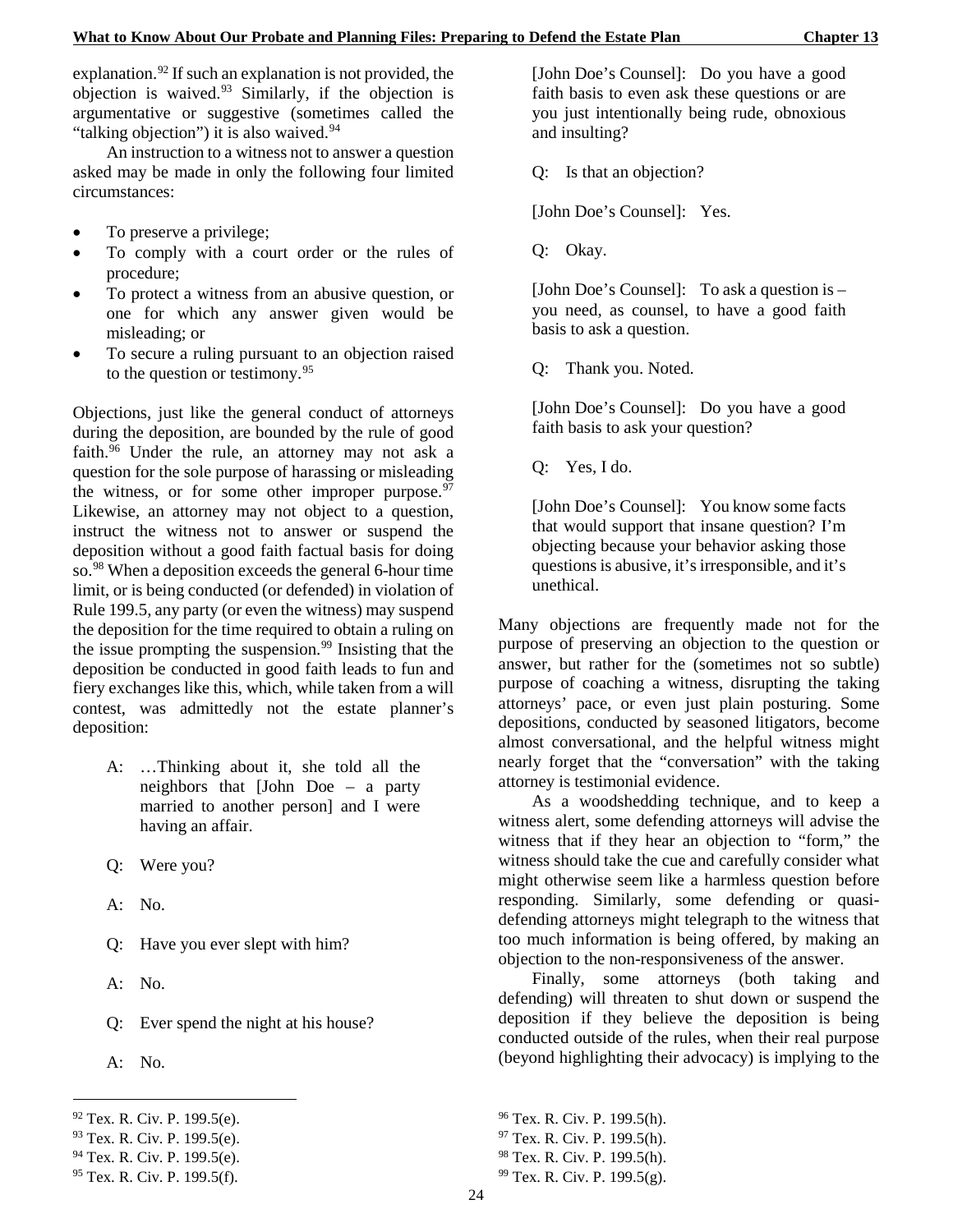explanation.[92] If such an explanation is not provided, the objection is waived.[93] Similarly, if the objection is argumentative or suggestive (sometimes called the "talking objection") it is also waived.[94]

An instruction to a witness not to answer a question asked may be made in only the following four limited circumstances:

- To preserve a privilege;
- To comply with a court order or the rules of procedure;
- To protect a witness from an abusive question, or one for which any answer given would be misleading; or
- To secure a ruling pursuant to an objection raised to the question or testimony.[95]

Objections, just like the general conduct of attorneys during the deposition, are bounded by the rule of good faith.[96] Under the rule, an attorney may not ask a question for the sole purpose of harassing or misleading the witness, or for some other improper purpose.[97] Likewise, an attorney may not object to a question, instruct the witness not to answer or suspend the deposition without a good faith factual basis for doing so.[98] When a deposition exceeds the general 6-hour time limit, or is being conducted (or defended) in violation of Rule 199.5, any party (or even the witness) may suspend the deposition for the time required to obtain a ruling on the issue prompting the suspension.[99] Insisting that the deposition be conducted in good faith leads to fun and fiery exchanges like this, which, while taken from a will contest, was admittedly not the estate planner's deposition:

> A: …Thinking about it, she told all the neighbors that [John Doe – a party married to another person] and I were having an affair.
>
> Q: Were you?
>
> A: No.
>
> Q: Have you ever slept with him?
>
> A: No.
>
> Q: Ever spend the night at his house?
>
> A: No.
>
> [John Doe's Counsel]: Do you have a good faith basis to even ask these questions or are you just intentionally being rude, obnoxious and insulting?
>
> Q: Is that an objection?
>
> [John Doe's Counsel]: Yes.
>
> Q: Okay.
>
> [John Doe's Counsel]: To ask a question is – you need, as counsel, to have a good faith basis to ask a question.
>
> Q: Thank you. Noted.
>
> [John Doe's Counsel]: Do you have a good faith basis to ask your question?
>
> Q: Yes, I do.
>
> [John Doe's Counsel]: You know some facts that would support that insane question? I'm objecting because your behavior asking those questions is abusive, it's irresponsible, and it's unethical.

Many objections are frequently made not for the purpose of preserving an objection to the question or answer, but rather for the (sometimes not so subtle) purpose of coaching a witness, disrupting the taking attorneys' pace, or even just plain posturing. Some depositions, conducted by seasoned litigators, become almost conversational, and the helpful witness might nearly forget that the "conversation" with the taking attorney is testimonial evidence.

As a woodshedding technique, and to keep a witness alert, some defending attorneys will advise the witness that if they hear an objection to "form," the witness should take the cue and carefully consider what might otherwise seem like a harmless question before responding. Similarly, some defending or quasi-defending attorneys might telegraph to the witness that too much information is being offered, by making an objection to the non-responsiveness of the answer.

Finally, some attorneys (both taking and defending) will threaten to shut down or suspend the deposition if they believe the deposition is being conducted outside of the rules, when their real purpose (beyond highlighting their advocacy) is implying to the

---

[92] Tex. R. Civ. P. 199.5(e).

[93] Tex. R. Civ. P. 199.5(e).

[94] Tex. R. Civ. P. 199.5(e).

[95] Tex. R. Civ. P. 199.5(f).

[96] Tex. R. Civ. P. 199.5(h).

[97] Tex. R. Civ. P. 199.5(h).

[98] Tex. R. Civ. P. 199.5(h).

[99] Tex. R. Civ. P. 199.5(g).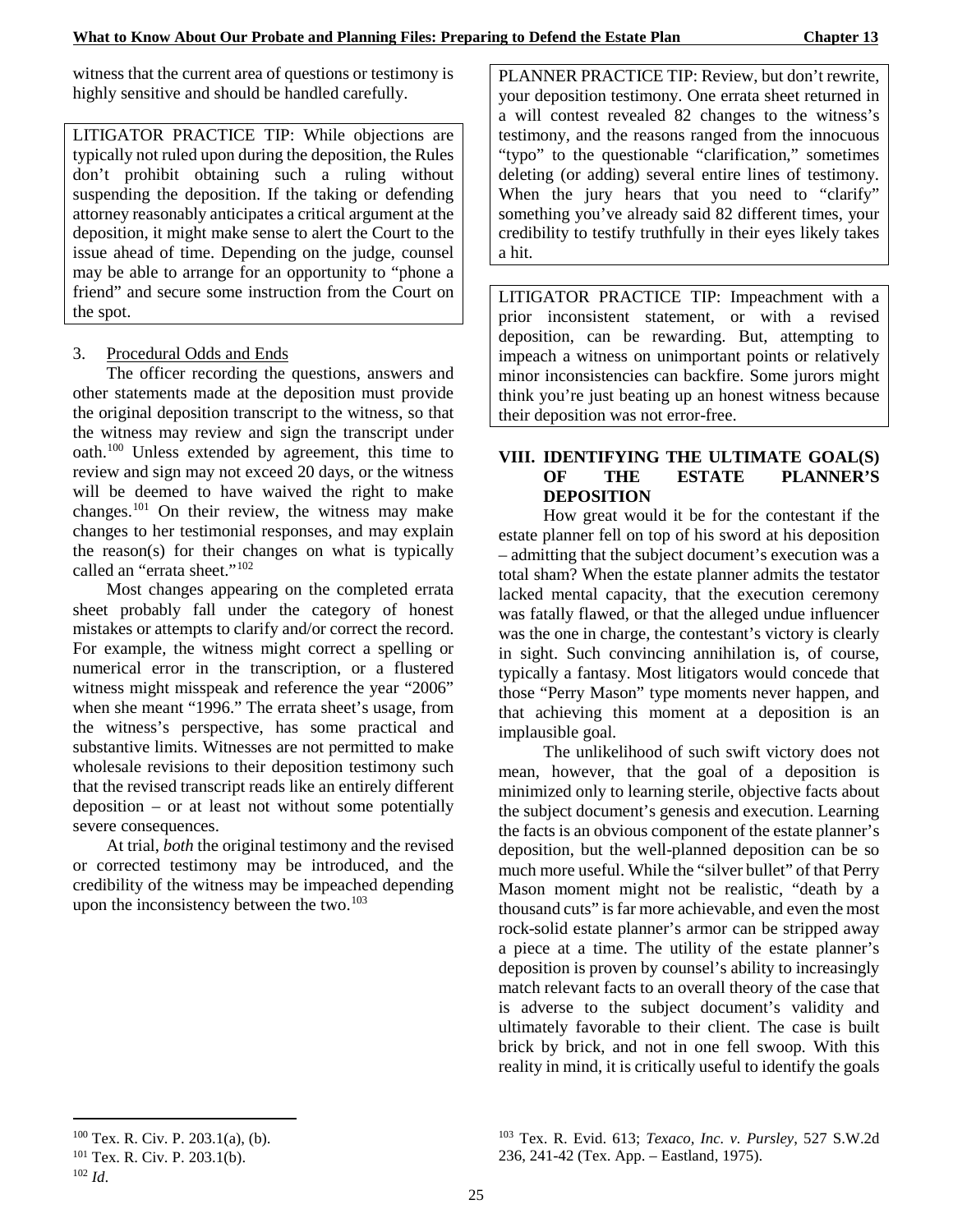witness that the current area of questions or testimony is highly sensitive and should be handled carefully.

> LITIGATOR PRACTICE TIP: While objections are typically not ruled upon during the deposition, the Rules don't prohibit obtaining such a ruling without suspending the deposition. If the taking or defending attorney reasonably anticipates a critical argument at the deposition, it might make sense to alert the Court to the issue ahead of time. Depending on the judge, counsel may be able to arrange for an opportunity to "phone a friend" and secure some instruction from the Court on the spot.

3. Procedural Odds and Ends

The officer recording the questions, answers and other statements made at the deposition must provide the original deposition transcript to the witness, so that the witness may review and sign the transcript under oath.[100] Unless extended by agreement, this time to review and sign may not exceed 20 days, or the witness will be deemed to have waived the right to make changes.[101] On their review, the witness may make changes to her testimonial responses, and may explain the reason(s) for their changes on what is typically called an "errata sheet."[102]

Most changes appearing on the completed errata sheet probably fall under the category of honest mistakes or attempts to clarify and/or correct the record. For example, the witness might correct a spelling or numerical error in the transcription, or a flustered witness might misspeak and reference the year "2006" when she meant "1996." The errata sheet's usage, from the witness's perspective, has some practical and substantive limits. Witnesses are not permitted to make wholesale revisions to their deposition testimony such that the revised transcript reads like an entirely different deposition – or at least not without some potentially severe consequences.

At trial, *both* the original testimony and the revised or corrected testimony may be introduced, and the credibility of the witness may be impeached depending upon the inconsistency between the two.[103]

> PLANNER PRACTICE TIP: Review, but don't rewrite, your deposition testimony. One errata sheet returned in a will contest revealed 82 changes to the witness's testimony, and the reasons ranged from the innocuous "typo" to the questionable "clarification," sometimes deleting (or adding) several entire lines of testimony. When the jury hears that you need to "clarify" something you've already said 82 different times, your credibility to testify truthfully in their eyes likely takes a hit.

> LITIGATOR PRACTICE TIP: Impeachment with a prior inconsistent statement, or with a revised deposition, can be rewarding. But, attempting to impeach a witness on unimportant points or relatively minor inconsistencies can backfire. Some jurors might think you're just beating up an honest witness because their deposition was not error-free.

## VIII. IDENTIFYING THE ULTIMATE GOAL(S) OF THE ESTATE PLANNER'S DEPOSITION

How great would it be for the contestant if the estate planner fell on top of his sword at his deposition – admitting that the subject document's execution was a total sham? When the estate planner admits the testator lacked mental capacity, that the execution ceremony was fatally flawed, or that the alleged undue influencer was the one in charge, the contestant's victory is clearly in sight. Such convincing annihilation is, of course, typically a fantasy. Most litigators would concede that those "Perry Mason" type moments never happen, and that achieving this moment at a deposition is an implausible goal.

The unlikelihood of such swift victory does not mean, however, that the goal of a deposition is minimized only to learning sterile, objective facts about the subject document's genesis and execution. Learning the facts is an obvious component of the estate planner's deposition, but the well-planned deposition can be so much more useful. While the "silver bullet" of that Perry Mason moment might not be realistic, "death by a thousand cuts" is far more achievable, and even the most rock-solid estate planner's armor can be stripped away a piece at a time. The utility of the estate planner's deposition is proven by counsel's ability to increasingly match relevant facts to an overall theory of the case that is adverse to the subject document's validity and ultimately favorable to their client. The case is built brick by brick, and not in one fell swoop. With this reality in mind, it is critically useful to identify the goals

---

[100] Tex. R. Civ. P. 203.1(a), (b).

[101] Tex. R. Civ. P. 203.1(b).

[102] *Id*.

[103] Tex. R. Evid. 613; *Texaco, Inc. v. Pursley*, 527 S.W.2d 236, 241-42 (Tex. App. – Eastland, 1975).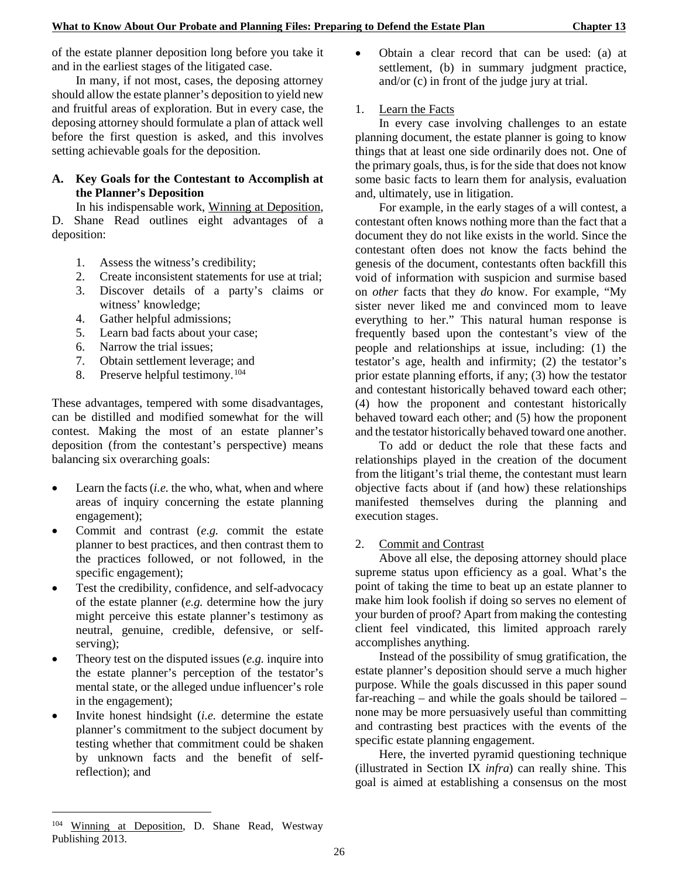of the estate planner deposition long before you take it and in the earliest stages of the litigated case.

In many, if not most, cases, the deposing attorney should allow the estate planner's deposition to yield new and fruitful areas of exploration. But in every case, the deposing attorney should formulate a plan of attack well before the first question is asked, and this involves setting achievable goals for the deposition.

### A. Key Goals for the Contestant to Accomplish at the Planner's Deposition

In his indispensable work, Winning at Deposition, D. Shane Read outlines eight advantages of a deposition:

1. Assess the witness's credibility;
2. Create inconsistent statements for use at trial;
3. Discover details of a party's claims or witness' knowledge;
4. Gather helpful admissions;
5. Learn bad facts about your case;
6. Narrow the trial issues;
7. Obtain settlement leverage; and
8. Preserve helpful testimony.[104]

These advantages, tempered with some disadvantages, can be distilled and modified somewhat for the will contest. Making the most of an estate planner's deposition (from the contestant's perspective) means balancing six overarching goals:

- Learn the facts (*i.e.* the who, what, when and where areas of inquiry concerning the estate planning engagement);
- Commit and contrast (*e.g.* commit the estate planner to best practices, and then contrast them to the practices followed, or not followed, in the specific engagement);
- Test the credibility, confidence, and self-advocacy of the estate planner (*e.g.* determine how the jury might perceive this estate planner's testimony as neutral, genuine, credible, defensive, or self-serving);
- Theory test on the disputed issues (*e.g.* inquire into the estate planner's perception of the testator's mental state, or the alleged undue influencer's role in the engagement);
- Invite honest hindsight (*i.e.* determine the estate planner's commitment to the subject document by testing whether that commitment could be shaken by unknown facts and the benefit of self-reflection); and
- Obtain a clear record that can be used: (a) at settlement, (b) in summary judgment practice, and/or (c) in front of the judge jury at trial.

1. Learn the Facts

In every case involving challenges to an estate planning document, the estate planner is going to know things that at least one side ordinarily does not. One of the primary goals, thus, is for the side that does not know some basic facts to learn them for analysis, evaluation and, ultimately, use in litigation.

For example, in the early stages of a will contest, a contestant often knows nothing more than the fact that a document they do not like exists in the world. Since the contestant often does not know the facts behind the genesis of the document, contestants often backfill this void of information with suspicion and surmise based on *other* facts that they *do* know. For example, "My sister never liked me and convinced mom to leave everything to her." This natural human response is frequently based upon the contestant's view of the people and relationships at issue, including: (1) the testator's age, health and infirmity; (2) the testator's prior estate planning efforts, if any; (3) how the testator and contestant historically behaved toward each other; (4) how the proponent and contestant historically behaved toward each other; and (5) how the proponent and the testator historically behaved toward one another.

To add or deduct the role that these facts and relationships played in the creation of the document from the litigant's trial theme, the contestant must learn objective facts about if (and how) these relationships manifested themselves during the planning and execution stages.

2. Commit and Contrast

Above all else, the deposing attorney should place supreme status upon efficiency as a goal. What's the point of taking the time to beat up an estate planner to make him look foolish if doing so serves no element of your burden of proof? Apart from making the contesting client feel vindicated, this limited approach rarely accomplishes anything.

Instead of the possibility of smug gratification, the estate planner's deposition should serve a much higher purpose. While the goals discussed in this paper sound far-reaching – and while the goals should be tailored – none may be more persuasively useful than committing and contrasting best practices with the events of the specific estate planning engagement.

Here, the inverted pyramid questioning technique (illustrated in Section IX *infra*) can really shine. This goal is aimed at establishing a consensus on the most

[104] Winning at Deposition, D. Shane Read, Westway Publishing 2013.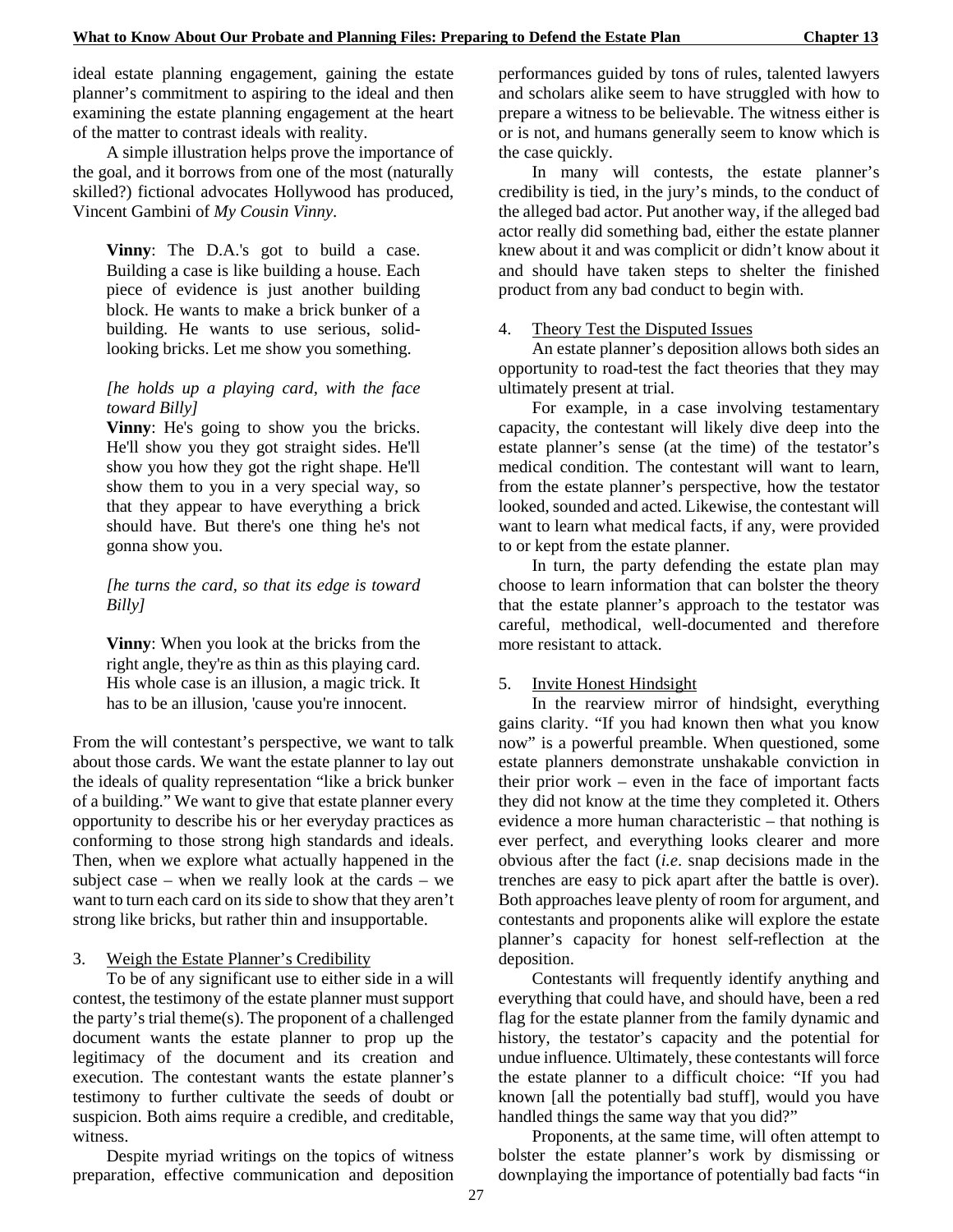ideal estate planning engagement, gaining the estate planner's commitment to aspiring to the ideal and then examining the estate planning engagement at the heart of the matter to contrast ideals with reality.

A simple illustration helps prove the importance of the goal, and it borrows from one of the most (naturally skilled?) fictional advocates Hollywood has produced, Vincent Gambini of *My Cousin Vinny*.

> **Vinny**: The D.A.'s got to build a case. Building a case is like building a house. Each piece of evidence is just another building block. He wants to make a brick bunker of a building. He wants to use serious, solid-looking bricks. Let me show you something.
>
> *[he holds up a playing card, with the face toward Billy]*
>
> **Vinny**: He's going to show you the bricks. He'll show you they got straight sides. He'll show you how they got the right shape. He'll show them to you in a very special way, so that they appear to have everything a brick should have. But there's one thing he's not gonna show you.
>
> *[he turns the card, so that its edge is toward Billy]*
>
> **Vinny**: When you look at the bricks from the right angle, they're as thin as this playing card. His whole case is an illusion, a magic trick. It has to be an illusion, 'cause you're innocent.

From the will contestant's perspective, we want to talk about those cards. We want the estate planner to lay out the ideals of quality representation "like a brick bunker of a building." We want to give that estate planner every opportunity to describe his or her everyday practices as conforming to those strong high standards and ideals. Then, when we explore what actually happened in the subject case – when we really look at the cards – we want to turn each card on its side to show that they aren't strong like bricks, but rather thin and insupportable.

3. Weigh the Estate Planner's Credibility

To be of any significant use to either side in a will contest, the testimony of the estate planner must support the party's trial theme(s). The proponent of a challenged document wants the estate planner to prop up the legitimacy of the document and its creation and execution. The contestant wants the estate planner's testimony to further cultivate the seeds of doubt or suspicion. Both aims require a credible, and creditable, witness.

Despite myriad writings on the topics of witness preparation, effective communication and deposition performances guided by tons of rules, talented lawyers and scholars alike seem to have struggled with how to prepare a witness to be believable. The witness either is or is not, and humans generally seem to know which is the case quickly.

In many will contests, the estate planner's credibility is tied, in the jury's minds, to the conduct of the alleged bad actor. Put another way, if the alleged bad actor really did something bad, either the estate planner knew about it and was complicit or didn't know about it and should have taken steps to shelter the finished product from any bad conduct to begin with.

4. Theory Test the Disputed Issues

An estate planner's deposition allows both sides an opportunity to road-test the fact theories that they may ultimately present at trial.

For example, in a case involving testamentary capacity, the contestant will likely dive deep into the estate planner's sense (at the time) of the testator's medical condition. The contestant will want to learn, from the estate planner's perspective, how the testator looked, sounded and acted. Likewise, the contestant will want to learn what medical facts, if any, were provided to or kept from the estate planner.

In turn, the party defending the estate plan may choose to learn information that can bolster the theory that the estate planner's approach to the testator was careful, methodical, well-documented and therefore more resistant to attack.

5. Invite Honest Hindsight

In the rearview mirror of hindsight, everything gains clarity. "If you had known then what you know now" is a powerful preamble. When questioned, some estate planners demonstrate unshakable conviction in their prior work – even in the face of important facts they did not know at the time they completed it. Others evidence a more human characteristic – that nothing is ever perfect, and everything looks clearer and more obvious after the fact (*i.e*. snap decisions made in the trenches are easy to pick apart after the battle is over). Both approaches leave plenty of room for argument, and contestants and proponents alike will explore the estate planner's capacity for honest self-reflection at the deposition.

Contestants will frequently identify anything and everything that could have, and should have, been a red flag for the estate planner from the family dynamic and history, the testator's capacity and the potential for undue influence. Ultimately, these contestants will force the estate planner to a difficult choice: "If you had known [all the potentially bad stuff], would you have handled things the same way that you did?"

Proponents, at the same time, will often attempt to bolster the estate planner's work by dismissing or downplaying the importance of potentially bad facts "in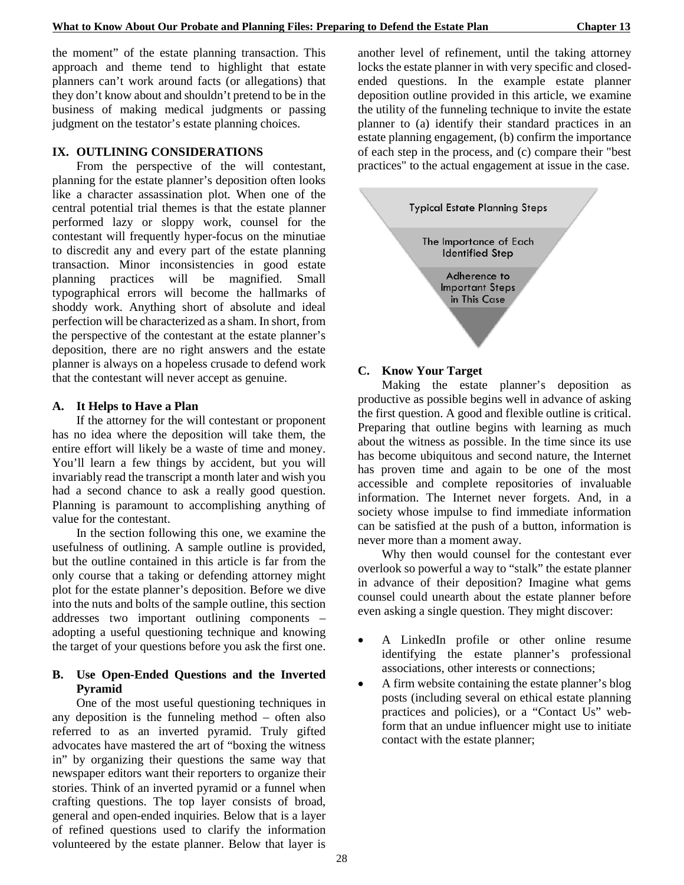the moment" of the estate planning transaction. This approach and theme tend to highlight that estate planners can't work around facts (or allegations) that they don't know about and shouldn't pretend to be in the business of making medical judgments or passing judgment on the testator's estate planning choices.

## IX. OUTLINING CONSIDERATIONS

From the perspective of the will contestant, planning for the estate planner's deposition often looks like a character assassination plot. When one of the central potential trial themes is that the estate planner performed lazy or sloppy work, counsel for the contestant will frequently hyper-focus on the minutiae to discredit any and every part of the estate planning transaction. Minor inconsistencies in good estate planning practices will be magnified. Small typographical errors will become the hallmarks of shoddy work. Anything short of absolute and ideal perfection will be characterized as a sham. In short, from the perspective of the contestant at the estate planner's deposition, there are no right answers and the estate planner is always on a hopeless crusade to defend work that the contestant will never accept as genuine.

### A. It Helps to Have a Plan

If the attorney for the will contestant or proponent has no idea where the deposition will take them, the entire effort will likely be a waste of time and money. You'll learn a few things by accident, but you will invariably read the transcript a month later and wish you had a second chance to ask a really good question. Planning is paramount to accomplishing anything of value for the contestant.

In the section following this one, we examine the usefulness of outlining. A sample outline is provided, but the outline contained in this article is far from the only course that a taking or defending attorney might plot for the estate planner's deposition. Before we dive into the nuts and bolts of the sample outline, this section addresses two important outlining components – adopting a useful questioning technique and knowing the target of your questions before you ask the first one.

### B. Use Open-Ended Questions and the Inverted Pyramid

One of the most useful questioning techniques in any deposition is the funneling method – often also referred to as an inverted pyramid. Truly gifted advocates have mastered the art of "boxing the witness in" by organizing their questions the same way that newspaper editors want their reporters to organize their stories. Think of an inverted pyramid or a funnel when crafting questions. The top layer consists of broad, general and open-ended inquiries. Below that is a layer of refined questions used to clarify the information volunteered by the estate planner. Below that layer is another level of refinement, until the taking attorney locks the estate planner in with very specific and closed-ended questions. In the example estate planner deposition outline provided in this article, we examine the utility of the funneling technique to invite the estate planner to (a) identify their standard practices in an estate planning engagement, (b) confirm the importance of each step in the process, and (c) compare their "best practices" to the actual engagement at issue in the case.

Typical Estate Planning Steps

The Importance of Each Identified Step

Adherence to Important Steps in This Case

### C. Know Your Target

Making the estate planner's deposition as productive as possible begins well in advance of asking the first question. A good and flexible outline is critical. Preparing that outline begins with learning as much about the witness as possible. In the time since its use has become ubiquitous and second nature, the Internet has proven time and again to be one of the most accessible and complete repositories of invaluable information. The Internet never forgets. And, in a society whose impulse to find immediate information can be satisfied at the push of a button, information is never more than a moment away.

Why then would counsel for the contestant ever overlook so powerful a way to "stalk" the estate planner in advance of their deposition? Imagine what gems counsel could unearth about the estate planner before even asking a single question. They might discover:

- A LinkedIn profile or other online resume identifying the estate planner's professional associations, other interests or connections;
- A firm website containing the estate planner's blog posts (including several on ethical estate planning practices and policies), or a "Contact Us" web-form that an undue influencer might use to initiate contact with the estate planner;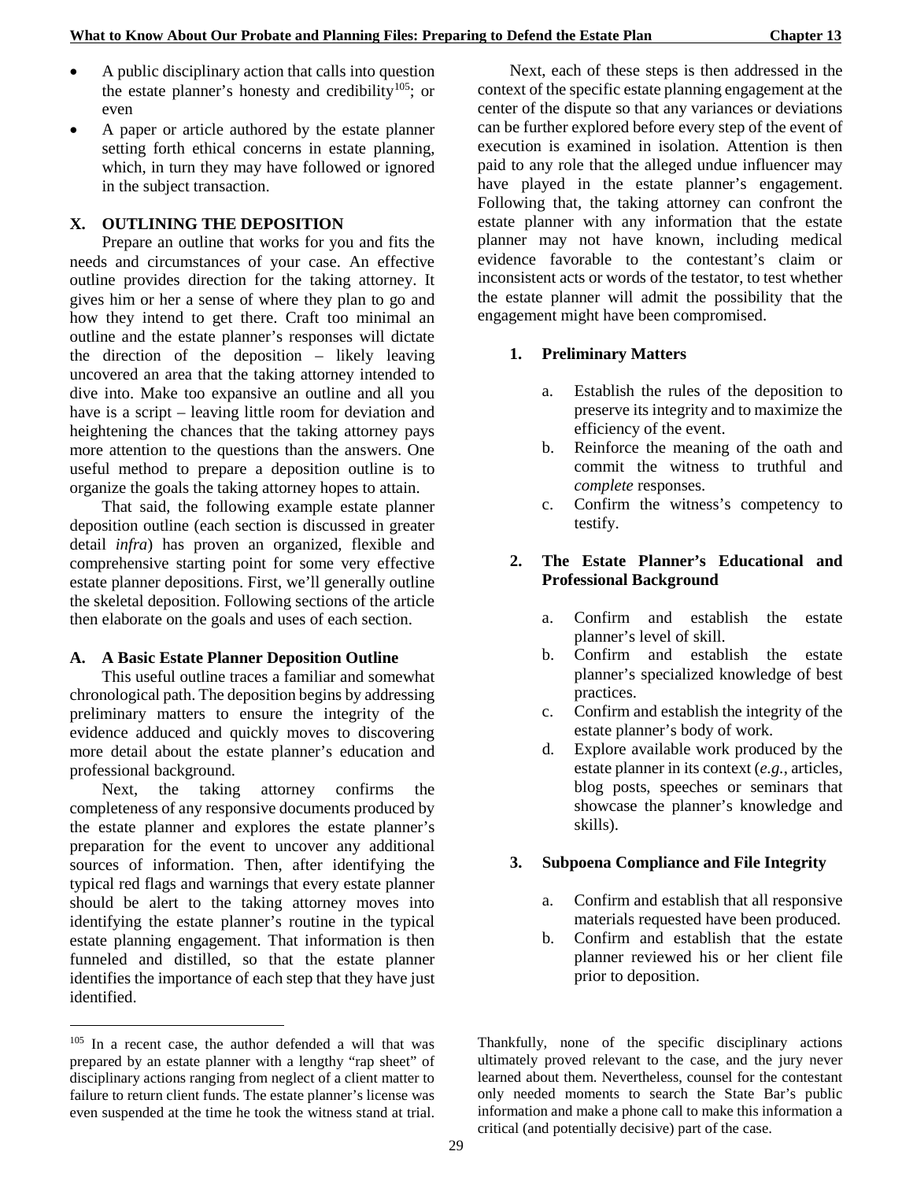- A public disciplinary action that calls into question the estate planner's honesty and credibility[105]; or even
- A paper or article authored by the estate planner setting forth ethical concerns in estate planning, which, in turn they may have followed or ignored in the subject transaction.

## X. OUTLINING THE DEPOSITION

Prepare an outline that works for you and fits the needs and circumstances of your case. An effective outline provides direction for the taking attorney. It gives him or her a sense of where they plan to go and how they intend to get there. Craft too minimal an outline and the estate planner's responses will dictate the direction of the deposition – likely leaving uncovered an area that the taking attorney intended to dive into. Make too expansive an outline and all you have is a script – leaving little room for deviation and heightening the chances that the taking attorney pays more attention to the questions than the answers. One useful method to prepare a deposition outline is to organize the goals the taking attorney hopes to attain.

That said, the following example estate planner deposition outline (each section is discussed in greater detail *infra*) has proven an organized, flexible and comprehensive starting point for some very effective estate planner depositions. First, we'll generally outline the skeletal deposition. Following sections of the article then elaborate on the goals and uses of each section.

### A. A Basic Estate Planner Deposition Outline

This useful outline traces a familiar and somewhat chronological path. The deposition begins by addressing preliminary matters to ensure the integrity of the evidence adduced and quickly moves to discovering more detail about the estate planner's education and professional background.

Next, the taking attorney confirms the completeness of any responsive documents produced by the estate planner and explores the estate planner's preparation for the event to uncover any additional sources of information. Then, after identifying the typical red flags and warnings that every estate planner should be alert to the taking attorney moves into identifying the estate planner's routine in the typical estate planning engagement. That information is then funneled and distilled, so that the estate planner identifies the importance of each step that they have just identified.

Next, each of these steps is then addressed in the context of the specific estate planning engagement at the center of the dispute so that any variances or deviations can be further explored before every step of the event of execution is examined in isolation. Attention is then paid to any role that the alleged undue influencer may have played in the estate planner's engagement. Following that, the taking attorney can confront the estate planner with any information that the estate planner may not have known, including medical evidence favorable to the contestant's claim or inconsistent acts or words of the testator, to test whether the estate planner will admit the possibility that the engagement might have been compromised.

#### 1. Preliminary Matters

a. Establish the rules of the deposition to preserve its integrity and to maximize the efficiency of the event.
b. Reinforce the meaning of the oath and commit the witness to truthful and *complete* responses.
c. Confirm the witness's competency to testify.

#### 2. The Estate Planner's Educational and Professional Background

a. Confirm and establish the estate planner's level of skill.
b. Confirm and establish the estate planner's specialized knowledge of best practices.
c. Confirm and establish the integrity of the estate planner's body of work.
d. Explore available work produced by the estate planner in its context (*e.g.*, articles, blog posts, speeches or seminars that showcase the planner's knowledge and skills).

#### 3. Subpoena Compliance and File Integrity

a. Confirm and establish that all responsive materials requested have been produced.
b. Confirm and establish that the estate planner reviewed his or her client file prior to deposition.

---

[105] In a recent case, the author defended a will that was prepared by an estate planner with a lengthy "rap sheet" of disciplinary actions ranging from neglect of a client matter to failure to return client funds. The estate planner's license was even suspended at the time he took the witness stand at trial. Thankfully, none of the specific disciplinary actions ultimately proved relevant to the case, and the jury never learned about them. Nevertheless, counsel for the contestant only needed moments to search the State Bar's public information and make a phone call to make this information a critical (and potentially decisive) part of the case.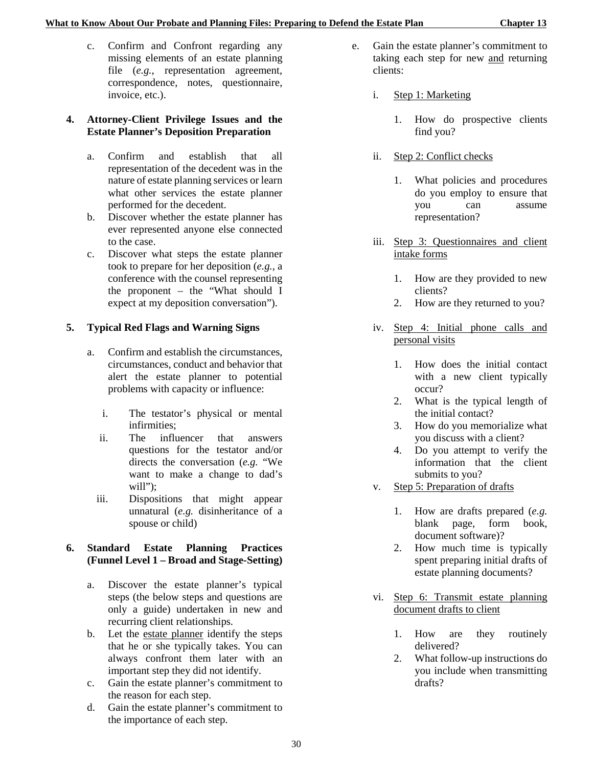c. Confirm and Confront regarding any missing elements of an estate planning file (*e.g.*, representation agreement, correspondence, notes, questionnaire, invoice, etc.).

**4. Attorney-Client Privilege Issues and the Estate Planner's Deposition Preparation**

a. Confirm and establish that all representation of the decedent was in the nature of estate planning services or learn what other services the estate planner performed for the decedent.
b. Discover whether the estate planner has ever represented anyone else connected to the case.
c. Discover what steps the estate planner took to prepare for her deposition (*e.g.*, a conference with the counsel representing the proponent – the "What should I expect at my deposition conversation").

**5. Typical Red Flags and Warning Signs**

a. Confirm and establish the circumstances, circumstances, conduct and behavior that alert the estate planner to potential problems with capacity or influence:

   i. The testator's physical or mental infirmities;
   ii. The influencer that answers questions for the testator and/or directs the conversation (*e.g.* "We want to make a change to dad's will");
   iii. Dispositions that might appear unnatural (*e.g.* disinheritance of a spouse or child)

**6. Standard Estate Planning Practices (Funnel Level 1 – Broad and Stage-Setting)**

a. Discover the estate planner's typical steps (the below steps and questions are only a guide) undertaken in new and recurring client relationships.
b. Let the <u>estate planner</u> identify the steps that he or she typically takes. You can always confront them later with an important step they did not identify.
c. Gain the estate planner's commitment to the reason for each step.
d. Gain the estate planner's commitment to the importance of each step.
e. Gain the estate planner's commitment to taking each step for new <u>and</u> returning clients:

   i. <u>Step 1: Marketing</u>

      1. How do prospective clients find you?

   ii. <u>Step 2: Conflict checks</u>

      1. What policies and procedures do you employ to ensure that you can assume representation?

   iii. <u>Step 3: Questionnaires and client intake forms</u>

      1. How are they provided to new clients?
      2. How are they returned to you?

   iv. <u>Step 4: Initial phone calls and personal visits</u>

      1. How does the initial contact with a new client typically occur?
      2. What is the typical length of the initial contact?
      3. How do you memorialize what you discuss with a client?
      4. Do you attempt to verify the information that the client submits to you?

   v. <u>Step 5: Preparation of drafts</u>

      1. How are drafts prepared (*e.g.* blank page, form book, document software)?
      2. How much time is typically spent preparing initial drafts of estate planning documents?

   vi. <u>Step 6: Transmit estate planning document drafts to client</u>

      1. How are they routinely delivered?
      2. What follow-up instructions do you include when transmitting drafts?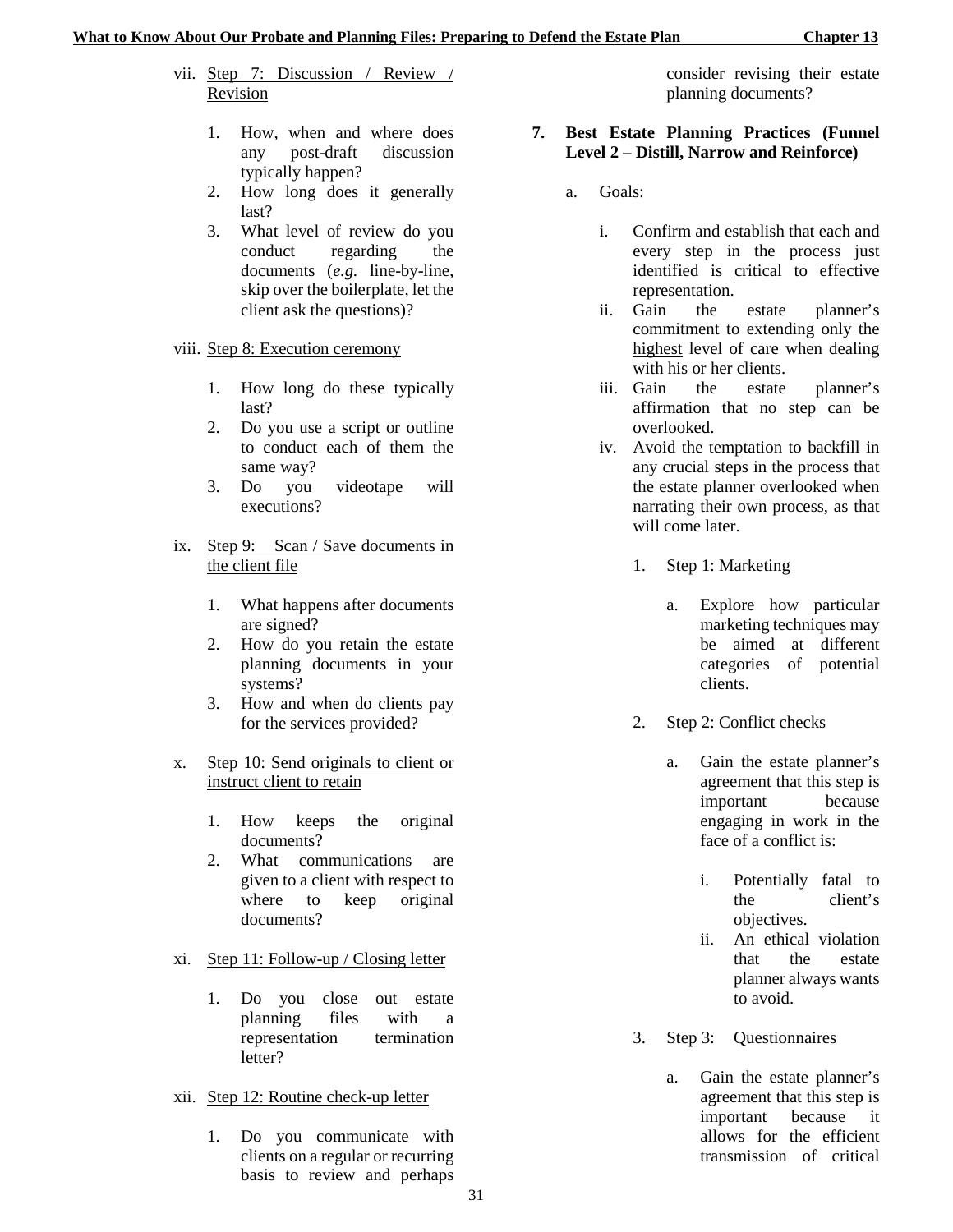vii. Step 7: Discussion / Review / Revision

1. How, when and where does any post-draft discussion typically happen?
2. How long does it generally last?
3. What level of review do you conduct regarding the documents (*e.g.* line-by-line, skip over the boilerplate, let the client ask the questions)?

viii. Step 8: Execution ceremony

1. How long do these typically last?
2. Do you use a script or outline to conduct each of them the same way?
3. Do you videotape will executions?

ix. Step 9: Scan / Save documents in the client file

1. What happens after documents are signed?
2. How do you retain the estate planning documents in your systems?
3. How and when do clients pay for the services provided?

x. Step 10: Send originals to client or instruct client to retain

1. How keeps the original documents?
2. What communications are given to a client with respect to where to keep original documents?

xi. Step 11: Follow-up / Closing letter

1. Do you close out estate planning files with a representation termination letter?

xii. Step 12: Routine check-up letter

1. Do you communicate with clients on a regular or recurring basis to review and perhaps consider revising their estate planning documents?

**7. Best Estate Planning Practices (Funnel Level 2 – Distill, Narrow and Reinforce)**

a. Goals:

i. Confirm and establish that each and every step in the process just identified is critical to effective representation.

ii. Gain the estate planner's commitment to extending only the highest level of care when dealing with his or her clients.

iii. Gain the estate planner's affirmation that no step can be overlooked.

iv. Avoid the temptation to backfill in any crucial steps in the process that the estate planner overlooked when narrating their own process, as that will come later.

1. Step 1: Marketing

a. Explore how particular marketing techniques may be aimed at different categories of potential clients.

2. Step 2: Conflict checks

a. Gain the estate planner's agreement that this step is important because engaging in work in the face of a conflict is:

i. Potentially fatal to the client's objectives.

ii. An ethical violation that the estate planner always wants to avoid.

3. Step 3: Questionnaires

a. Gain the estate planner's agreement that this step is important because it allows for the efficient transmission of critical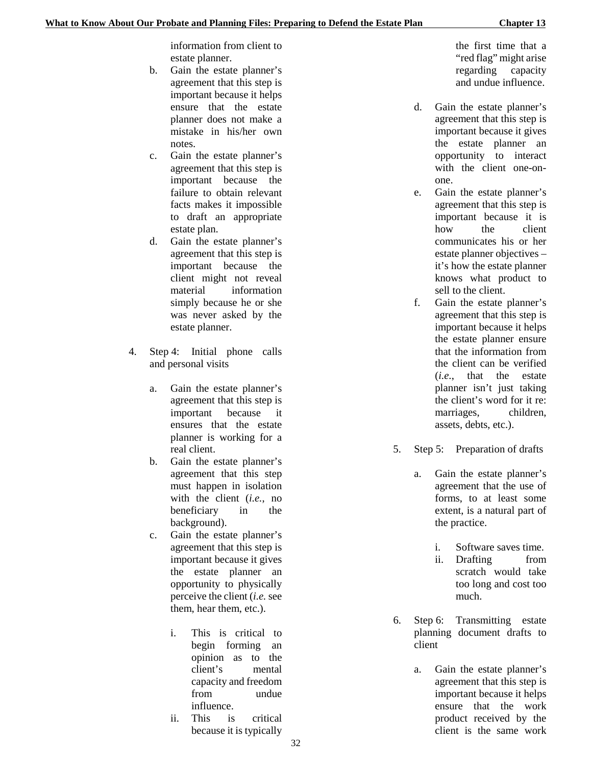information from client to estate planner.

   b. Gain the estate planner's agreement that this step is important because it helps ensure that the estate planner does not make a mistake in his/her own notes.
   c. Gain the estate planner's agreement that this step is important because the failure to obtain relevant facts makes it impossible to draft an appropriate estate plan.
   d. Gain the estate planner's agreement that this step is important because the client might not reveal material information simply because he or she was never asked by the estate planner.

4. Step 4: Initial phone calls and personal visits

   a. Gain the estate planner's agreement that this step is important because it ensures that the estate planner is working for a real client.
   b. Gain the estate planner's agreement that this step must happen in isolation with the client (*i.e.*, no beneficiary in the background).
   c. Gain the estate planner's agreement that this step is important because it gives the estate planner an opportunity to physically perceive the client (*i.e.* see them, hear them, etc.).

      i. This is critical to begin forming an opinion as to the client's mental capacity and freedom from undue influence.
      ii. This is critical because it is typically the first time that a "red flag" might arise regarding capacity and undue influence.

   d. Gain the estate planner's agreement that this step is important because it gives the estate planner an opportunity to interact with the client one-on-one.
   e. Gain the estate planner's agreement that this step is important because it is how the client communicates his or her estate planner objectives – it's how the estate planner knows what product to sell to the client.
   f. Gain the estate planner's agreement that this step is important because it helps the estate planner ensure that the information from the client can be verified (*i.e.*, that the estate planner isn't just taking the client's word for it re: marriages, children, assets, debts, etc.).

5. Step 5: Preparation of drafts

   a. Gain the estate planner's agreement that the use of forms, to at least some extent, is a natural part of the practice.

      i. Software saves time.
      ii. Drafting from scratch would take too long and cost too much.

6. Step 6: Transmitting estate planning document drafts to client

   a. Gain the estate planner's agreement that this step is important because it helps ensure that the work product received by the client is the same work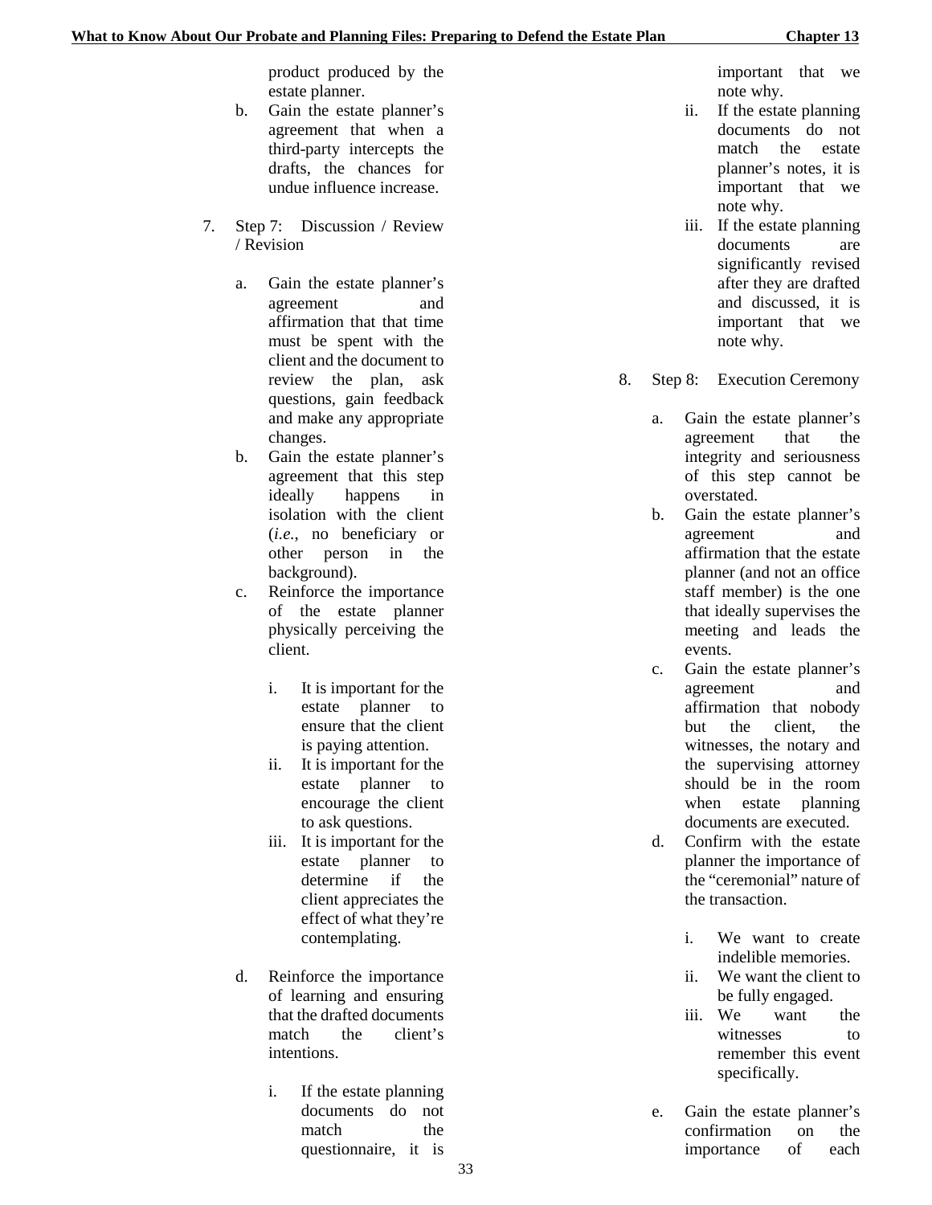product produced by the estate planner.

b. Gain the estate planner's agreement that when a third-party intercepts the drafts, the chances for undue influence increase.

7. Step 7: Discussion / Review / Revision

   a. Gain the estate planner's agreement and affirmation that that time must be spent with the client and the document to review the plan, ask questions, gain feedback and make any appropriate changes.

   b. Gain the estate planner's agreement that this step ideally happens in isolation with the client (*i.e.*, no beneficiary or other person in the background).

   c. Reinforce the importance of the estate planner physically perceiving the client.

      i. It is important for the estate planner to ensure that the client is paying attention.

      ii. It is important for the estate planner to encourage the client to ask questions.

      iii. It is important for the estate planner to determine if the client appreciates the effect of what they're contemplating.

   d. Reinforce the importance of learning and ensuring that the drafted documents match the client's intentions.

      i. If the estate planning documents do not match the questionnaire, it is important that we note why.

      ii. If the estate planning documents do not match the estate planner's notes, it is important that we note why.

      iii. If the estate planning documents are significantly revised after they are drafted and discussed, it is important that we note why.

8. Step 8: Execution Ceremony

   a. Gain the estate planner's agreement that the integrity and seriousness of this step cannot be overstated.

   b. Gain the estate planner's agreement and affirmation that the estate planner (and not an office staff member) is the one that ideally supervises the meeting and leads the events.

   c. Gain the estate planner's agreement and affirmation that nobody but the client, the witnesses, the notary and the supervising attorney should be in the room when estate planning documents are executed.

   d. Confirm with the estate planner the importance of the "ceremonial" nature of the transaction.

      i. We want to create indelible memories.

      ii. We want the client to be fully engaged.

      iii. We want the witnesses to remember this event specifically.

   e. Gain the estate planner's confirmation on the importance of each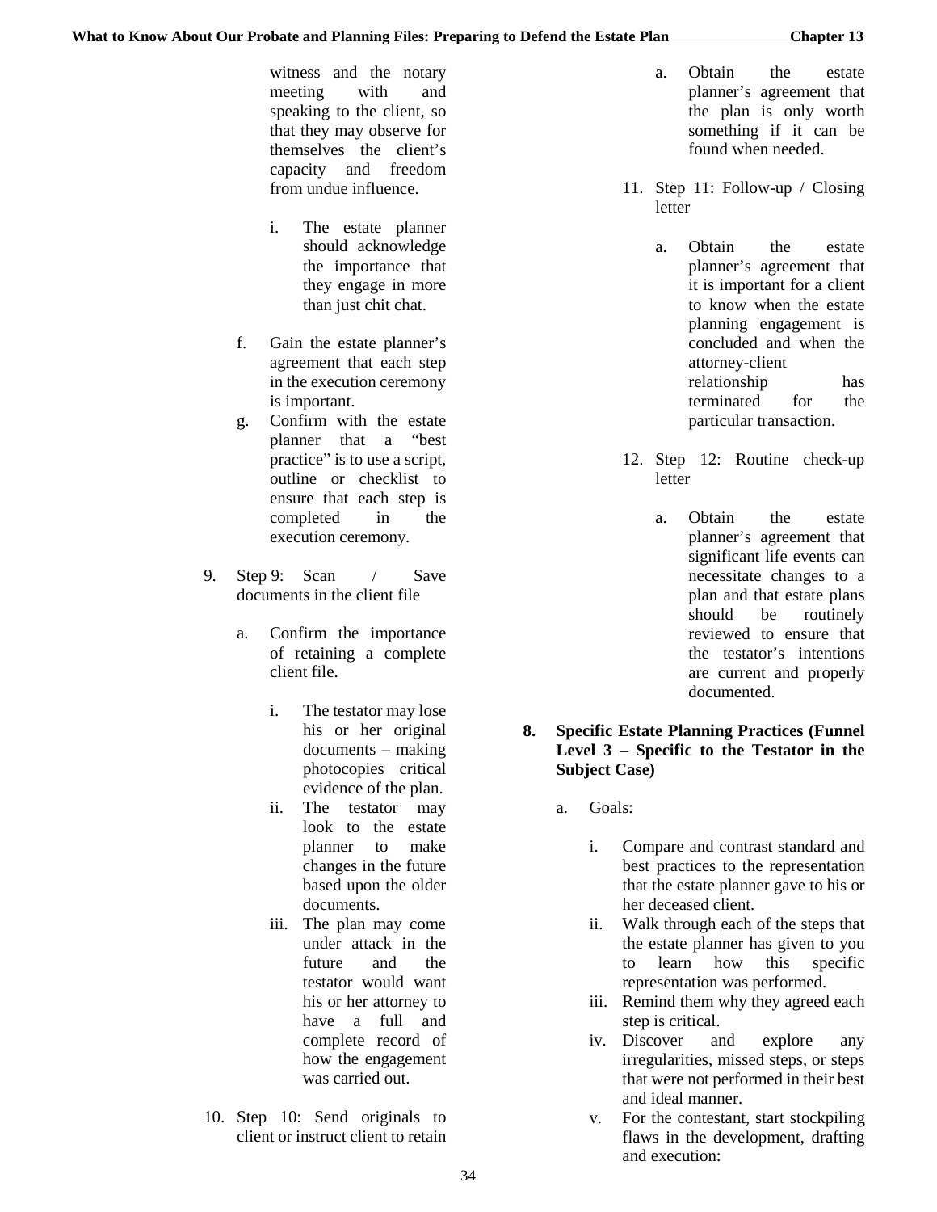witness and the notary meeting with and speaking to the client, so that they may observe for themselves the client's capacity and freedom from undue influence.

i. The estate planner should acknowledge the importance that they engage in more than just chit chat.

f. Gain the estate planner's agreement that each step in the execution ceremony is important.

g. Confirm with the estate planner that a "best practice" is to use a script, outline or checklist to ensure that each step is completed in the execution ceremony.

9. Step 9: Scan / Save documents in the client file

   a. Confirm the importance of retaining a complete client file.

      i. The testator may lose his or her original documents – making photocopies critical evidence of the plan.
      ii. The testator may look to the estate planner to make changes in the future based upon the older documents.
      iii. The plan may come under attack in the future and the testator would want his or her attorney to have a full and complete record of how the engagement was carried out.

10. Step 10: Send originals to client or instruct client to retain

    a. Obtain the estate planner's agreement that the plan is only worth something if it can be found when needed.

11. Step 11: Follow-up / Closing letter

    a. Obtain the estate planner's agreement that it is important for a client to know when the estate planning engagement is concluded and when the attorney-client relationship has terminated for the particular transaction.

12. Step 12: Routine check-up letter

    a. Obtain the estate planner's agreement that significant life events can necessitate changes to a plan and that estate plans should be routinely reviewed to ensure that the testator's intentions are current and properly documented.

**8. Specific Estate Planning Practices (Funnel Level 3 – Specific to the Testator in the Subject Case)**

a. Goals:

   i. Compare and contrast standard and best practices to the representation that the estate planner gave to his or her deceased client.
   ii. Walk through <u>each</u> of the steps that the estate planner has given to you to learn how this specific representation was performed.
   iii. Remind them why they agreed each step is critical.
   iv. Discover and explore any irregularities, missed steps, or steps that were not performed in their best and ideal manner.
   v. For the contestant, start stockpiling flaws in the development, drafting and execution: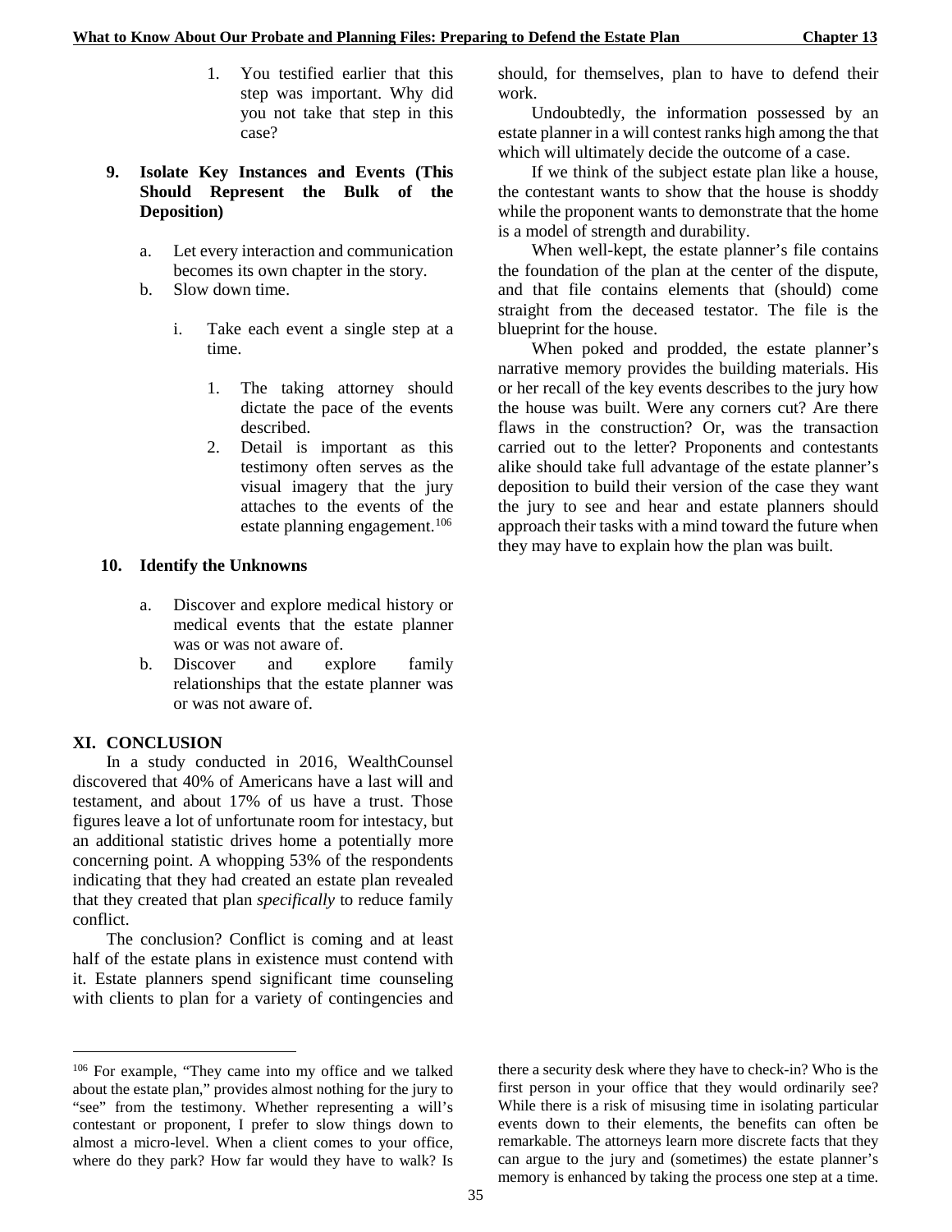1. You testified earlier that this step was important. Why did you not take that step in this case?

9. **Isolate Key Instances and Events (This Should Represent the Bulk of the Deposition)**

   a. Let every interaction and communication becomes its own chapter in the story.

   b. Slow down time.

      i. Take each event a single step at a time.

         1. The taking attorney should dictate the pace of the events described.

         2. Detail is important as this testimony often serves as the visual imagery that the jury attaches to the events of the estate planning engagement.[106]

10. **Identify the Unknowns**

    a. Discover and explore medical history or medical events that the estate planner was or was not aware of.

    b. Discover and explore family relationships that the estate planner was or was not aware of.

## XI. CONCLUSION

In a study conducted in 2016, WealthCounsel discovered that 40% of Americans have a last will and testament, and about 17% of us have a trust. Those figures leave a lot of unfortunate room for intestacy, but an additional statistic drives home a potentially more concerning point. A whopping 53% of the respondents indicating that they had created an estate plan revealed that they created that plan *specifically* to reduce family conflict.

The conclusion? Conflict is coming and at least half of the estate plans in existence must contend with it. Estate planners spend significant time counseling with clients to plan for a variety of contingencies and should, for themselves, plan to have to defend their work.

Undoubtedly, the information possessed by an estate planner in a will contest ranks high among the that which will ultimately decide the outcome of a case.

If we think of the subject estate plan like a house, the contestant wants to show that the house is shoddy while the proponent wants to demonstrate that the home is a model of strength and durability.

When well-kept, the estate planner's file contains the foundation of the plan at the center of the dispute, and that file contains elements that (should) come straight from the deceased testator. The file is the blueprint for the house.

When poked and prodded, the estate planner's narrative memory provides the building materials. His or her recall of the key events describes to the jury how the house was built. Were any corners cut? Are there flaws in the construction? Or, was the transaction carried out to the letter? Proponents and contestants alike should take full advantage of the estate planner's deposition to build their version of the case they want the jury to see and hear and estate planners should approach their tasks with a mind toward the future when they may have to explain how the plan was built.

---

[106] For example, "They came into my office and we talked about the estate plan," provides almost nothing for the jury to "see" from the testimony. Whether representing a will's contestant or proponent, I prefer to slow things down to almost a micro-level. When a client comes to your office, where do they park? How far would they have to walk? Is there a security desk where they have to check-in? Who is the first person in your office that they would ordinarily see? While there is a risk of misusing time in isolating particular events down to their elements, the benefits can often be remarkable. The attorneys learn more discrete facts that they can argue to the jury and (sometimes) the estate planner's memory is enhanced by taking the process one step at a time.